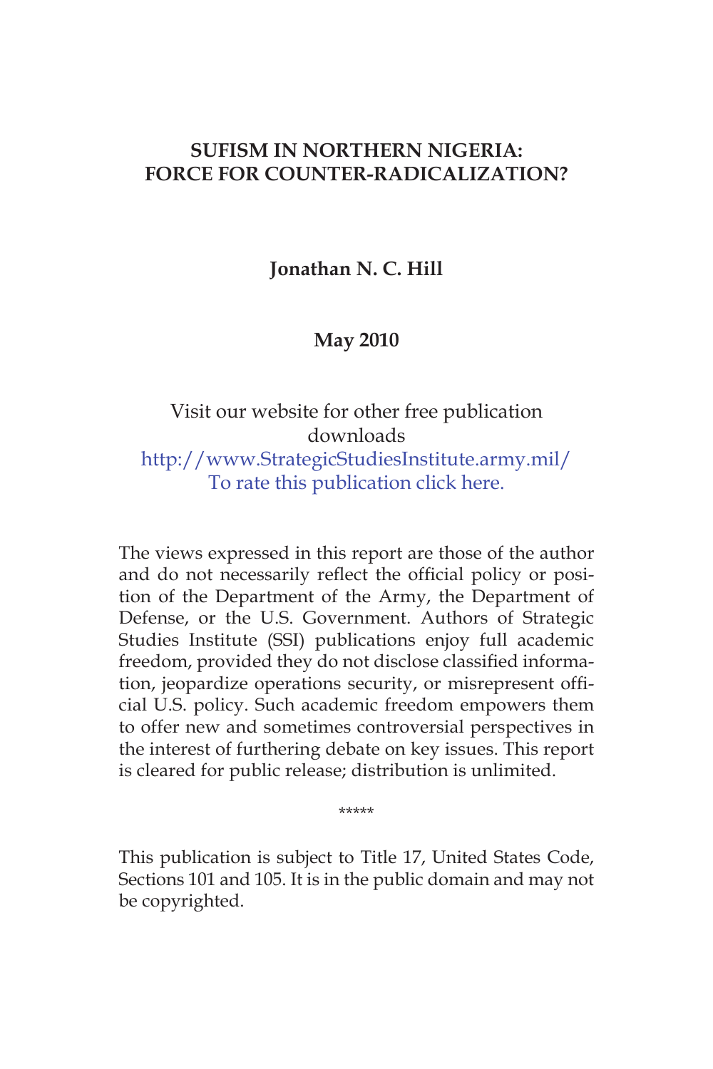# SUFISM IN NORTHERN NIGERIA: FORCE FOR COUNTER-RADICALIZATION?

**Jonathan N. C. Hill**

**May 2010**

Visit our website for other free publication downloads
http://www.StrategicStudiesInstitute.army.mil/
To rate this publication click here.

The views expressed in this report are those of the author and do not necessarily reflect the official policy or position of the Department of the Army, the Department of Defense, or the U.S. Government. Authors of Strategic Studies Institute (SSI) publications enjoy full academic freedom, provided they do not disclose classified information, jeopardize operations security, or misrepresent official U.S. policy. Such academic freedom empowers them to offer new and sometimes controversial perspectives in the interest of furthering debate on key issues. This report is cleared for public release; distribution is unlimited.

*****

This publication is subject to Title 17, United States Code, Sections 101 and 105. It is in the public domain and may not be copyrighted.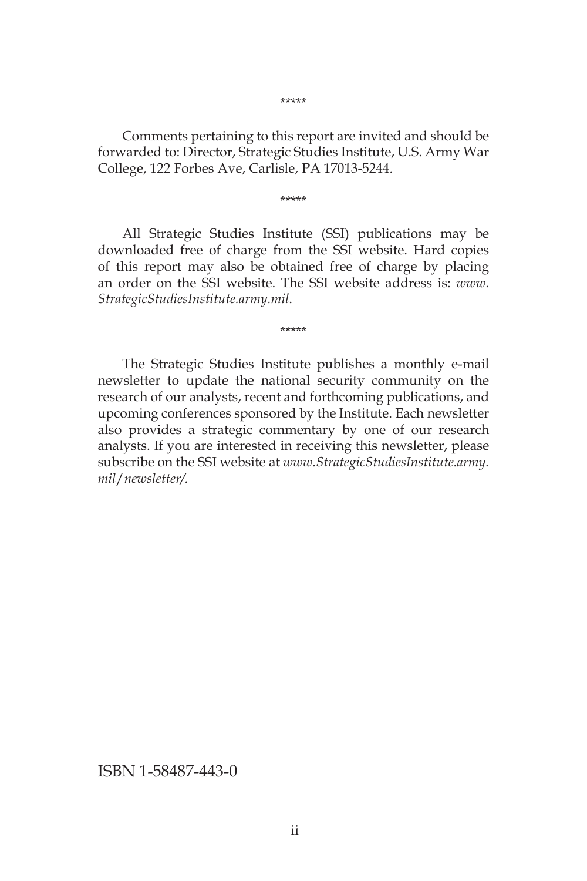*****

Comments pertaining to this report are invited and should be forwarded to: Director, Strategic Studies Institute, U.S. Army War College, 122 Forbes Ave, Carlisle, PA 17013-5244.

*****

All Strategic Studies Institute (SSI) publications may be downloaded free of charge from the SSI website. Hard copies of this report may also be obtained free of charge by placing an order on the SSI website. The SSI website address is: *www.StrategicStudiesInstitute.army.mil*.

*****

The Strategic Studies Institute publishes a monthly e-mail newsletter to update the national security community on the research of our analysts, recent and forthcoming publications, and upcoming conferences sponsored by the Institute. Each newsletter also provides a strategic commentary by one of our research analysts. If you are interested in receiving this newsletter, please subscribe on the SSI website at *www.StrategicStudiesInstitute.army.mil/newsletter/.*

ISBN 1-58487-443-0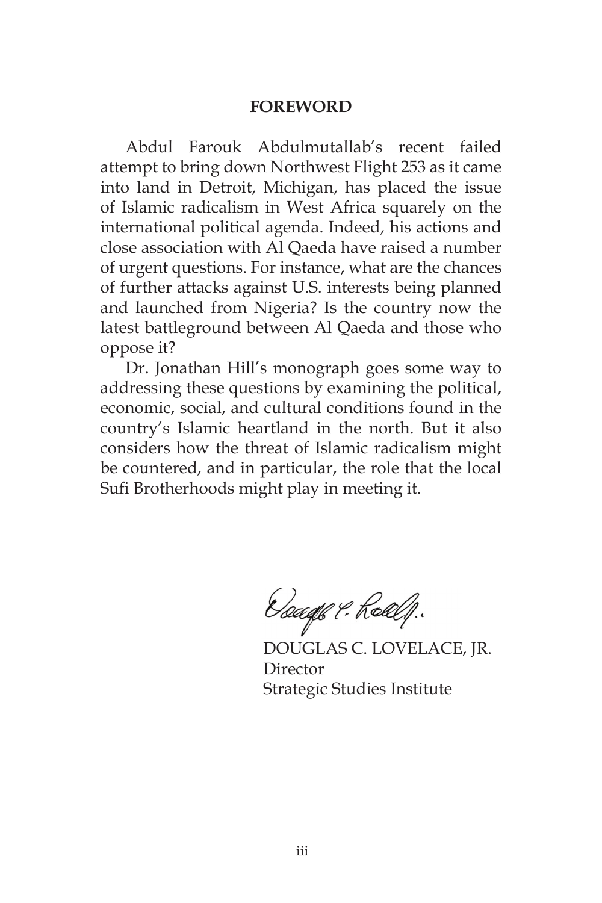# FOREWORD

Abdul Farouk Abdulmutallab's recent failed attempt to bring down Northwest Flight 253 as it came into land in Detroit, Michigan, has placed the issue of Islamic radicalism in West Africa squarely on the international political agenda. Indeed, his actions and close association with Al Qaeda have raised a number of urgent questions. For instance, what are the chances of further attacks against U.S. interests being planned and launched from Nigeria? Is the country now the latest battleground between Al Qaeda and those who oppose it?

Dr. Jonathan Hill's monograph goes some way to addressing these questions by examining the political, economic, social, and cultural conditions found in the country's Islamic heartland in the north. But it also considers how the threat of Islamic radicalism might be countered, and in particular, the role that the local Sufi Brotherhoods might play in meeting it.

DOUGLAS C. LOVELACE, JR.
Director
Strategic Studies Institute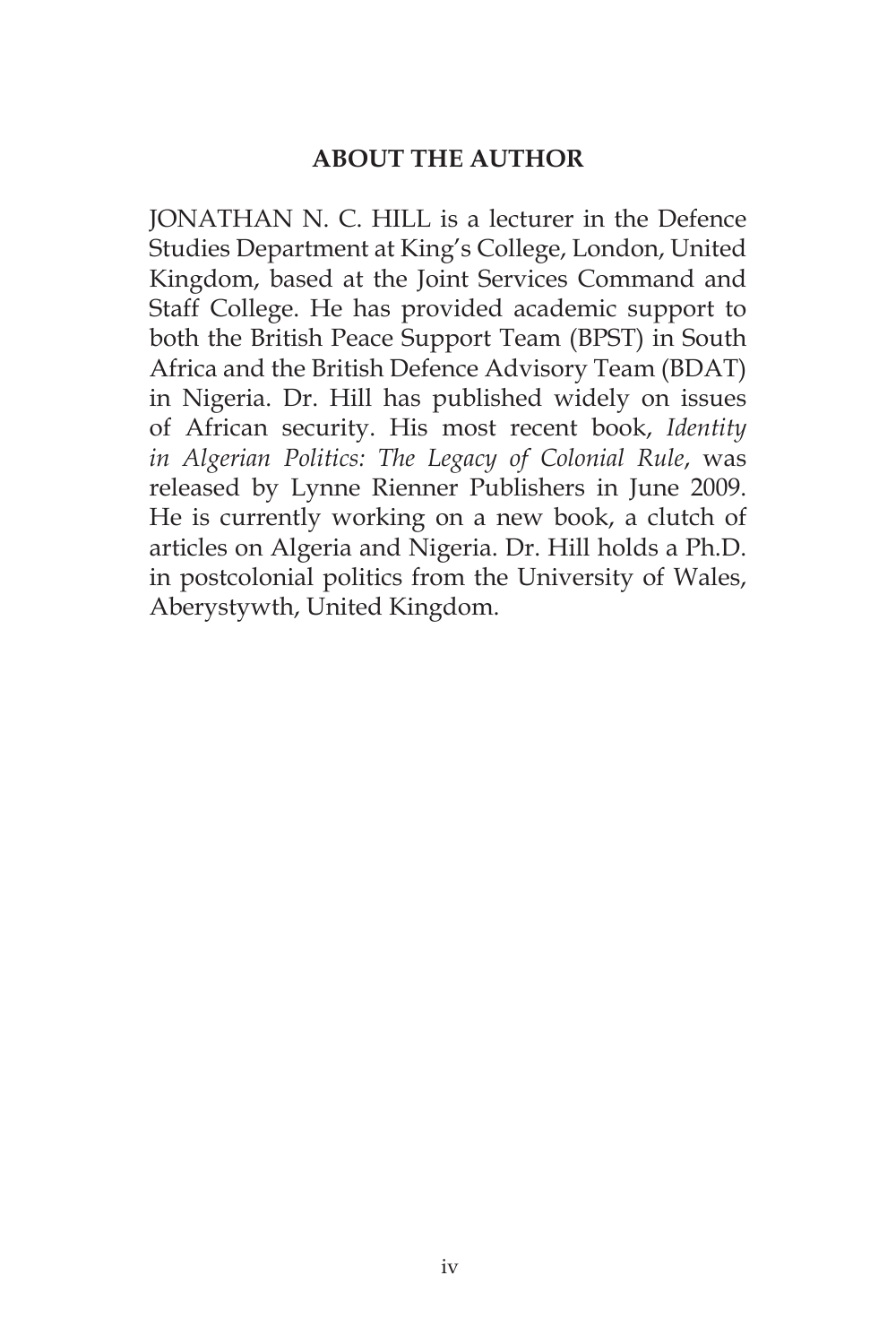## ABOUT THE AUTHOR

JONATHAN N. C. HILL is a lecturer in the Defence Studies Department at King's College, London, United Kingdom, based at the Joint Services Command and Staff College. He has provided academic support to both the British Peace Support Team (BPST) in South Africa and the British Defence Advisory Team (BDAT) in Nigeria. Dr. Hill has published widely on issues of African security. His most recent book, *Identity in Algerian Politics: The Legacy of Colonial Rule*, was released by Lynne Rienner Publishers in June 2009. He is currently working on a new book, a clutch of articles on Algeria and Nigeria. Dr. Hill holds a Ph.D. in postcolonial politics from the University of Wales, Aberystywth, United Kingdom.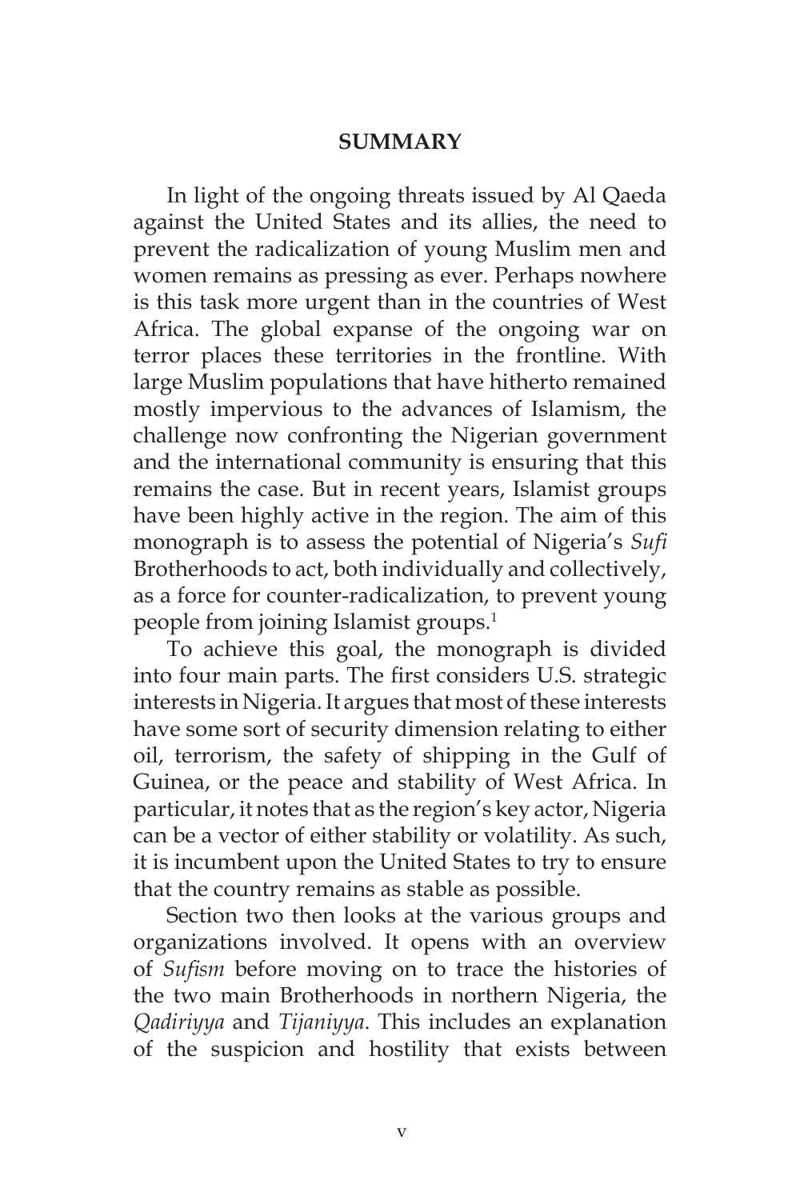## SUMMARY

In light of the ongoing threats issued by Al Qaeda against the United States and its allies, the need to prevent the radicalization of young Muslim men and women remains as pressing as ever. Perhaps nowhere is this task more urgent than in the countries of West Africa. The global expanse of the ongoing war on terror places these territories in the frontline. With large Muslim populations that have hitherto remained mostly impervious to the advances of Islamism, the challenge now confronting the Nigerian government and the international community is ensuring that this remains the case. But in recent years, Islamist groups have been highly active in the region. The aim of this monograph is to assess the potential of Nigeria's *Sufi* Brotherhoods to act, both individually and collectively, as a force for counter-radicalization, to prevent young people from joining Islamist groups.[1]

To achieve this goal, the monograph is divided into four main parts. The first considers U.S. strategic interests in Nigeria. It argues that most of these interests have some sort of security dimension relating to either oil, terrorism, the safety of shipping in the Gulf of Guinea, or the peace and stability of West Africa. In particular, it notes that as the region's key actor, Nigeria can be a vector of either stability or volatility. As such, it is incumbent upon the United States to try to ensure that the country remains as stable as possible.

Section two then looks at the various groups and organizations involved. It opens with an overview of *Sufism* before moving on to trace the histories of the two main Brotherhoods in northern Nigeria, the *Qadiriyya* and *Tijaniyya*. This includes an explanation of the suspicion and hostility that exists between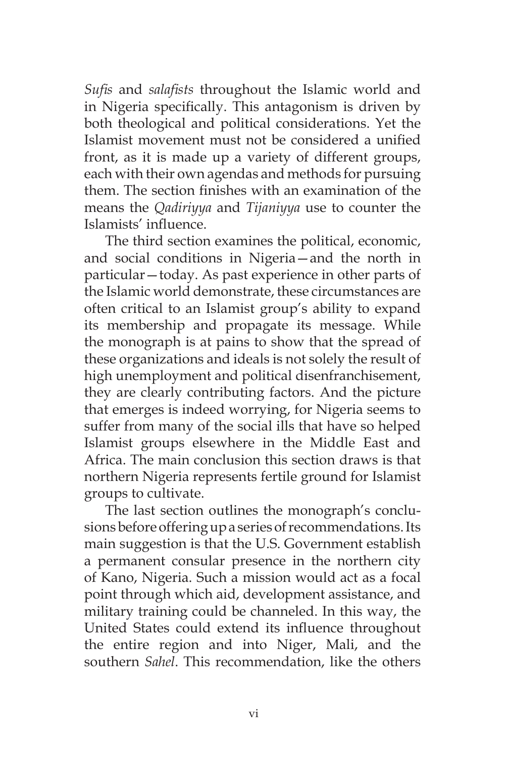*Sufis* and *salafists* throughout the Islamic world and in Nigeria specifically. This antagonism is driven by both theological and political considerations. Yet the Islamist movement must not be considered a unified front, as it is made up a variety of different groups, each with their own agendas and methods for pursuing them. The section finishes with an examination of the means the *Qadiriyya* and *Tijaniyya* use to counter the Islamists' influence.

The third section examines the political, economic, and social conditions in Nigeria—and the north in particular—today. As past experience in other parts of the Islamic world demonstrate, these circumstances are often critical to an Islamist group's ability to expand its membership and propagate its message. While the monograph is at pains to show that the spread of these organizations and ideals is not solely the result of high unemployment and political disenfranchisement, they are clearly contributing factors. And the picture that emerges is indeed worrying, for Nigeria seems to suffer from many of the social ills that have so helped Islamist groups elsewhere in the Middle East and Africa. The main conclusion this section draws is that northern Nigeria represents fertile ground for Islamist groups to cultivate.

The last section outlines the monograph's conclusions before offering up a series of recommendations. Its main suggestion is that the U.S. Government establish a permanent consular presence in the northern city of Kano, Nigeria. Such a mission would act as a focal point through which aid, development assistance, and military training could be channeled. In this way, the United States could extend its influence throughout the entire region and into Niger, Mali, and the southern *Sahel*. This recommendation, like the others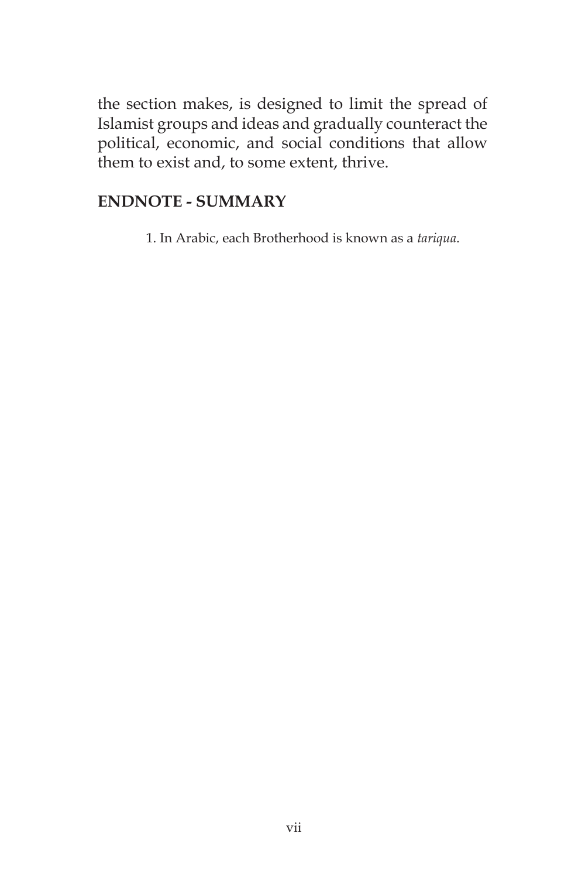the section makes, is designed to limit the spread of Islamist groups and ideas and gradually counteract the political, economic, and social conditions that allow them to exist and, to some extent, thrive.

## ENDNOTE - SUMMARY

1. In Arabic, each Brotherhood is known as a *tariqua*.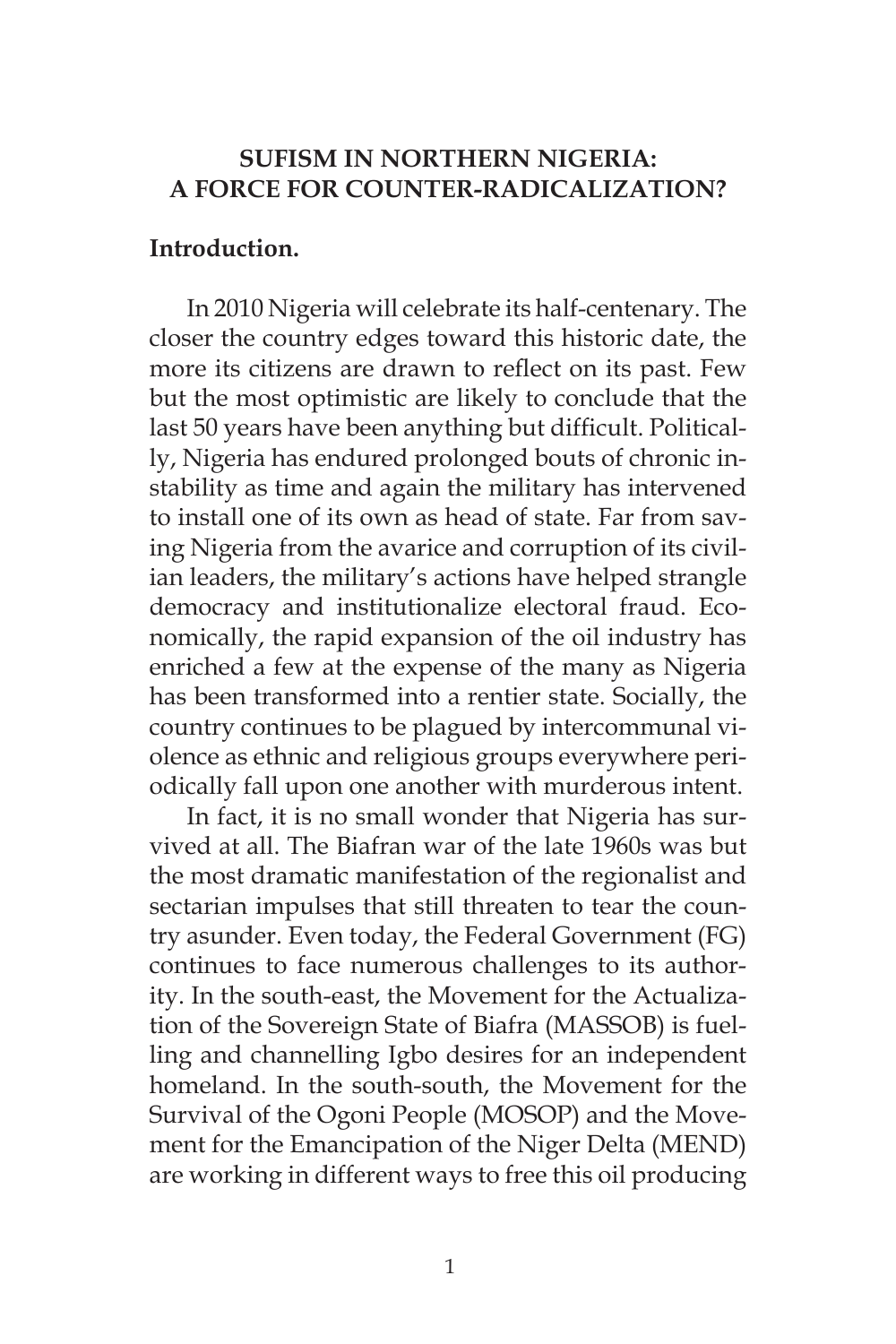## SUFISM IN NORTHERN NIGERIA: A FORCE FOR COUNTER-RADICALIZATION?

### Introduction.

In 2010 Nigeria will celebrate its half-centenary. The closer the country edges toward this historic date, the more its citizens are drawn to reflect on its past. Few but the most optimistic are likely to conclude that the last 50 years have been anything but difficult. Politically, Nigeria has endured prolonged bouts of chronic instability as time and again the military has intervened to install one of its own as head of state. Far from saving Nigeria from the avarice and corruption of its civilian leaders, the military's actions have helped strangle democracy and institutionalize electoral fraud. Economically, the rapid expansion of the oil industry has enriched a few at the expense of the many as Nigeria has been transformed into a rentier state. Socially, the country continues to be plagued by intercommunal violence as ethnic and religious groups everywhere periodically fall upon one another with murderous intent.

In fact, it is no small wonder that Nigeria has survived at all. The Biafran war of the late 1960s was but the most dramatic manifestation of the regionalist and sectarian impulses that still threaten to tear the country asunder. Even today, the Federal Government (FG) continues to face numerous challenges to its authority. In the south-east, the Movement for the Actualization of the Sovereign State of Biafra (MASSOB) is fuelling and channelling Igbo desires for an independent homeland. In the south-south, the Movement for the Survival of the Ogoni People (MOSOP) and the Movement for the Emancipation of the Niger Delta (MEND) are working in different ways to free this oil producing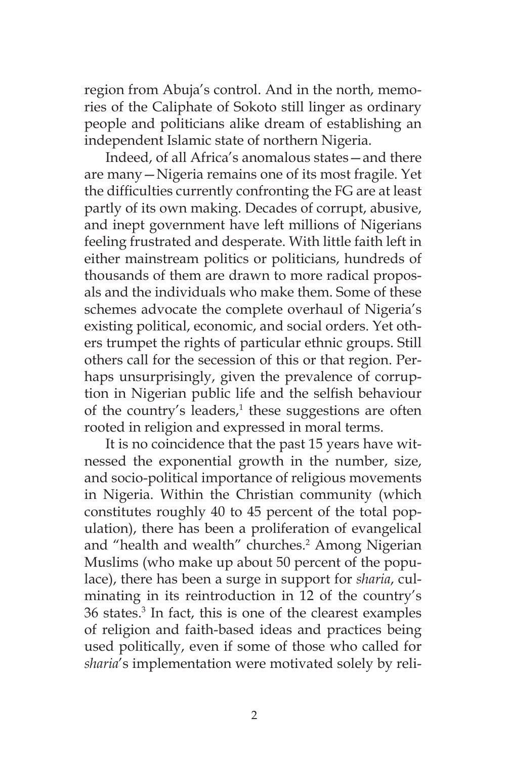region from Abuja's control. And in the north, memories of the Caliphate of Sokoto still linger as ordinary people and politicians alike dream of establishing an independent Islamic state of northern Nigeria.

Indeed, of all Africa's anomalous states—and there are many—Nigeria remains one of its most fragile. Yet the difficulties currently confronting the FG are at least partly of its own making. Decades of corrupt, abusive, and inept government have left millions of Nigerians feeling frustrated and desperate. With little faith left in either mainstream politics or politicians, hundreds of thousands of them are drawn to more radical proposals and the individuals who make them. Some of these schemes advocate the complete overhaul of Nigeria's existing political, economic, and social orders. Yet others trumpet the rights of particular ethnic groups. Still others call for the secession of this or that region. Perhaps unsurprisingly, given the prevalence of corruption in Nigerian public life and the selfish behaviour of the country's leaders,[1] these suggestions are often rooted in religion and expressed in moral terms.

It is no coincidence that the past 15 years have witnessed the exponential growth in the number, size, and socio-political importance of religious movements in Nigeria. Within the Christian community (which constitutes roughly 40 to 45 percent of the total population), there has been a proliferation of evangelical and "health and wealth" churches.[2] Among Nigerian Muslims (who make up about 50 percent of the populace), there has been a surge in support for *sharia*, culminating in its reintroduction in 12 of the country's 36 states.[3] In fact, this is one of the clearest examples of religion and faith-based ideas and practices being used politically, even if some of those who called for *sharia*'s implementation were motivated solely by reli-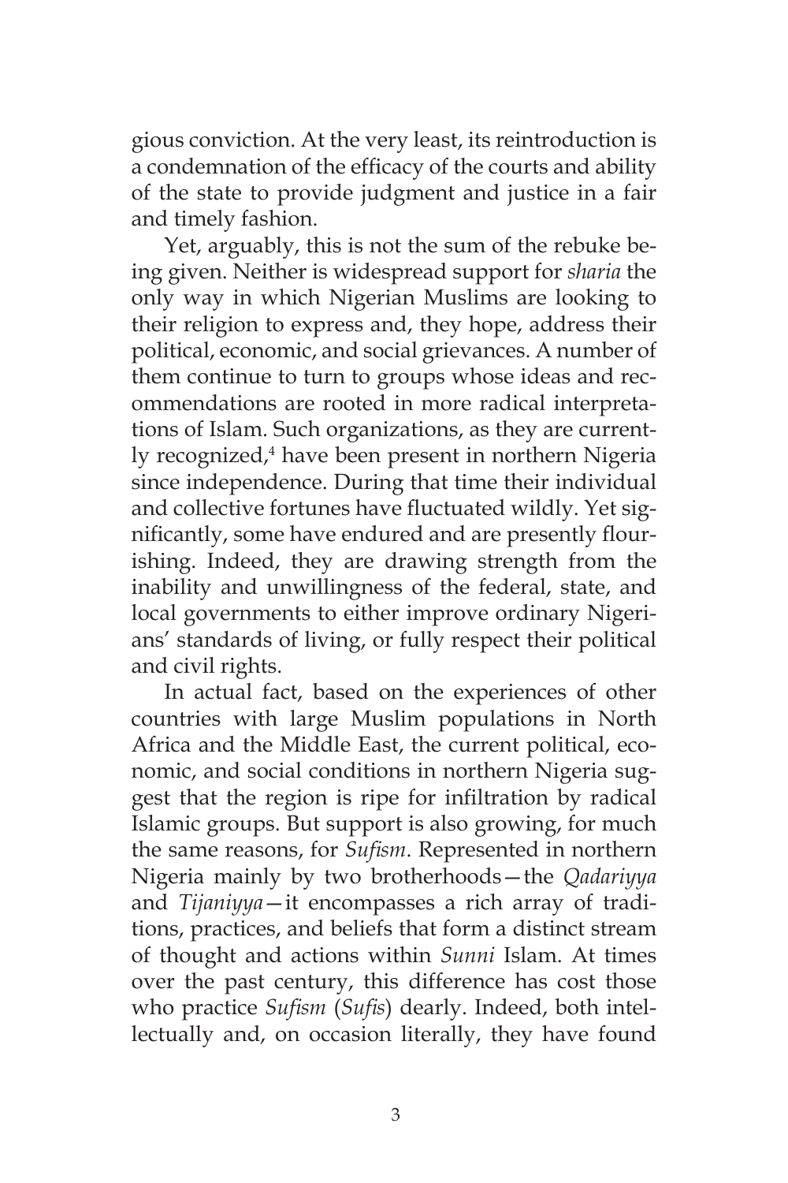gious conviction. At the very least, its reintroduction is a condemnation of the efficacy of the courts and ability of the state to provide judgment and justice in a fair and timely fashion.

Yet, arguably, this is not the sum of the rebuke being given. Neither is widespread support for *sharia* the only way in which Nigerian Muslims are looking to their religion to express and, they hope, address their political, economic, and social grievances. A number of them continue to turn to groups whose ideas and recommendations are rooted in more radical interpretations of Islam. Such organizations, as they are currently recognized,[4] have been present in northern Nigeria since independence. During that time their individual and collective fortunes have fluctuated wildly. Yet significantly, some have endured and are presently flourishing. Indeed, they are drawing strength from the inability and unwillingness of the federal, state, and local governments to either improve ordinary Nigerians' standards of living, or fully respect their political and civil rights.

In actual fact, based on the experiences of other countries with large Muslim populations in North Africa and the Middle East, the current political, economic, and social conditions in northern Nigeria suggest that the region is ripe for infiltration by radical Islamic groups. But support is also growing, for much the same reasons, for *Sufism*. Represented in northern Nigeria mainly by two brotherhoods—the *Qadariyya* and *Tijaniyya*—it encompasses a rich array of traditions, practices, and beliefs that form a distinct stream of thought and actions within *Sunni* Islam. At times over the past century, this difference has cost those who practice *Sufism* (*Sufis*) dearly. Indeed, both intellectually and, on occasion literally, they have found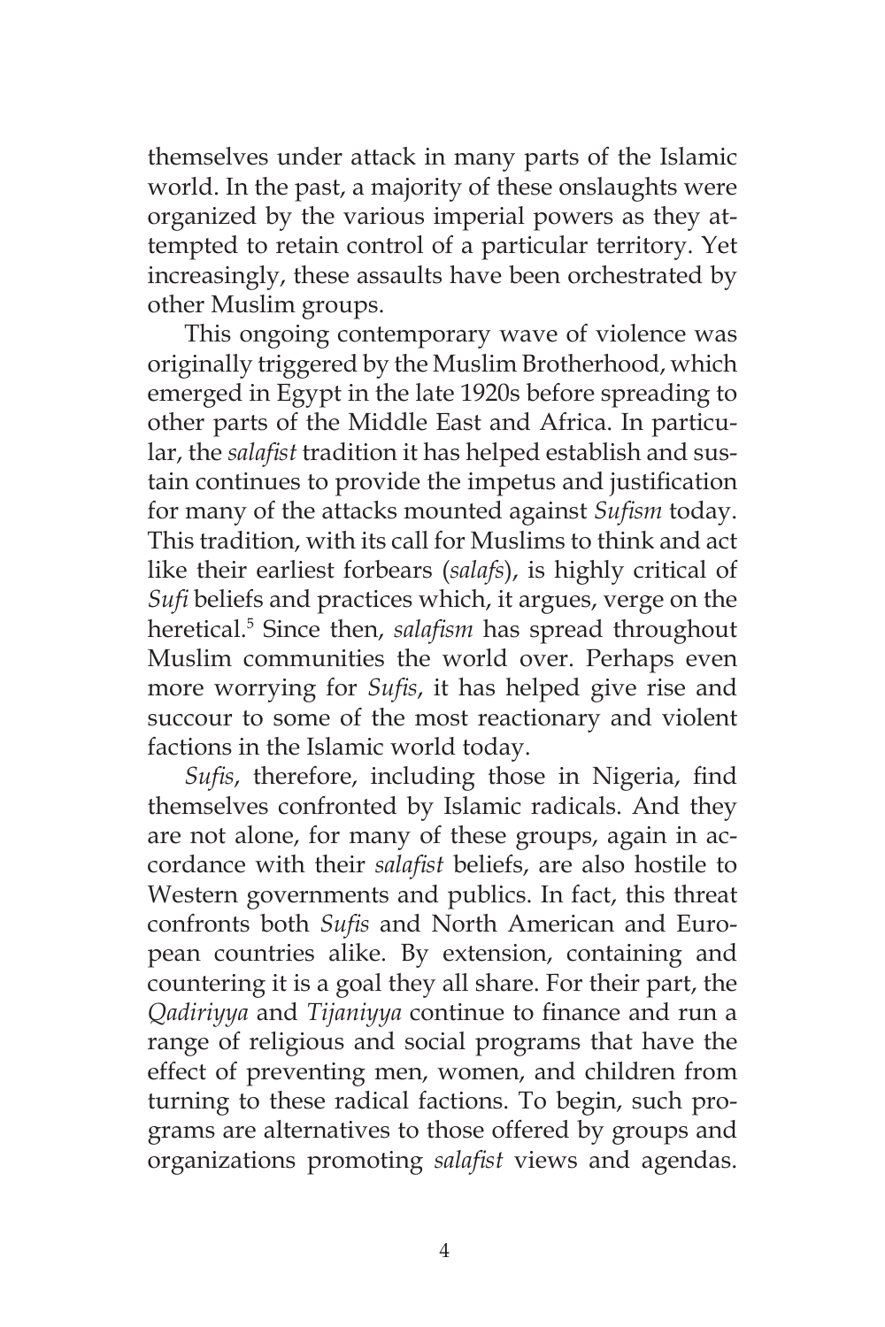themselves under attack in many parts of the Islamic world. In the past, a majority of these onslaughts were organized by the various imperial powers as they attempted to retain control of a particular territory. Yet increasingly, these assaults have been orchestrated by other Muslim groups.

This ongoing contemporary wave of violence was originally triggered by the Muslim Brotherhood, which emerged in Egypt in the late 1920s before spreading to other parts of the Middle East and Africa. In particular, the *salafist* tradition it has helped establish and sustain continues to provide the impetus and justification for many of the attacks mounted against *Sufism* today. This tradition, with its call for Muslims to think and act like their earliest forbears (*salafs*), is highly critical of *Sufi* beliefs and practices which, it argues, verge on the heretical.[5] Since then, *salafism* has spread throughout Muslim communities the world over. Perhaps even more worrying for *Sufis*, it has helped give rise and succour to some of the most reactionary and violent factions in the Islamic world today.

*Sufis*, therefore, including those in Nigeria, find themselves confronted by Islamic radicals. And they are not alone, for many of these groups, again in accordance with their *salafist* beliefs, are also hostile to Western governments and publics. In fact, this threat confronts both *Sufis* and North American and European countries alike. By extension, containing and countering it is a goal they all share. For their part, the *Qadiriyya* and *Tijaniyya* continue to finance and run a range of religious and social programs that have the effect of preventing men, women, and children from turning to these radical factions. To begin, such programs are alternatives to those offered by groups and organizations promoting *salafist* views and agendas.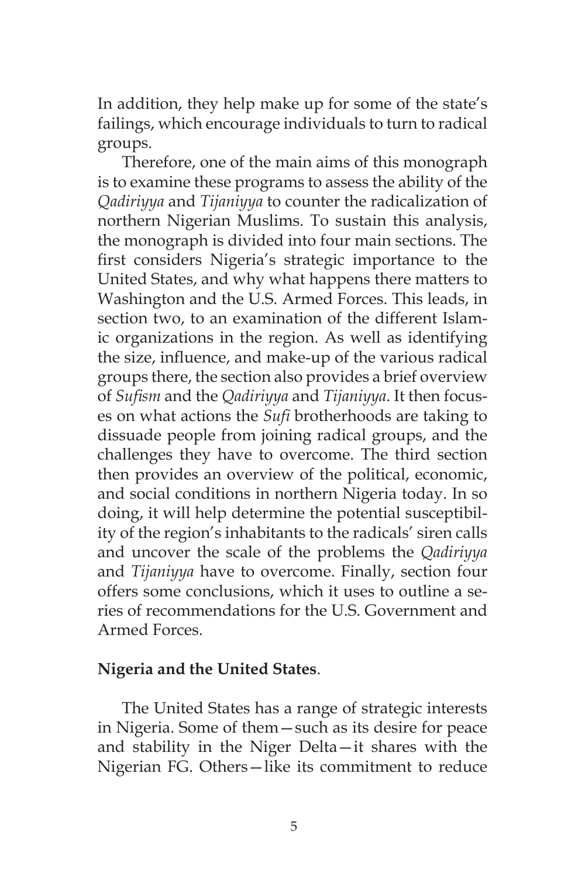In addition, they help make up for some of the state's failings, which encourage individuals to turn to radical groups.

Therefore, one of the main aims of this monograph is to examine these programs to assess the ability of the *Qadiriyya* and *Tijaniyya* to counter the radicalization of northern Nigerian Muslims. To sustain this analysis, the monograph is divided into four main sections. The first considers Nigeria's strategic importance to the United States, and why what happens there matters to Washington and the U.S. Armed Forces. This leads, in section two, to an examination of the different Islamic organizations in the region. As well as identifying the size, influence, and make-up of the various radical groups there, the section also provides a brief overview of *Sufism* and the *Qadiriyya* and *Tijaniyya*. It then focuses on what actions the *Sufi* brotherhoods are taking to dissuade people from joining radical groups, and the challenges they have to overcome. The third section then provides an overview of the political, economic, and social conditions in northern Nigeria today. In so doing, it will help determine the potential susceptibility of the region's inhabitants to the radicals' siren calls and uncover the scale of the problems the *Qadiriyya* and *Tijaniyya* have to overcome. Finally, section four offers some conclusions, which it uses to outline a series of recommendations for the U.S. Government and Armed Forces.

**Nigeria and the United States**.

The United States has a range of strategic interests in Nigeria. Some of them—such as its desire for peace and stability in the Niger Delta—it shares with the Nigerian FG. Others—like its commitment to reduce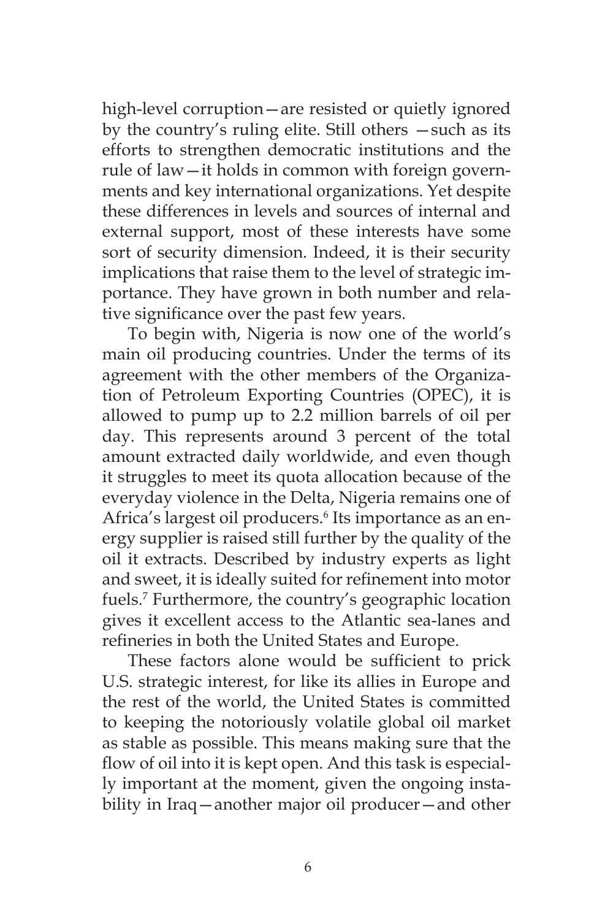high-level corruption—are resisted or quietly ignored by the country's ruling elite. Still others —such as its efforts to strengthen democratic institutions and the rule of law—it holds in common with foreign governments and key international organizations. Yet despite these differences in levels and sources of internal and external support, most of these interests have some sort of security dimension. Indeed, it is their security implications that raise them to the level of strategic importance. They have grown in both number and relative significance over the past few years.

To begin with, Nigeria is now one of the world's main oil producing countries. Under the terms of its agreement with the other members of the Organization of Petroleum Exporting Countries (OPEC), it is allowed to pump up to 2.2 million barrels of oil per day. This represents around 3 percent of the total amount extracted daily worldwide, and even though it struggles to meet its quota allocation because of the everyday violence in the Delta, Nigeria remains one of Africa's largest oil producers.[6] Its importance as an energy supplier is raised still further by the quality of the oil it extracts. Described by industry experts as light and sweet, it is ideally suited for refinement into motor fuels.[7] Furthermore, the country's geographic location gives it excellent access to the Atlantic sea-lanes and refineries in both the United States and Europe.

These factors alone would be sufficient to prick U.S. strategic interest, for like its allies in Europe and the rest of the world, the United States is committed to keeping the notoriously volatile global oil market as stable as possible. This means making sure that the flow of oil into it is kept open. And this task is especially important at the moment, given the ongoing instability in Iraq—another major oil producer—and other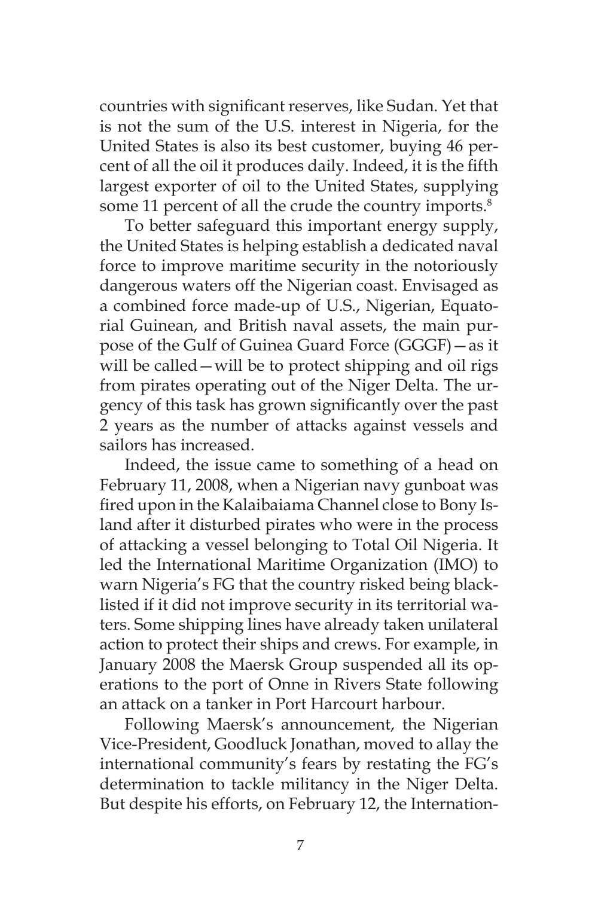countries with significant reserves, like Sudan. Yet that is not the sum of the U.S. interest in Nigeria, for the United States is also its best customer, buying 46 percent of all the oil it produces daily. Indeed, it is the fifth largest exporter of oil to the United States, supplying some 11 percent of all the crude the country imports.[8]

To better safeguard this important energy supply, the United States is helping establish a dedicated naval force to improve maritime security in the notoriously dangerous waters off the Nigerian coast. Envisaged as a combined force made-up of U.S., Nigerian, Equatorial Guinean, and British naval assets, the main purpose of the Gulf of Guinea Guard Force (GGGF)—as it will be called—will be to protect shipping and oil rigs from pirates operating out of the Niger Delta. The urgency of this task has grown significantly over the past 2 years as the number of attacks against vessels and sailors has increased.

Indeed, the issue came to something of a head on February 11, 2008, when a Nigerian navy gunboat was fired upon in the Kalaibaiama Channel close to Bony Island after it disturbed pirates who were in the process of attacking a vessel belonging to Total Oil Nigeria. It led the International Maritime Organization (IMO) to warn Nigeria's FG that the country risked being blacklisted if it did not improve security in its territorial waters. Some shipping lines have already taken unilateral action to protect their ships and crews. For example, in January 2008 the Maersk Group suspended all its operations to the port of Onne in Rivers State following an attack on a tanker in Port Harcourt harbour.

Following Maersk's announcement, the Nigerian Vice-President, Goodluck Jonathan, moved to allay the international community's fears by restating the FG's determination to tackle militancy in the Niger Delta. But despite his efforts, on February 12, the International-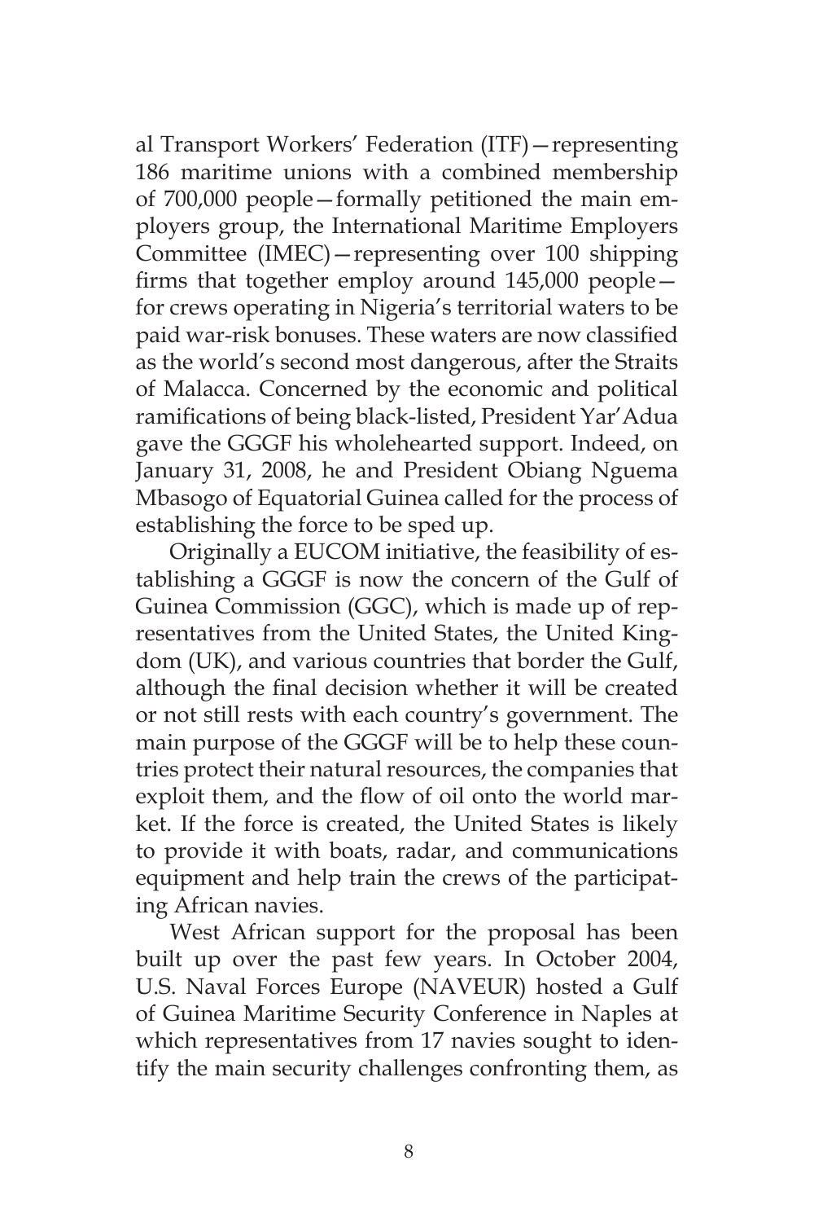al Transport Workers' Federation (ITF)—representing 186 maritime unions with a combined membership of 700,000 people—formally petitioned the main employers group, the International Maritime Employers Committee (IMEC)—representing over 100 shipping firms that together employ around 145,000 people—for crews operating in Nigeria's territorial waters to be paid war-risk bonuses. These waters are now classified as the world's second most dangerous, after the Straits of Malacca. Concerned by the economic and political ramifications of being black-listed, President Yar'Adua gave the GGGF his wholehearted support. Indeed, on January 31, 2008, he and President Obiang Nguema Mbasogo of Equatorial Guinea called for the process of establishing the force to be sped up.

Originally a EUCOM initiative, the feasibility of establishing a GGGF is now the concern of the Gulf of Guinea Commission (GGC), which is made up of representatives from the United States, the United Kingdom (UK), and various countries that border the Gulf, although the final decision whether it will be created or not still rests with each country's government. The main purpose of the GGGF will be to help these countries protect their natural resources, the companies that exploit them, and the flow of oil onto the world market. If the force is created, the United States is likely to provide it with boats, radar, and communications equipment and help train the crews of the participating African navies.

West African support for the proposal has been built up over the past few years. In October 2004, U.S. Naval Forces Europe (NAVEUR) hosted a Gulf of Guinea Maritime Security Conference in Naples at which representatives from 17 navies sought to identify the main security challenges confronting them, as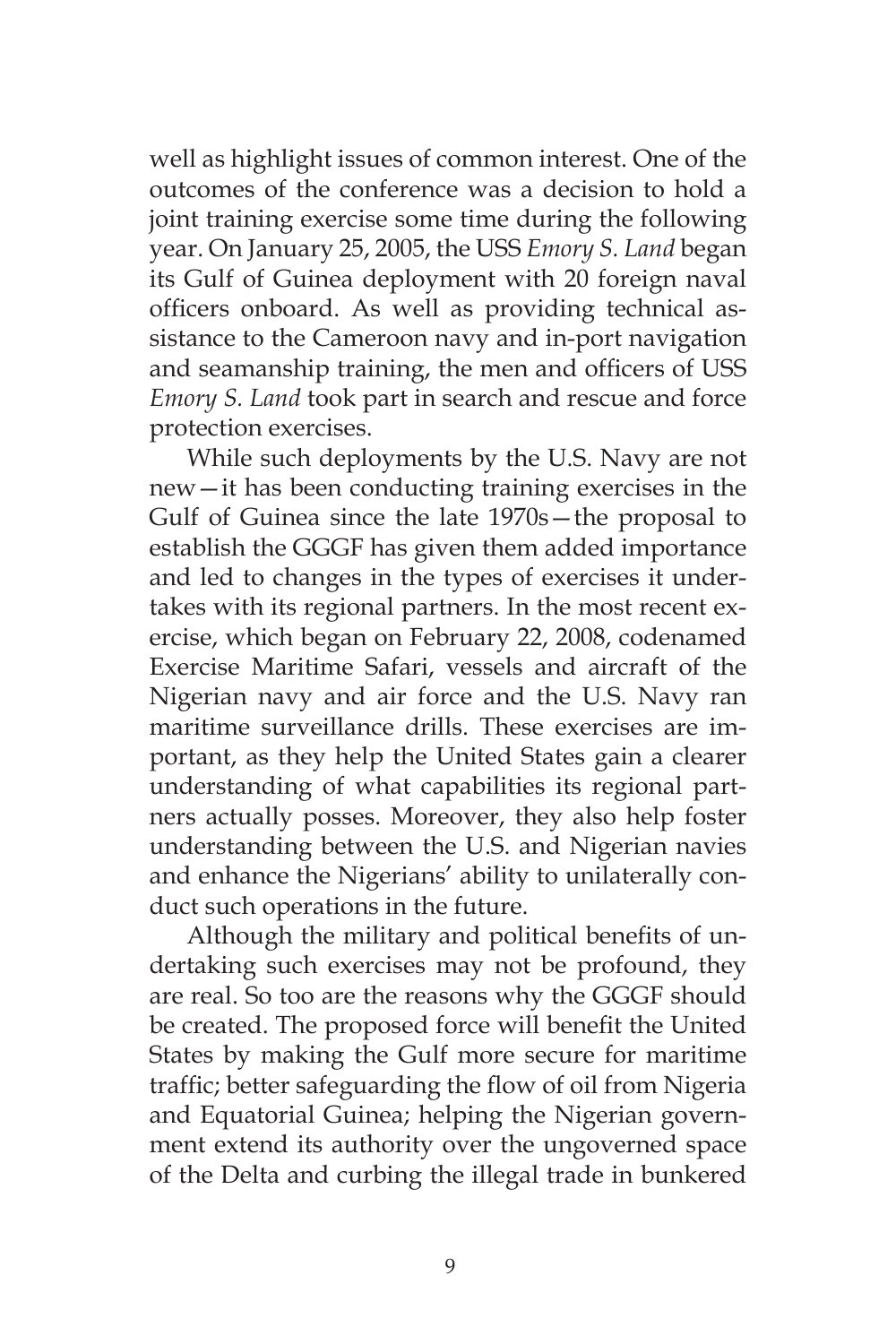well as highlight issues of common interest. One of the outcomes of the conference was a decision to hold a joint training exercise some time during the following year. On January 25, 2005, the USS *Emory S. Land* began its Gulf of Guinea deployment with 20 foreign naval officers onboard. As well as providing technical assistance to the Cameroon navy and in-port navigation and seamanship training, the men and officers of USS *Emory S. Land* took part in search and rescue and force protection exercises.

While such deployments by the U.S. Navy are not new—it has been conducting training exercises in the Gulf of Guinea since the late 1970s—the proposal to establish the GGGF has given them added importance and led to changes in the types of exercises it undertakes with its regional partners. In the most recent exercise, which began on February 22, 2008, codenamed Exercise Maritime Safari, vessels and aircraft of the Nigerian navy and air force and the U.S. Navy ran maritime surveillance drills. These exercises are important, as they help the United States gain a clearer understanding of what capabilities its regional partners actually posses. Moreover, they also help foster understanding between the U.S. and Nigerian navies and enhance the Nigerians' ability to unilaterally conduct such operations in the future.

Although the military and political benefits of undertaking such exercises may not be profound, they are real. So too are the reasons why the GGGF should be created. The proposed force will benefit the United States by making the Gulf more secure for maritime traffic; better safeguarding the flow of oil from Nigeria and Equatorial Guinea; helping the Nigerian government extend its authority over the ungoverned space of the Delta and curbing the illegal trade in bunkered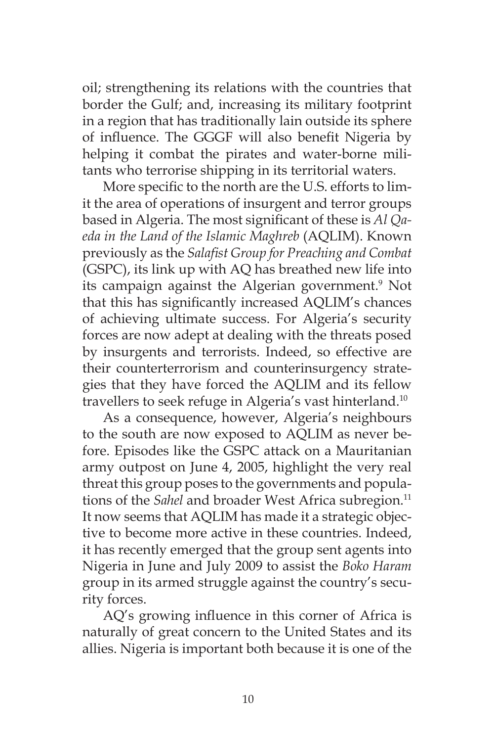oil; strengthening its relations with the countries that border the Gulf; and, increasing its military footprint in a region that has traditionally lain outside its sphere of influence. The GGGF will also benefit Nigeria by helping it combat the pirates and water-borne militants who terrorise shipping in its territorial waters.

More specific to the north are the U.S. efforts to limit the area of operations of insurgent and terror groups based in Algeria. The most significant of these is *Al Qaeda in the Land of the Islamic Maghreb* (AQLIM). Known previously as the *Salafist Group for Preaching and Combat* (GSPC), its link up with AQ has breathed new life into its campaign against the Algerian government.[9] Not that this has significantly increased AQLIM's chances of achieving ultimate success. For Algeria's security forces are now adept at dealing with the threats posed by insurgents and terrorists. Indeed, so effective are their counterterrorism and counterinsurgency strategies that they have forced the AQLIM and its fellow travellers to seek refuge in Algeria's vast hinterland.[10]

As a consequence, however, Algeria's neighbours to the south are now exposed to AQLIM as never before. Episodes like the GSPC attack on a Mauritanian army outpost on June 4, 2005, highlight the very real threat this group poses to the governments and populations of the *Sahel* and broader West Africa subregion.[11] It now seems that AQLIM has made it a strategic objective to become more active in these countries. Indeed, it has recently emerged that the group sent agents into Nigeria in June and July 2009 to assist the *Boko Haram* group in its armed struggle against the country's security forces.

AQ's growing influence in this corner of Africa is naturally of great concern to the United States and its allies. Nigeria is important both because it is one of the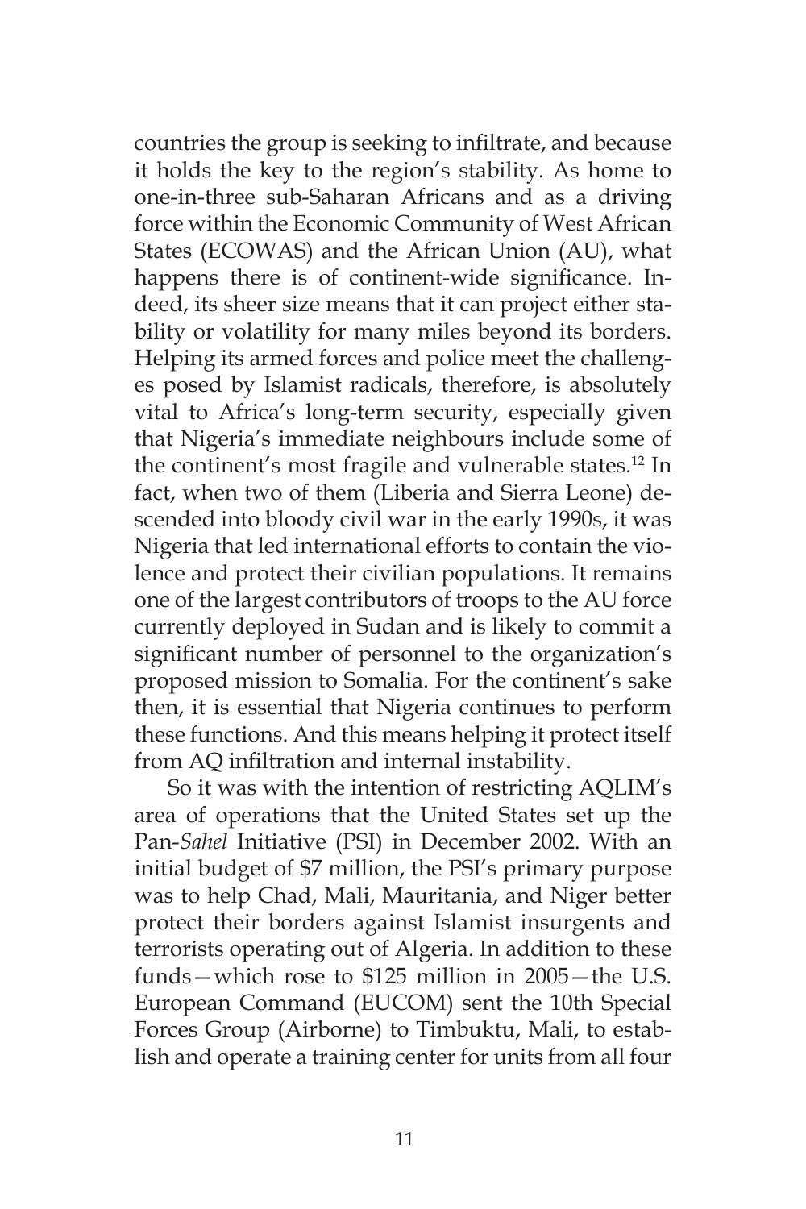countries the group is seeking to infiltrate, and because it holds the key to the region's stability. As home to one-in-three sub-Saharan Africans and as a driving force within the Economic Community of West African States (ECOWAS) and the African Union (AU), what happens there is of continent-wide significance. Indeed, its sheer size means that it can project either stability or volatility for many miles beyond its borders. Helping its armed forces and police meet the challenges posed by Islamist radicals, therefore, is absolutely vital to Africa's long-term security, especially given that Nigeria's immediate neighbours include some of the continent's most fragile and vulnerable states.[12] In fact, when two of them (Liberia and Sierra Leone) descended into bloody civil war in the early 1990s, it was Nigeria that led international efforts to contain the violence and protect their civilian populations. It remains one of the largest contributors of troops to the AU force currently deployed in Sudan and is likely to commit a significant number of personnel to the organization's proposed mission to Somalia. For the continent's sake then, it is essential that Nigeria continues to perform these functions. And this means helping it protect itself from AQ infiltration and internal instability.

So it was with the intention of restricting AQLIM's area of operations that the United States set up the Pan-*Sahel* Initiative (PSI) in December 2002. With an initial budget of $7 million, the PSI's primary purpose was to help Chad, Mali, Mauritania, and Niger better protect their borders against Islamist insurgents and terrorists operating out of Algeria. In addition to these funds—which rose to $125 million in 2005—the U.S. European Command (EUCOM) sent the 10th Special Forces Group (Airborne) to Timbuktu, Mali, to establish and operate a training center for units from all four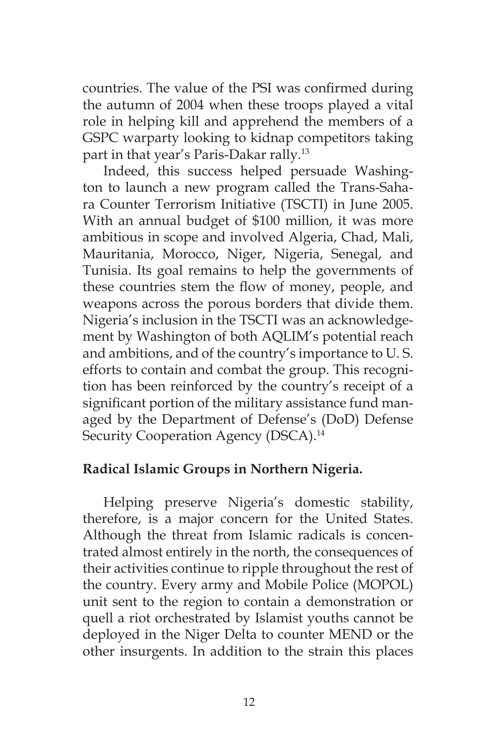countries. The value of the PSI was confirmed during the autumn of 2004 when these troops played a vital role in helping kill and apprehend the members of a GSPC warparty looking to kidnap competitors taking part in that year's Paris-Dakar rally.[13]

Indeed, this success helped persuade Washington to launch a new program called the Trans-Sahara Counter Terrorism Initiative (TSCTI) in June 2005. With an annual budget of $100 million, it was more ambitious in scope and involved Algeria, Chad, Mali, Mauritania, Morocco, Niger, Nigeria, Senegal, and Tunisia. Its goal remains to help the governments of these countries stem the flow of money, people, and weapons across the porous borders that divide them. Nigeria's inclusion in the TSCTI was an acknowledgement by Washington of both AQLIM's potential reach and ambitions, and of the country's importance to U. S. efforts to contain and combat the group. This recognition has been reinforced by the country's receipt of a significant portion of the military assistance fund managed by the Department of Defense's (DoD) Defense Security Cooperation Agency (DSCA).[14]

**Radical Islamic Groups in Northern Nigeria.**

Helping preserve Nigeria's domestic stability, therefore, is a major concern for the United States. Although the threat from Islamic radicals is concentrated almost entirely in the north, the consequences of their activities continue to ripple throughout the rest of the country. Every army and Mobile Police (MOPOL) unit sent to the region to contain a demonstration or quell a riot orchestrated by Islamist youths cannot be deployed in the Niger Delta to counter MEND or the other insurgents. In addition to the strain this places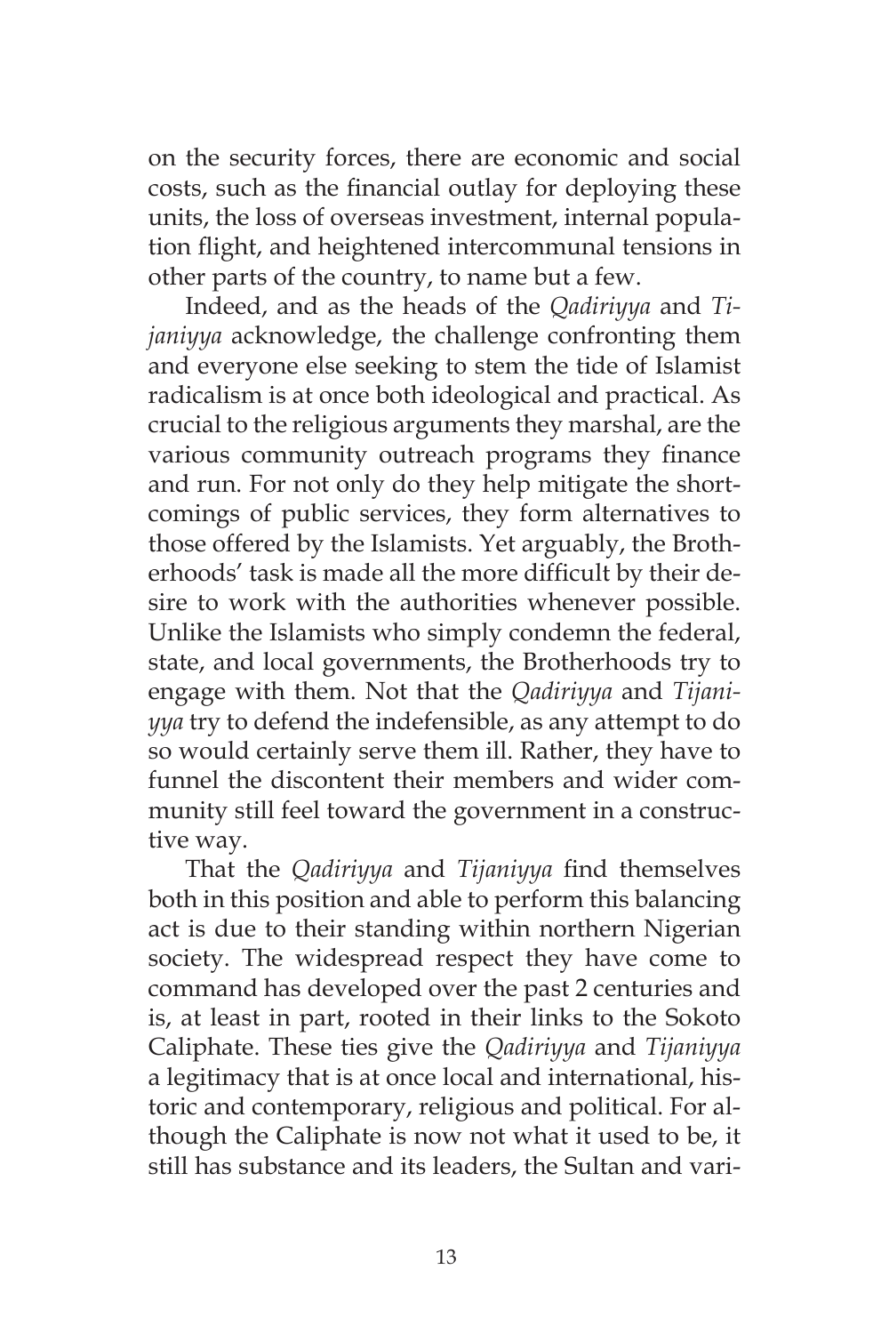on the security forces, there are economic and social costs, such as the financial outlay for deploying these units, the loss of overseas investment, internal population flight, and heightened intercommunal tensions in other parts of the country, to name but a few.

Indeed, and as the heads of the *Qadiriyya* and *Tijaniyya* acknowledge, the challenge confronting them and everyone else seeking to stem the tide of Islamist radicalism is at once both ideological and practical. As crucial to the religious arguments they marshal, are the various community outreach programs they finance and run. For not only do they help mitigate the shortcomings of public services, they form alternatives to those offered by the Islamists. Yet arguably, the Brotherhoods' task is made all the more difficult by their desire to work with the authorities whenever possible. Unlike the Islamists who simply condemn the federal, state, and local governments, the Brotherhoods try to engage with them. Not that the *Qadiriyya* and *Tijaniyya* try to defend the indefensible, as any attempt to do so would certainly serve them ill. Rather, they have to funnel the discontent their members and wider community still feel toward the government in a constructive way.

That the *Qadiriyya* and *Tijaniyya* find themselves both in this position and able to perform this balancing act is due to their standing within northern Nigerian society. The widespread respect they have come to command has developed over the past 2 centuries and is, at least in part, rooted in their links to the Sokoto Caliphate. These ties give the *Qadiriyya* and *Tijaniyya* a legitimacy that is at once local and international, historic and contemporary, religious and political. For although the Caliphate is now not what it used to be, it still has substance and its leaders, the Sultan and vari-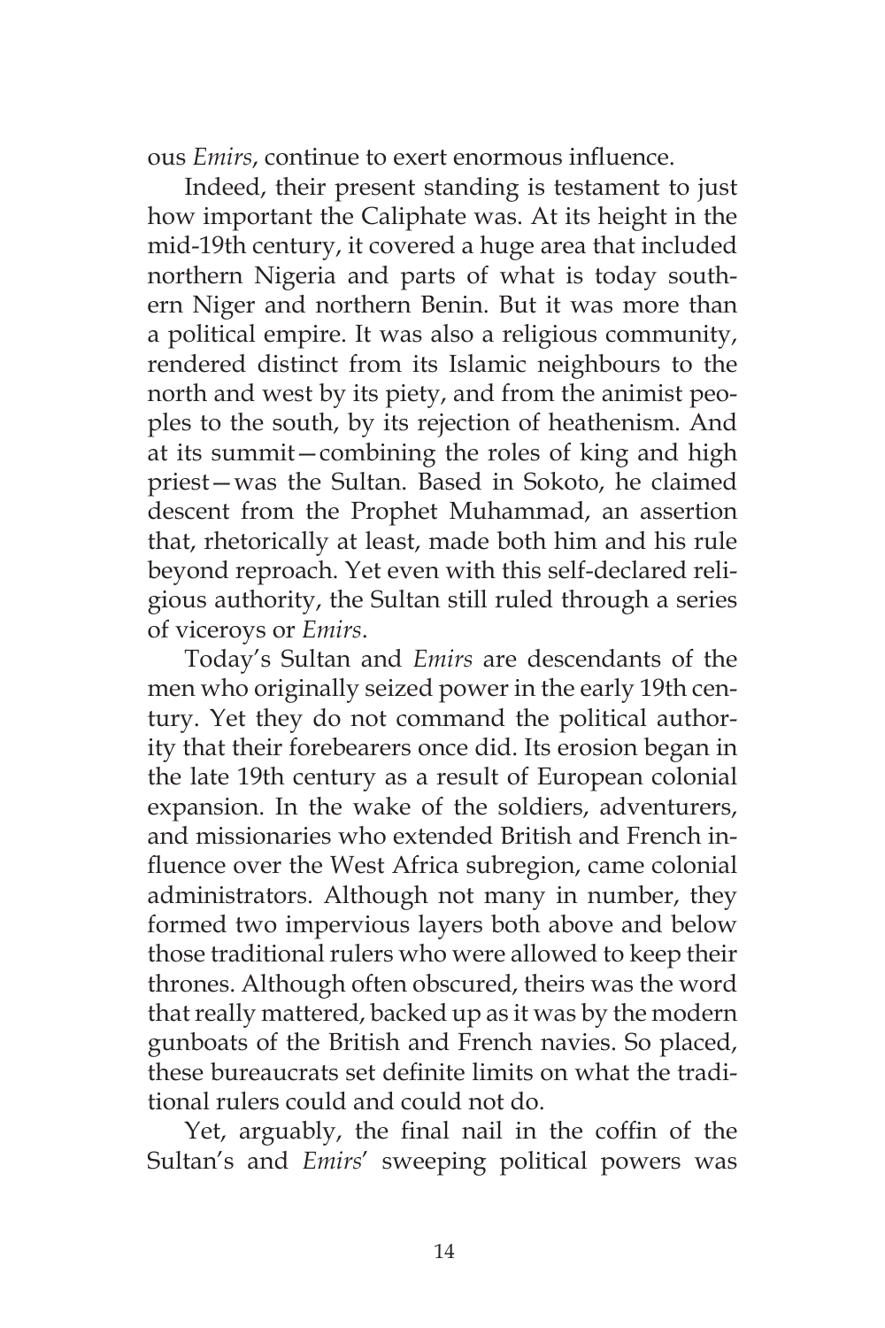ous *Emirs*, continue to exert enormous influence.

Indeed, their present standing is testament to just how important the Caliphate was. At its height in the mid-19th century, it covered a huge area that included northern Nigeria and parts of what is today southern Niger and northern Benin. But it was more than a political empire. It was also a religious community, rendered distinct from its Islamic neighbours to the north and west by its piety, and from the animist peoples to the south, by its rejection of heathenism. And at its summit—combining the roles of king and high priest—was the Sultan. Based in Sokoto, he claimed descent from the Prophet Muhammad, an assertion that, rhetorically at least, made both him and his rule beyond reproach. Yet even with this self-declared religious authority, the Sultan still ruled through a series of viceroys or *Emirs*.

Today's Sultan and *Emirs* are descendants of the men who originally seized power in the early 19th century. Yet they do not command the political authority that their forebearers once did. Its erosion began in the late 19th century as a result of European colonial expansion. In the wake of the soldiers, adventurers, and missionaries who extended British and French influence over the West Africa subregion, came colonial administrators. Although not many in number, they formed two impervious layers both above and below those traditional rulers who were allowed to keep their thrones. Although often obscured, theirs was the word that really mattered, backed up as it was by the modern gunboats of the British and French navies. So placed, these bureaucrats set definite limits on what the traditional rulers could and could not do.

Yet, arguably, the final nail in the coffin of the Sultan's and *Emirs*' sweeping political powers was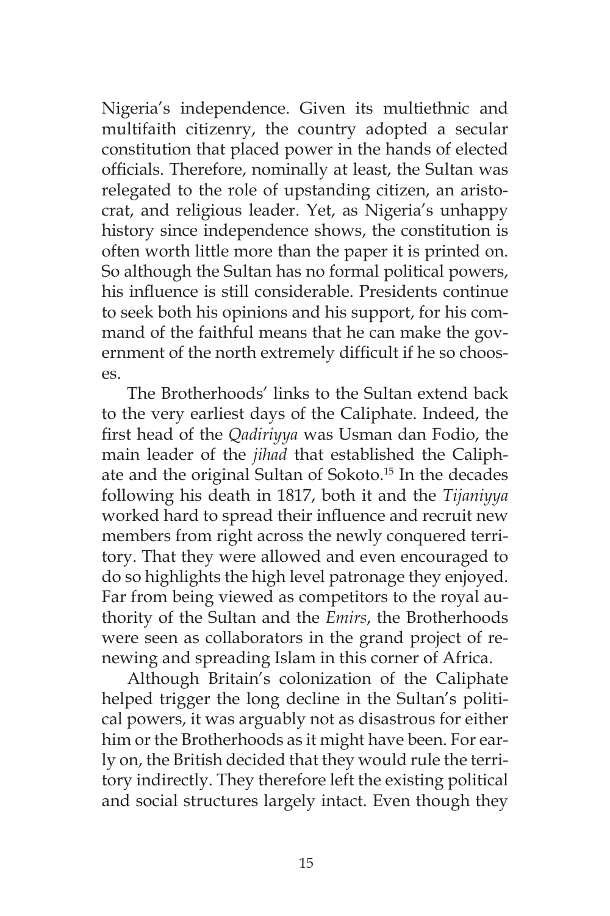Nigeria's independence. Given its multiethnic and multifaith citizenry, the country adopted a secular constitution that placed power in the hands of elected officials. Therefore, nominally at least, the Sultan was relegated to the role of upstanding citizen, an aristocrat, and religious leader. Yet, as Nigeria's unhappy history since independence shows, the constitution is often worth little more than the paper it is printed on. So although the Sultan has no formal political powers, his influence is still considerable. Presidents continue to seek both his opinions and his support, for his command of the faithful means that he can make the government of the north extremely difficult if he so chooses.

The Brotherhoods' links to the Sultan extend back to the very earliest days of the Caliphate. Indeed, the first head of the *Qadiriyya* was Usman dan Fodio, the main leader of the *jihad* that established the Caliphate and the original Sultan of Sokoto.[15] In the decades following his death in 1817, both it and the *Tijaniyya* worked hard to spread their influence and recruit new members from right across the newly conquered territory. That they were allowed and even encouraged to do so highlights the high level patronage they enjoyed. Far from being viewed as competitors to the royal authority of the Sultan and the *Emirs*, the Brotherhoods were seen as collaborators in the grand project of renewing and spreading Islam in this corner of Africa.

Although Britain's colonization of the Caliphate helped trigger the long decline in the Sultan's political powers, it was arguably not as disastrous for either him or the Brotherhoods as it might have been. For early on, the British decided that they would rule the territory indirectly. They therefore left the existing political and social structures largely intact. Even though they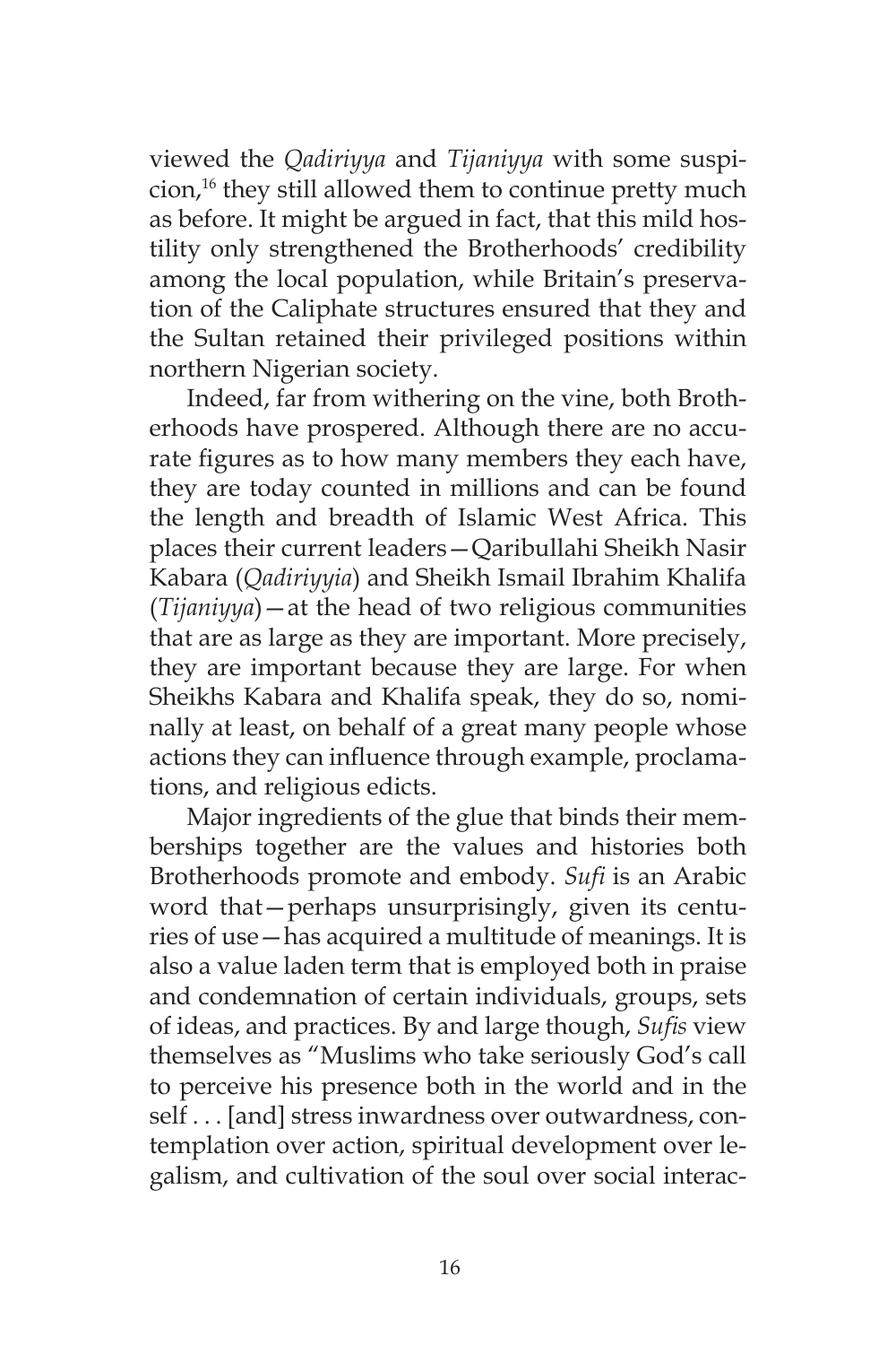viewed the *Qadiriyya* and *Tijaniyya* with some suspicion,[16] they still allowed them to continue pretty much as before. It might be argued in fact, that this mild hostility only strengthened the Brotherhoods' credibility among the local population, while Britain's preservation of the Caliphate structures ensured that they and the Sultan retained their privileged positions within northern Nigerian society.

Indeed, far from withering on the vine, both Brotherhoods have prospered. Although there are no accurate figures as to how many members they each have, they are today counted in millions and can be found the length and breadth of Islamic West Africa. This places their current leaders—Qaribullahi Sheikh Nasir Kabara (*Qadiriyyia*) and Sheikh Ismail Ibrahim Khalifa (*Tijaniyya*)—at the head of two religious communities that are as large as they are important. More precisely, they are important because they are large. For when Sheikhs Kabara and Khalifa speak, they do so, nominally at least, on behalf of a great many people whose actions they can influence through example, proclamations, and religious edicts.

Major ingredients of the glue that binds their memberships together are the values and histories both Brotherhoods promote and embody. *Sufi* is an Arabic word that—perhaps unsurprisingly, given its centuries of use—has acquired a multitude of meanings. It is also a value laden term that is employed both in praise and condemnation of certain individuals, groups, sets of ideas, and practices. By and large though, *Sufis* view themselves as "Muslims who take seriously God's call to perceive his presence both in the world and in the self . . . [and] stress inwardness over outwardness, contemplation over action, spiritual development over legalism, and cultivation of the soul over social interac-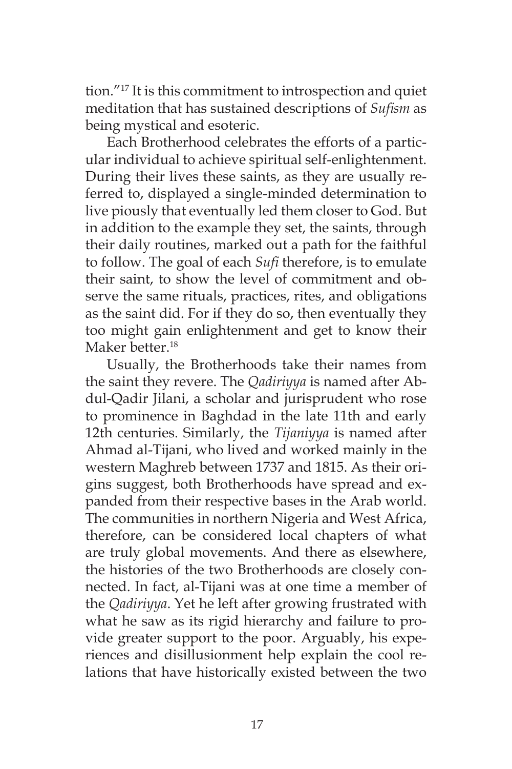tion."[17] It is this commitment to introspection and quiet meditation that has sustained descriptions of *Sufism* as being mystical and esoteric.

Each Brotherhood celebrates the efforts of a particular individual to achieve spiritual self-enlightenment. During their lives these saints, as they are usually referred to, displayed a single-minded determination to live piously that eventually led them closer to God. But in addition to the example they set, the saints, through their daily routines, marked out a path for the faithful to follow. The goal of each *Sufi* therefore, is to emulate their saint, to show the level of commitment and observe the same rituals, practices, rites, and obligations as the saint did. For if they do so, then eventually they too might gain enlightenment and get to know their Maker better.[18]

Usually, the Brotherhoods take their names from the saint they revere. The *Qadiriyya* is named after Abdul-Qadir Jilani, a scholar and jurisprudent who rose to prominence in Baghdad in the late 11th and early 12th centuries. Similarly, the *Tijaniyya* is named after Ahmad al-Tijani, who lived and worked mainly in the western Maghreb between 1737 and 1815. As their origins suggest, both Brotherhoods have spread and expanded from their respective bases in the Arab world. The communities in northern Nigeria and West Africa, therefore, can be considered local chapters of what are truly global movements. And there as elsewhere, the histories of the two Brotherhoods are closely connected. In fact, al-Tijani was at one time a member of the *Qadiriyya*. Yet he left after growing frustrated with what he saw as its rigid hierarchy and failure to provide greater support to the poor. Arguably, his experiences and disillusionment help explain the cool relations that have historically existed between the two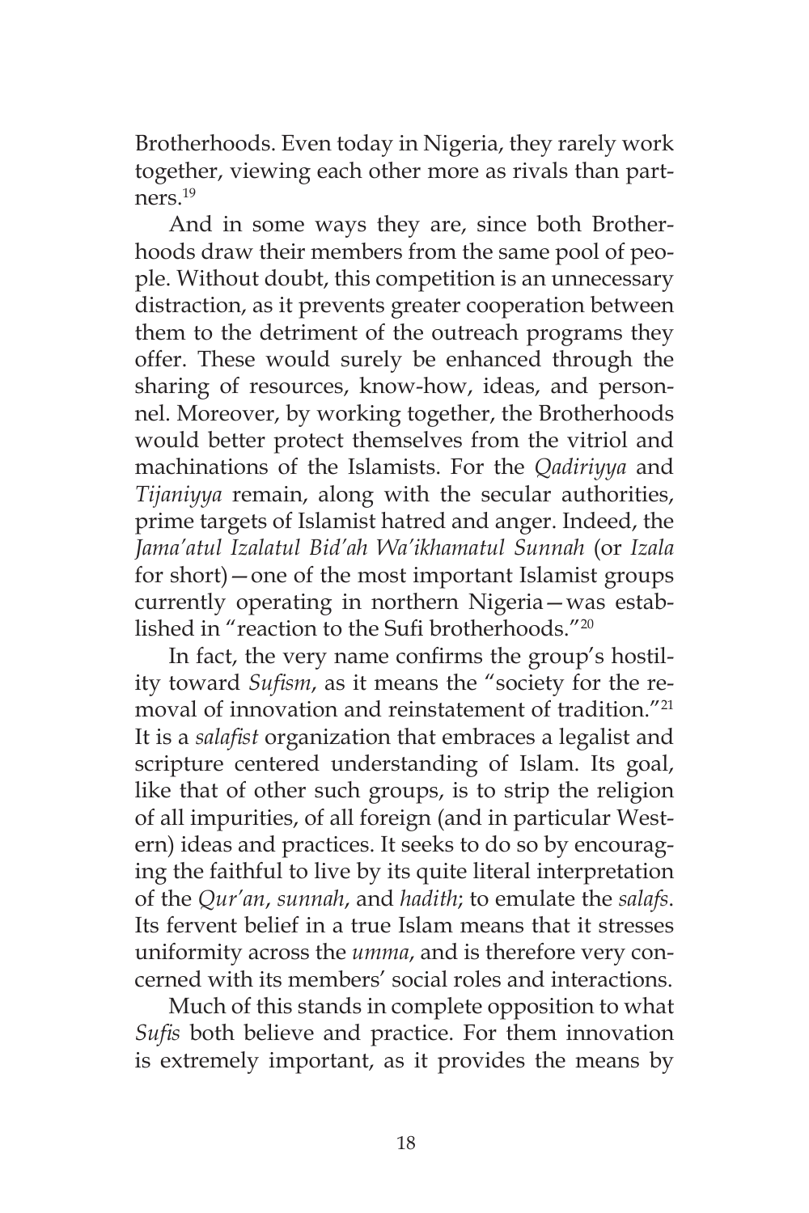Brotherhoods. Even today in Nigeria, they rarely work together, viewing each other more as rivals than partners.[19]

And in some ways they are, since both Brotherhoods draw their members from the same pool of people. Without doubt, this competition is an unnecessary distraction, as it prevents greater cooperation between them to the detriment of the outreach programs they offer. These would surely be enhanced through the sharing of resources, know-how, ideas, and personnel. Moreover, by working together, the Brotherhoods would better protect themselves from the vitriol and machinations of the Islamists. For the *Qadiriyya* and *Tijaniyya* remain, along with the secular authorities, prime targets of Islamist hatred and anger. Indeed, the *Jama'atul Izalatul Bid'ah Wa'ikhamatul Sunnah* (or *Izala* for short)—one of the most important Islamist groups currently operating in northern Nigeria—was established in "reaction to the Sufi brotherhoods."[20]

In fact, the very name confirms the group's hostility toward *Sufism*, as it means the "society for the removal of innovation and reinstatement of tradition."[21] It is a *salafist* organization that embraces a legalist and scripture centered understanding of Islam. Its goal, like that of other such groups, is to strip the religion of all impurities, of all foreign (and in particular Western) ideas and practices. It seeks to do so by encouraging the faithful to live by its quite literal interpretation of the *Qur'an*, *sunnah*, and *hadith*; to emulate the *salafs*. Its fervent belief in a true Islam means that it stresses uniformity across the *umma*, and is therefore very concerned with its members' social roles and interactions.

Much of this stands in complete opposition to what *Sufis* both believe and practice. For them innovation is extremely important, as it provides the means by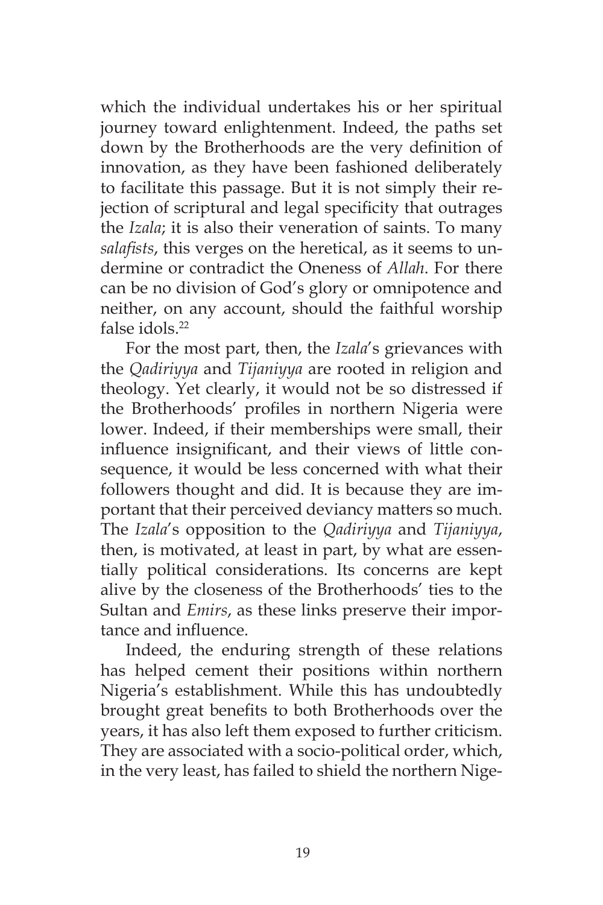which the individual undertakes his or her spiritual journey toward enlightenment. Indeed, the paths set down by the Brotherhoods are the very definition of innovation, as they have been fashioned deliberately to facilitate this passage. But it is not simply their rejection of scriptural and legal specificity that outrages the *Izala*; it is also their veneration of saints. To many *salafists*, this verges on the heretical, as it seems to undermine or contradict the Oneness of *Allah*. For there can be no division of God's glory or omnipotence and neither, on any account, should the faithful worship false idols.[22]

For the most part, then, the *Izala*'s grievances with the *Qadiriyya* and *Tijaniyya* are rooted in religion and theology. Yet clearly, it would not be so distressed if the Brotherhoods' profiles in northern Nigeria were lower. Indeed, if their memberships were small, their influence insignificant, and their views of little consequence, it would be less concerned with what their followers thought and did. It is because they are important that their perceived deviancy matters so much. The *Izala*'s opposition to the *Qadiriyya* and *Tijaniyya*, then, is motivated, at least in part, by what are essentially political considerations. Its concerns are kept alive by the closeness of the Brotherhoods' ties to the Sultan and *Emirs*, as these links preserve their importance and influence.

Indeed, the enduring strength of these relations has helped cement their positions within northern Nigeria's establishment. While this has undoubtedly brought great benefits to both Brotherhoods over the years, it has also left them exposed to further criticism. They are associated with a socio-political order, which, in the very least, has failed to shield the northern Nige-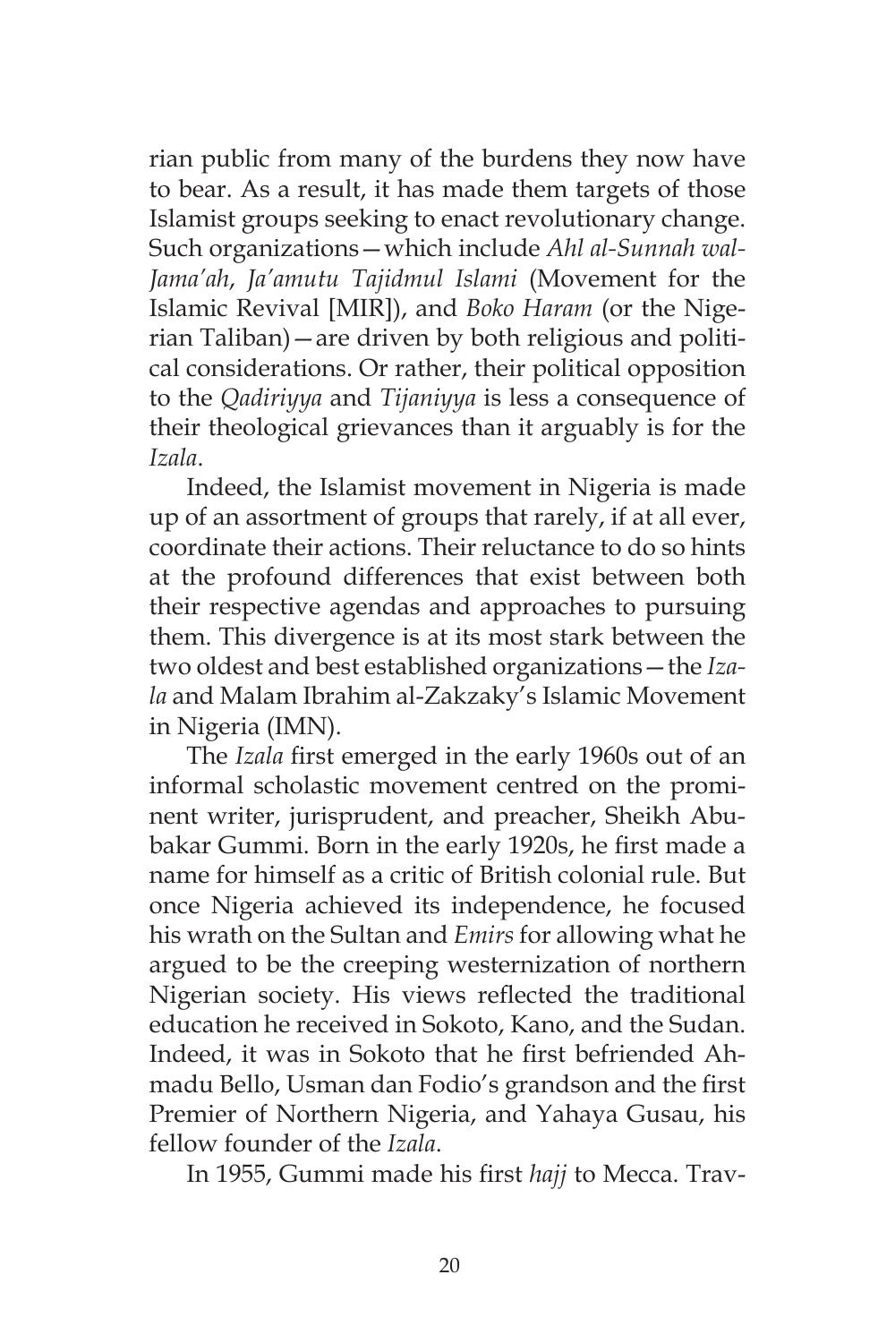rian public from many of the burdens they now have to bear. As a result, it has made them targets of those Islamist groups seeking to enact revolutionary change. Such organizations—which include *Ahl al-Sunnah wal-Jama'ah*, *Ja'amutu Tajidmul Islami* (Movement for the Islamic Revival [MIR]), and *Boko Haram* (or the Nigerian Taliban)—are driven by both religious and political considerations. Or rather, their political opposition to the *Qadiriyya* and *Tijaniyya* is less a consequence of their theological grievances than it arguably is for the *Izala*.

Indeed, the Islamist movement in Nigeria is made up of an assortment of groups that rarely, if at all ever, coordinate their actions. Their reluctance to do so hints at the profound differences that exist between both their respective agendas and approaches to pursuing them. This divergence is at its most stark between the two oldest and best established organizations—the *Izala* and Malam Ibrahim al-Zakzaky's Islamic Movement in Nigeria (IMN).

The *Izala* first emerged in the early 1960s out of an informal scholastic movement centred on the prominent writer, jurisprudent, and preacher, Sheikh Abubakar Gummi. Born in the early 1920s, he first made a name for himself as a critic of British colonial rule. But once Nigeria achieved its independence, he focused his wrath on the Sultan and *Emirs* for allowing what he argued to be the creeping westernization of northern Nigerian society. His views reflected the traditional education he received in Sokoto, Kano, and the Sudan. Indeed, it was in Sokoto that he first befriended Ahmadu Bello, Usman dan Fodio's grandson and the first Premier of Northern Nigeria, and Yahaya Gusau, his fellow founder of the *Izala*.

In 1955, Gummi made his first *hajj* to Mecca. Trav-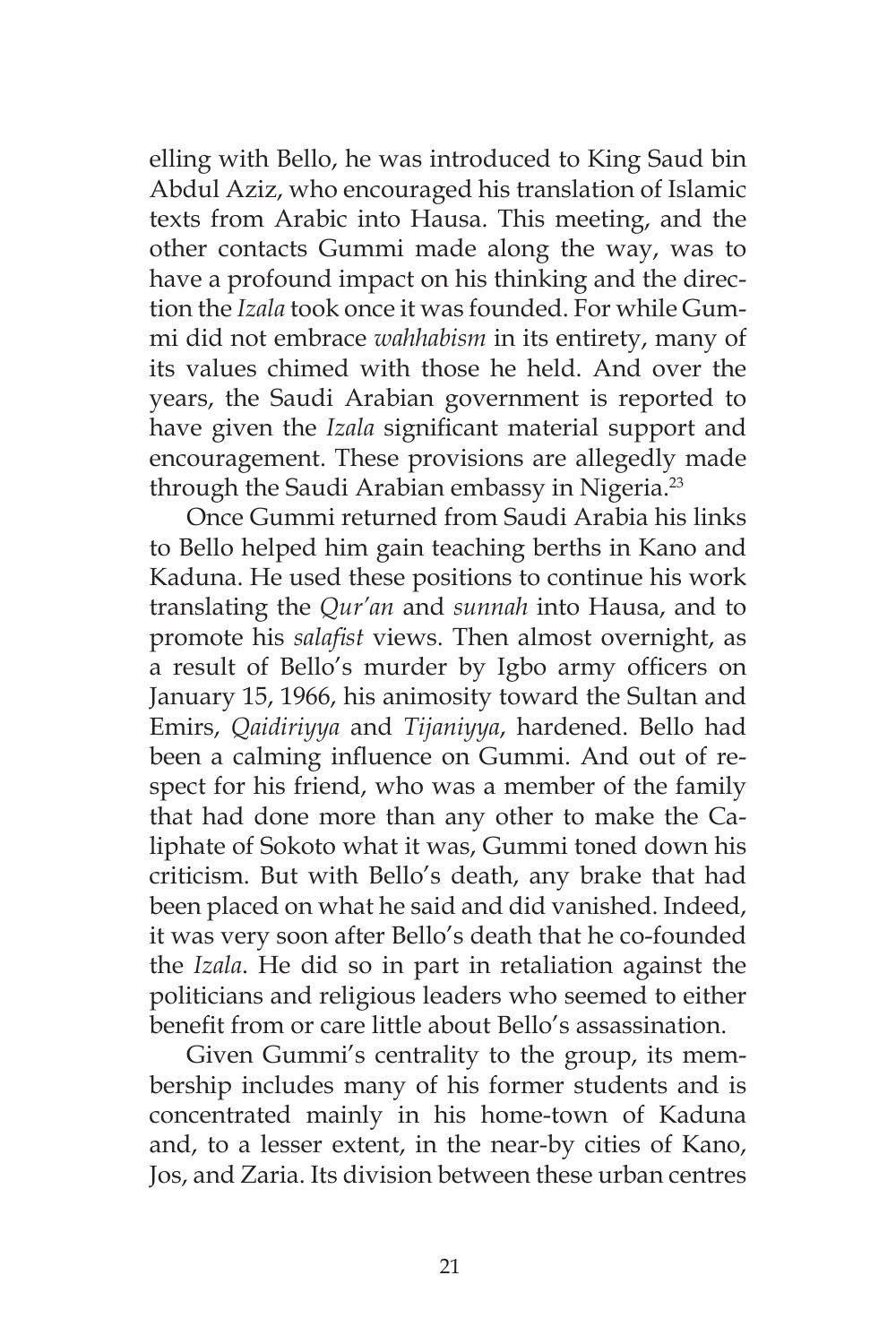elling with Bello, he was introduced to King Saud bin Abdul Aziz, who encouraged his translation of Islamic texts from Arabic into Hausa. This meeting, and the other contacts Gummi made along the way, was to have a profound impact on his thinking and the direction the *Izala* took once it was founded. For while Gummi did not embrace *wahhabism* in its entirety, many of its values chimed with those he held. And over the years, the Saudi Arabian government is reported to have given the *Izala* significant material support and encouragement. These provisions are allegedly made through the Saudi Arabian embassy in Nigeria.[23]

Once Gummi returned from Saudi Arabia his links to Bello helped him gain teaching berths in Kano and Kaduna. He used these positions to continue his work translating the *Qur'an* and *sunnah* into Hausa, and to promote his *salafist* views. Then almost overnight, as a result of Bello's murder by Igbo army officers on January 15, 1966, his animosity toward the Sultan and Emirs, *Qaidiriyya* and *Tijaniyya*, hardened. Bello had been a calming influence on Gummi. And out of respect for his friend, who was a member of the family that had done more than any other to make the Caliphate of Sokoto what it was, Gummi toned down his criticism. But with Bello's death, any brake that had been placed on what he said and did vanished. Indeed, it was very soon after Bello's death that he co-founded the *Izala*. He did so in part in retaliation against the politicians and religious leaders who seemed to either benefit from or care little about Bello's assassination.

Given Gummi's centrality to the group, its membership includes many of his former students and is concentrated mainly in his home-town of Kaduna and, to a lesser extent, in the near-by cities of Kano, Jos, and Zaria. Its division between these urban centres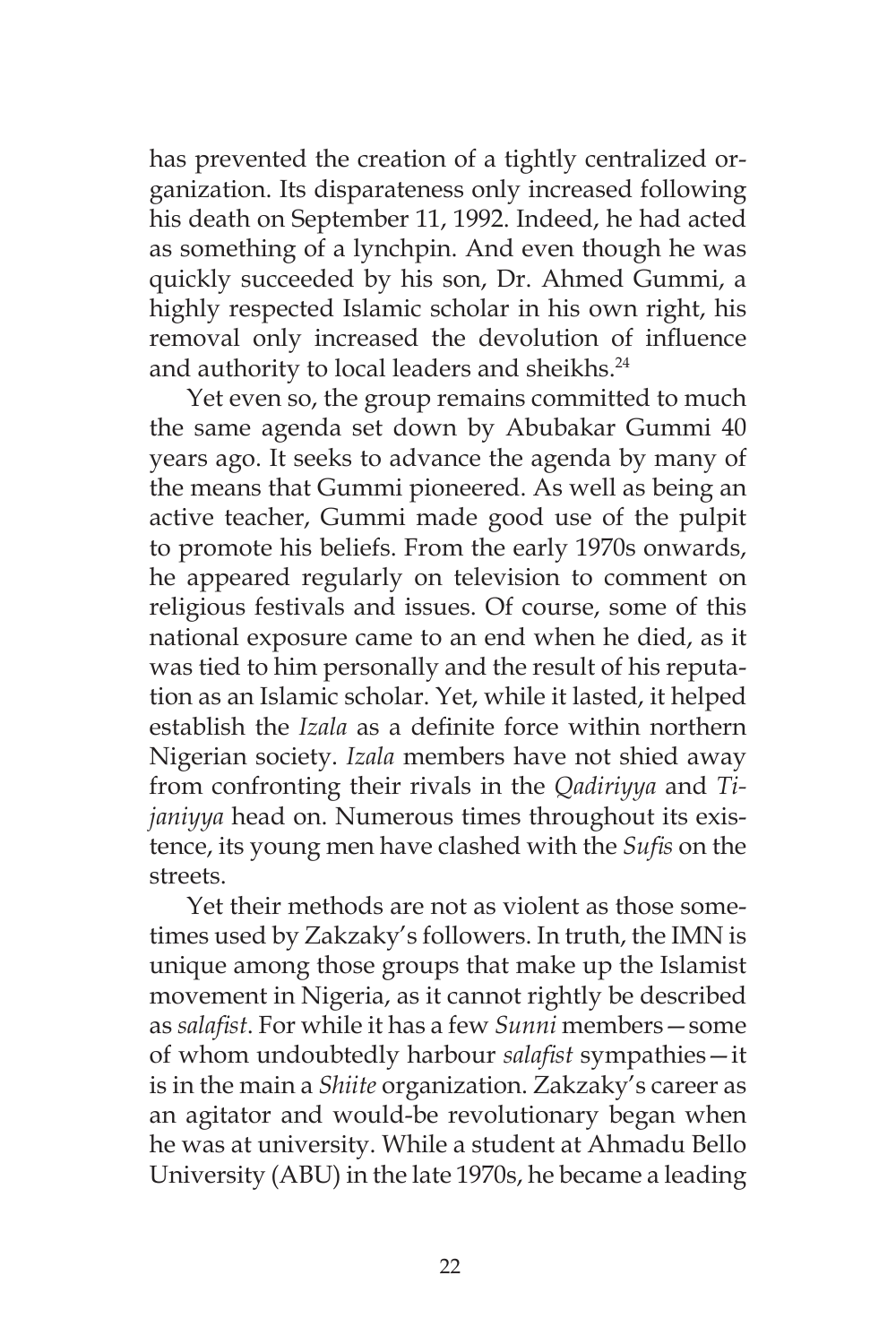has prevented the creation of a tightly centralized organization. Its disparateness only increased following his death on September 11, 1992. Indeed, he had acted as something of a lynchpin. And even though he was quickly succeeded by his son, Dr. Ahmed Gummi, a highly respected Islamic scholar in his own right, his removal only increased the devolution of influence and authority to local leaders and sheikhs.[24]

Yet even so, the group remains committed to much the same agenda set down by Abubakar Gummi 40 years ago. It seeks to advance the agenda by many of the means that Gummi pioneered. As well as being an active teacher, Gummi made good use of the pulpit to promote his beliefs. From the early 1970s onwards, he appeared regularly on television to comment on religious festivals and issues. Of course, some of this national exposure came to an end when he died, as it was tied to him personally and the result of his reputation as an Islamic scholar. Yet, while it lasted, it helped establish the *Izala* as a definite force within northern Nigerian society. *Izala* members have not shied away from confronting their rivals in the *Qadiriyya* and *Tijaniyya* head on. Numerous times throughout its existence, its young men have clashed with the *Sufis* on the streets.

Yet their methods are not as violent as those sometimes used by Zakzaky's followers. In truth, the IMN is unique among those groups that make up the Islamist movement in Nigeria, as it cannot rightly be described as *salafist*. For while it has a few *Sunni* members—some of whom undoubtedly harbour *salafist* sympathies—it is in the main a *Shiite* organization. Zakzaky's career as an agitator and would-be revolutionary began when he was at university. While a student at Ahmadu Bello University (ABU) in the late 1970s, he became a leading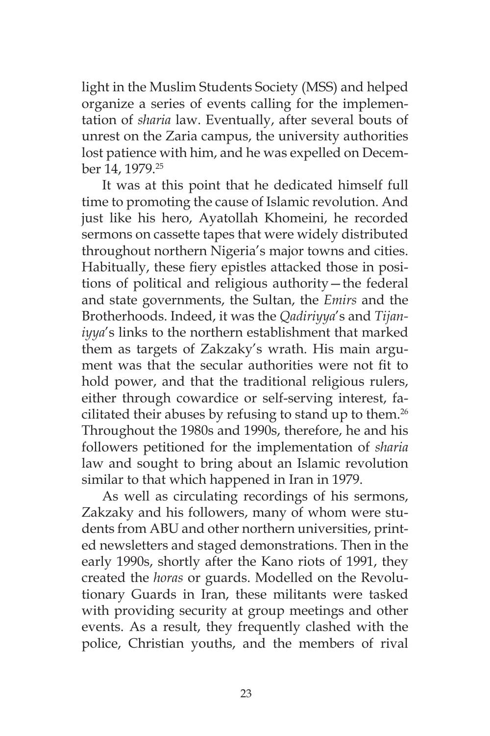light in the Muslim Students Society (MSS) and helped organize a series of events calling for the implementation of *sharia* law. Eventually, after several bouts of unrest on the Zaria campus, the university authorities lost patience with him, and he was expelled on December 14, 1979.[25]

It was at this point that he dedicated himself full time to promoting the cause of Islamic revolution. And just like his hero, Ayatollah Khomeini, he recorded sermons on cassette tapes that were widely distributed throughout northern Nigeria's major towns and cities. Habitually, these fiery epistles attacked those in positions of political and religious authority—the federal and state governments, the Sultan, the *Emirs* and the Brotherhoods. Indeed, it was the *Qadiriyya*'s and *Tijaniyya*'s links to the northern establishment that marked them as targets of Zakzaky's wrath. His main argument was that the secular authorities were not fit to hold power, and that the traditional religious rulers, either through cowardice or self-serving interest, facilitated their abuses by refusing to stand up to them.[26] Throughout the 1980s and 1990s, therefore, he and his followers petitioned for the implementation of *sharia* law and sought to bring about an Islamic revolution similar to that which happened in Iran in 1979.

As well as circulating recordings of his sermons, Zakzaky and his followers, many of whom were students from ABU and other northern universities, printed newsletters and staged demonstrations. Then in the early 1990s, shortly after the Kano riots of 1991, they created the *horas* or guards. Modelled on the Revolutionary Guards in Iran, these militants were tasked with providing security at group meetings and other events. As a result, they frequently clashed with the police, Christian youths, and the members of rival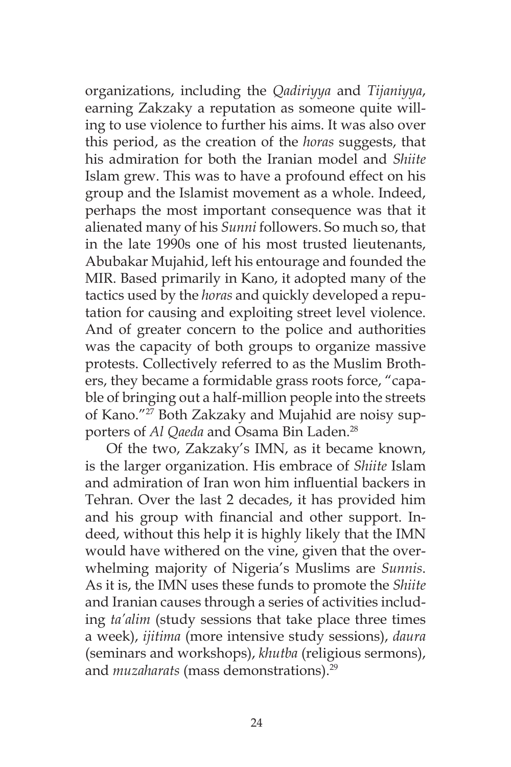organizations, including the *Qadiriyya* and *Tijaniyya*, earning Zakzaky a reputation as someone quite willing to use violence to further his aims. It was also over this period, as the creation of the *horas* suggests, that his admiration for both the Iranian model and *Shiite* Islam grew. This was to have a profound effect on his group and the Islamist movement as a whole. Indeed, perhaps the most important consequence was that it alienated many of his *Sunni* followers. So much so, that in the late 1990s one of his most trusted lieutenants, Abubakar Mujahid, left his entourage and founded the MIR. Based primarily in Kano, it adopted many of the tactics used by the *horas* and quickly developed a reputation for causing and exploiting street level violence. And of greater concern to the police and authorities was the capacity of both groups to organize massive protests. Collectively referred to as the Muslim Brothers, they became a formidable grass roots force, "capable of bringing out a half-million people into the streets of Kano."[27] Both Zakzaky and Mujahid are noisy supporters of *Al Qaeda* and Osama Bin Laden.[28]

Of the two, Zakzaky's IMN, as it became known, is the larger organization. His embrace of *Shiite* Islam and admiration of Iran won him influential backers in Tehran. Over the last 2 decades, it has provided him and his group with financial and other support. Indeed, without this help it is highly likely that the IMN would have withered on the vine, given that the overwhelming majority of Nigeria's Muslims are *Sunnis*. As it is, the IMN uses these funds to promote the *Shiite* and Iranian causes through a series of activities including *ta'alim* (study sessions that take place three times a week), *ijitima* (more intensive study sessions), *daura* (seminars and workshops), *khutba* (religious sermons), and *muzaharats* (mass demonstrations).[29]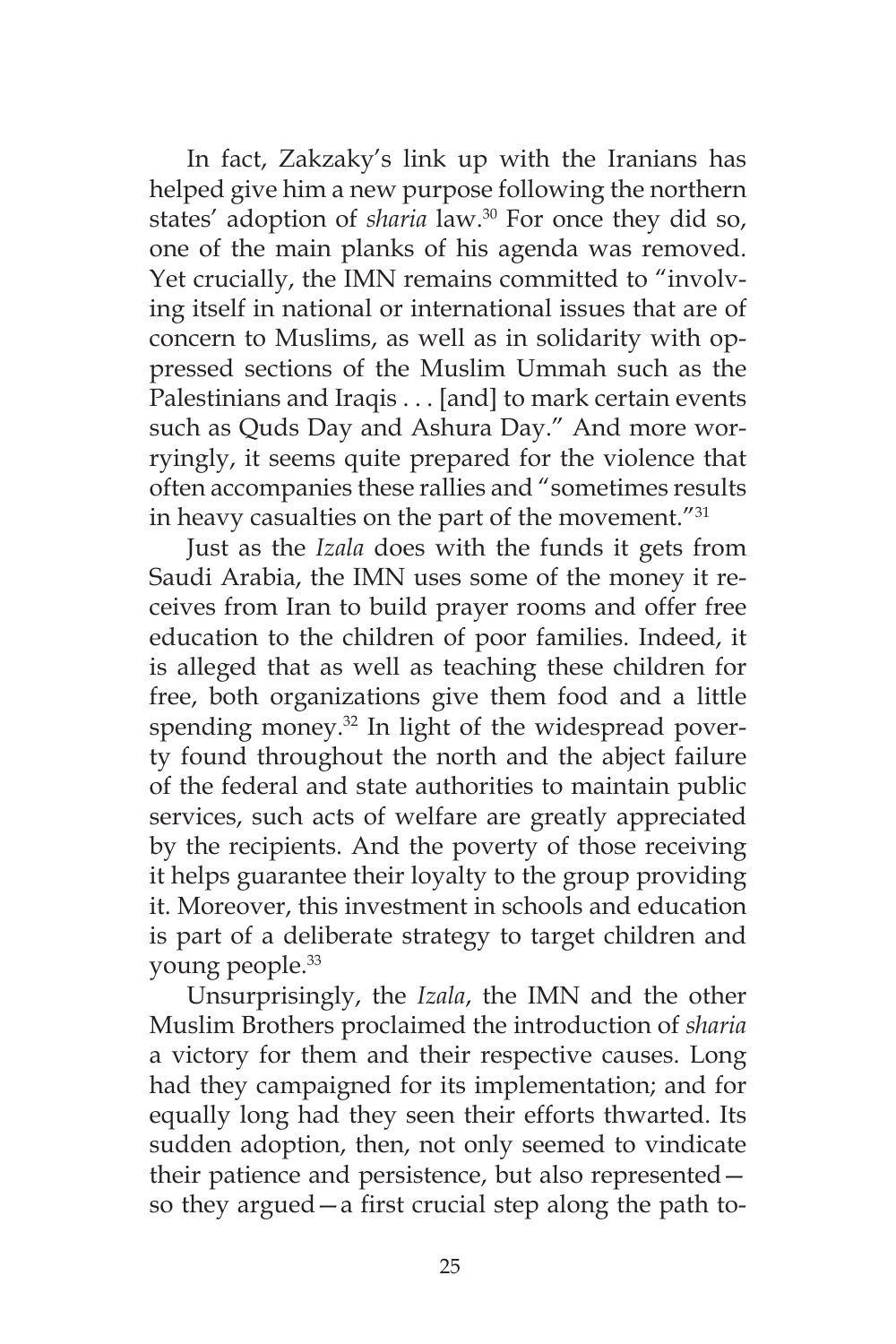In fact, Zakzaky's link up with the Iranians has helped give him a new purpose following the northern states' adoption of *sharia* law.[30] For once they did so, one of the main planks of his agenda was removed. Yet crucially, the IMN remains committed to "involving itself in national or international issues that are of concern to Muslims, as well as in solidarity with oppressed sections of the Muslim Ummah such as the Palestinians and Iraqis . . . [and] to mark certain events such as Quds Day and Ashura Day." And more worryingly, it seems quite prepared for the violence that often accompanies these rallies and "sometimes results in heavy casualties on the part of the movement."[31]

Just as the *Izala* does with the funds it gets from Saudi Arabia, the IMN uses some of the money it receives from Iran to build prayer rooms and offer free education to the children of poor families. Indeed, it is alleged that as well as teaching these children for free, both organizations give them food and a little spending money.[32] In light of the widespread poverty found throughout the north and the abject failure of the federal and state authorities to maintain public services, such acts of welfare are greatly appreciated by the recipients. And the poverty of those receiving it helps guarantee their loyalty to the group providing it. Moreover, this investment in schools and education is part of a deliberate strategy to target children and young people.[33]

Unsurprisingly, the *Izala*, the IMN and the other Muslim Brothers proclaimed the introduction of *sharia* a victory for them and their respective causes. Long had they campaigned for its implementation; and for equally long had they seen their efforts thwarted. Its sudden adoption, then, not only seemed to vindicate their patience and persistence, but also represented—so they argued—a first crucial step along the path to-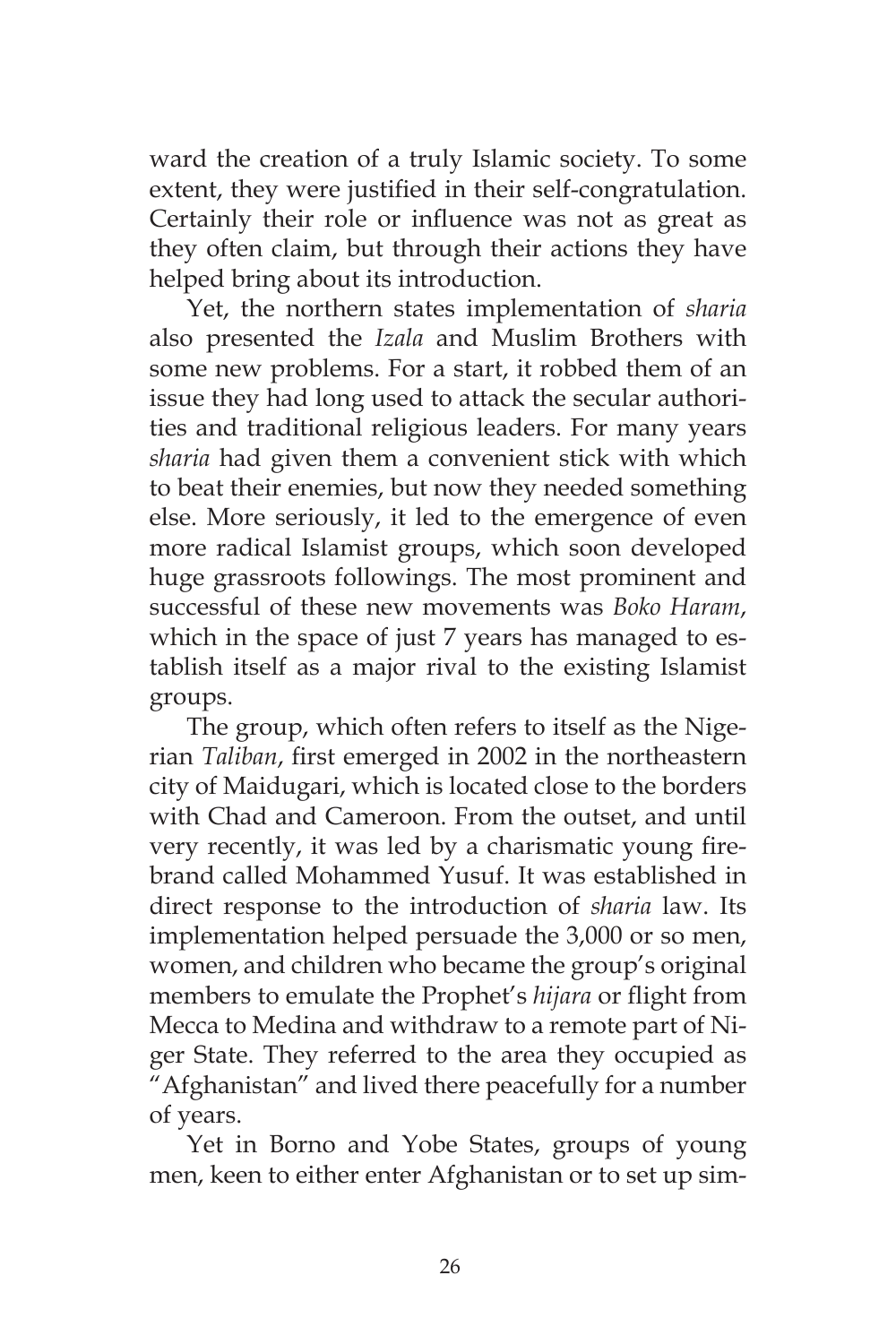ward the creation of a truly Islamic society. To some extent, they were justified in their self-congratulation. Certainly their role or influence was not as great as they often claim, but through their actions they have helped bring about its introduction.

Yet, the northern states implementation of *sharia* also presented the *Izala* and Muslim Brothers with some new problems. For a start, it robbed them of an issue they had long used to attack the secular authorities and traditional religious leaders. For many years *sharia* had given them a convenient stick with which to beat their enemies, but now they needed something else. More seriously, it led to the emergence of even more radical Islamist groups, which soon developed huge grassroots followings. The most prominent and successful of these new movements was *Boko Haram*, which in the space of just 7 years has managed to establish itself as a major rival to the existing Islamist groups.

The group, which often refers to itself as the Nigerian *Taliban*, first emerged in 2002 in the northeastern city of Maidugari, which is located close to the borders with Chad and Cameroon. From the outset, and until very recently, it was led by a charismatic young firebrand called Mohammed Yusuf. It was established in direct response to the introduction of *sharia* law. Its implementation helped persuade the 3,000 or so men, women, and children who became the group's original members to emulate the Prophet's *hijara* or flight from Mecca to Medina and withdraw to a remote part of Niger State. They referred to the area they occupied as "Afghanistan" and lived there peacefully for a number of years.

Yet in Borno and Yobe States, groups of young men, keen to either enter Afghanistan or to set up sim-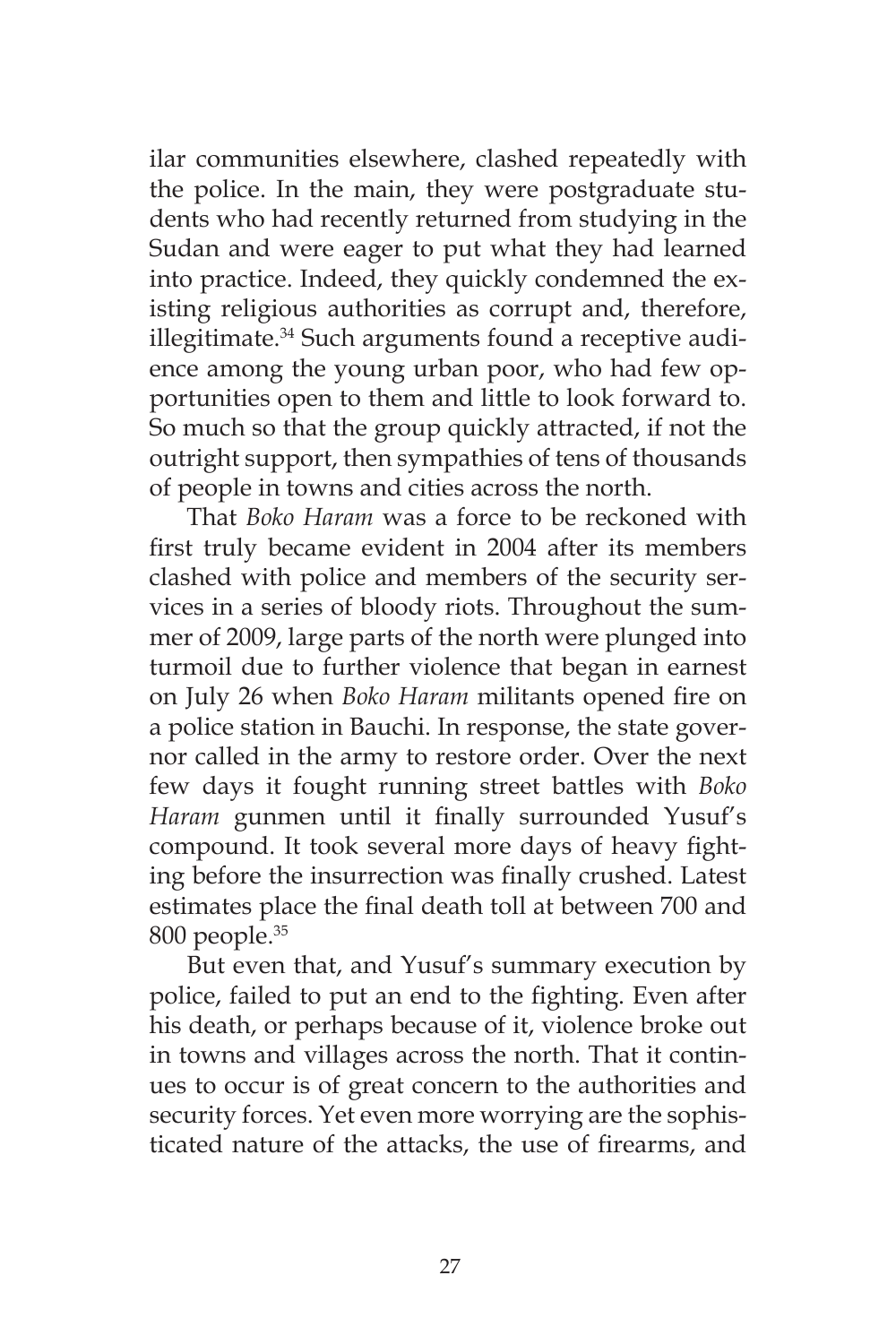ilar communities elsewhere, clashed repeatedly with the police. In the main, they were postgraduate students who had recently returned from studying in the Sudan and were eager to put what they had learned into practice. Indeed, they quickly condemned the existing religious authorities as corrupt and, therefore, illegitimate.[34] Such arguments found a receptive audience among the young urban poor, who had few opportunities open to them and little to look forward to. So much so that the group quickly attracted, if not the outright support, then sympathies of tens of thousands of people in towns and cities across the north.

That *Boko Haram* was a force to be reckoned with first truly became evident in 2004 after its members clashed with police and members of the security services in a series of bloody riots. Throughout the summer of 2009, large parts of the north were plunged into turmoil due to further violence that began in earnest on July 26 when *Boko Haram* militants opened fire on a police station in Bauchi. In response, the state governor called in the army to restore order. Over the next few days it fought running street battles with *Boko Haram* gunmen until it finally surrounded Yusuf's compound. It took several more days of heavy fighting before the insurrection was finally crushed. Latest estimates place the final death toll at between 700 and 800 people.[35]

But even that, and Yusuf's summary execution by police, failed to put an end to the fighting. Even after his death, or perhaps because of it, violence broke out in towns and villages across the north. That it continues to occur is of great concern to the authorities and security forces. Yet even more worrying are the sophisticated nature of the attacks, the use of firearms, and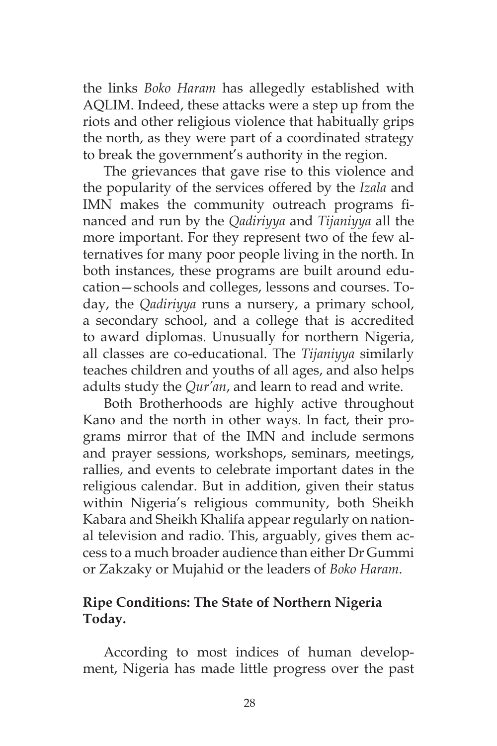the links *Boko Haram* has allegedly established with AQLIM. Indeed, these attacks were a step up from the riots and other religious violence that habitually grips the north, as they were part of a coordinated strategy to break the government's authority in the region.

The grievances that gave rise to this violence and the popularity of the services offered by the *Izala* and IMN makes the community outreach programs financed and run by the *Qadiriyya* and *Tijaniyya* all the more important. For they represent two of the few alternatives for many poor people living in the north. In both instances, these programs are built around education—schools and colleges, lessons and courses. Today, the *Qadiriyya* runs a nursery, a primary school, a secondary school, and a college that is accredited to award diplomas. Unusually for northern Nigeria, all classes are co-educational. The *Tijaniyya* similarly teaches children and youths of all ages, and also helps adults study the *Qur'an*, and learn to read and write.

Both Brotherhoods are highly active throughout Kano and the north in other ways. In fact, their programs mirror that of the IMN and include sermons and prayer sessions, workshops, seminars, meetings, rallies, and events to celebrate important dates in the religious calendar. But in addition, given their status within Nigeria's religious community, both Sheikh Kabara and Sheikh Khalifa appear regularly on national television and radio. This, arguably, gives them access to a much broader audience than either Dr Gummi or Zakzaky or Mujahid or the leaders of *Boko Haram*.

## Ripe Conditions: The State of Northern Nigeria Today.

According to most indices of human development, Nigeria has made little progress over the past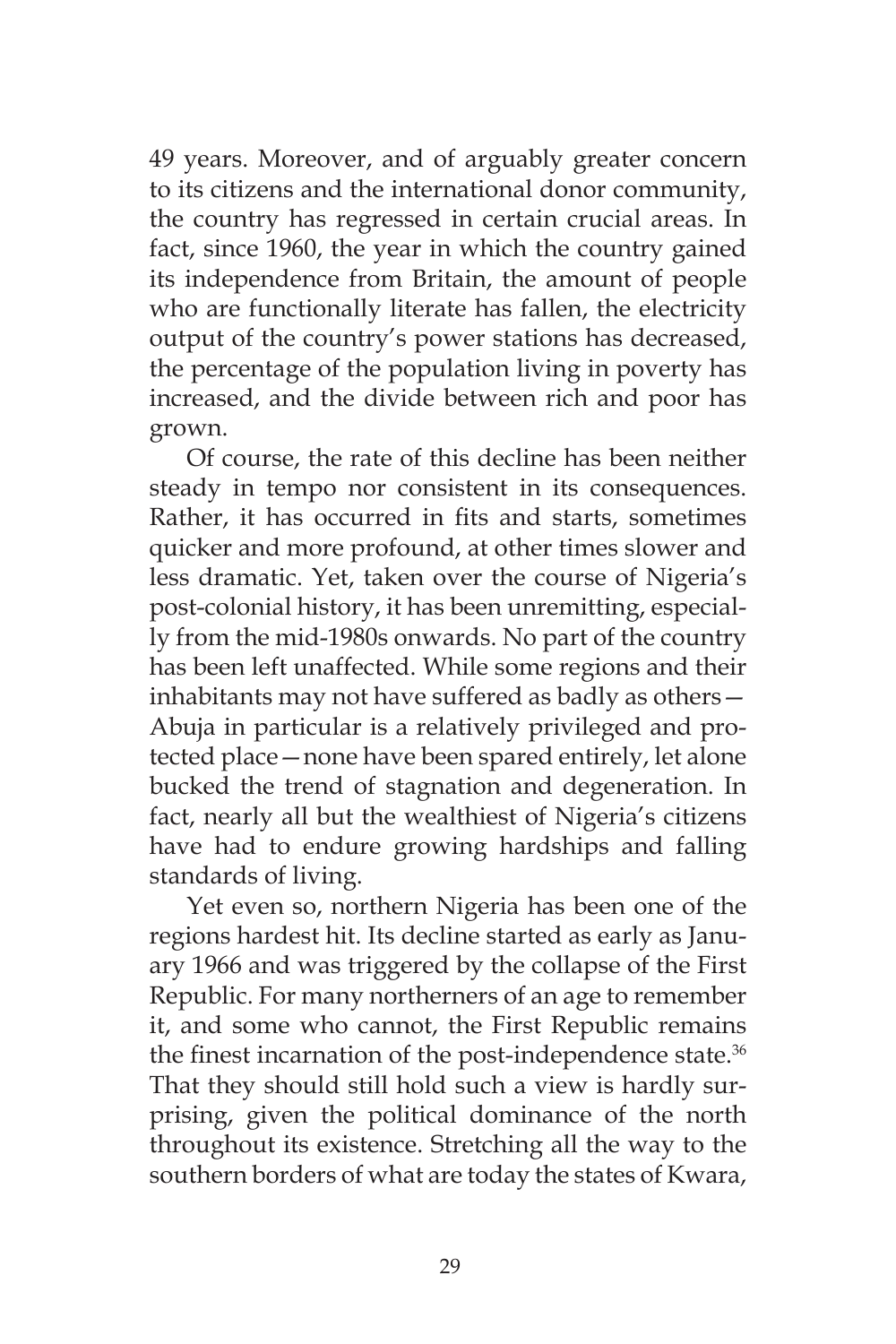49 years. Moreover, and of arguably greater concern to its citizens and the international donor community, the country has regressed in certain crucial areas. In fact, since 1960, the year in which the country gained its independence from Britain, the amount of people who are functionally literate has fallen, the electricity output of the country's power stations has decreased, the percentage of the population living in poverty has increased, and the divide between rich and poor has grown.

Of course, the rate of this decline has been neither steady in tempo nor consistent in its consequences. Rather, it has occurred in fits and starts, sometimes quicker and more profound, at other times slower and less dramatic. Yet, taken over the course of Nigeria's post-colonial history, it has been unremitting, especially from the mid-1980s onwards. No part of the country has been left unaffected. While some regions and their inhabitants may not have suffered as badly as others—Abuja in particular is a relatively privileged and protected place—none have been spared entirely, let alone bucked the trend of stagnation and degeneration. In fact, nearly all but the wealthiest of Nigeria's citizens have had to endure growing hardships and falling standards of living.

Yet even so, northern Nigeria has been one of the regions hardest hit. Its decline started as early as January 1966 and was triggered by the collapse of the First Republic. For many northerners of an age to remember it, and some who cannot, the First Republic remains the finest incarnation of the post-independence state.[36] That they should still hold such a view is hardly surprising, given the political dominance of the north throughout its existence. Stretching all the way to the southern borders of what are today the states of Kwara,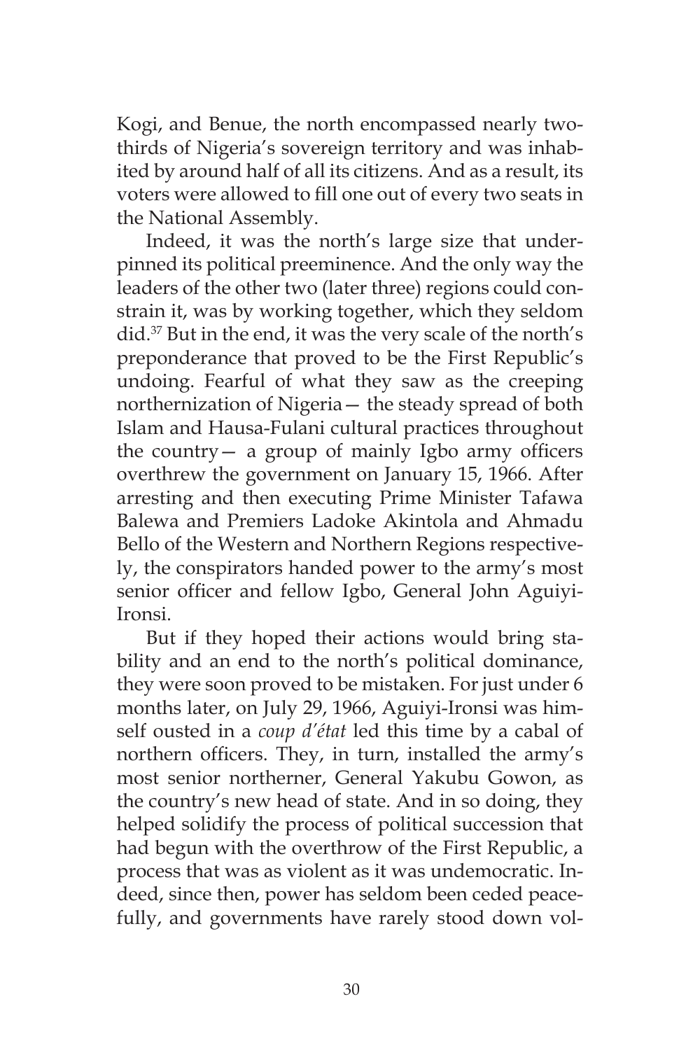Kogi, and Benue, the north encompassed nearly two-thirds of Nigeria's sovereign territory and was inhabited by around half of all its citizens. And as a result, its voters were allowed to fill one out of every two seats in the National Assembly.

Indeed, it was the north's large size that underpinned its political preeminence. And the only way the leaders of the other two (later three) regions could constrain it, was by working together, which they seldom did.[37] But in the end, it was the very scale of the north's preponderance that proved to be the First Republic's undoing. Fearful of what they saw as the creeping northernization of Nigeria— the steady spread of both Islam and Hausa-Fulani cultural practices throughout the country— a group of mainly Igbo army officers overthrew the government on January 15, 1966. After arresting and then executing Prime Minister Tafawa Balewa and Premiers Ladoke Akintola and Ahmadu Bello of the Western and Northern Regions respectively, the conspirators handed power to the army's most senior officer and fellow Igbo, General John Aguiyi-Ironsi.

But if they hoped their actions would bring stability and an end to the north's political dominance, they were soon proved to be mistaken. For just under 6 months later, on July 29, 1966, Aguiyi-Ironsi was himself ousted in a *coup d'état* led this time by a cabal of northern officers. They, in turn, installed the army's most senior northerner, General Yakubu Gowon, as the country's new head of state. And in so doing, they helped solidify the process of political succession that had begun with the overthrow of the First Republic, a process that was as violent as it was undemocratic. Indeed, since then, power has seldom been ceded peacefully, and governments have rarely stood down vol-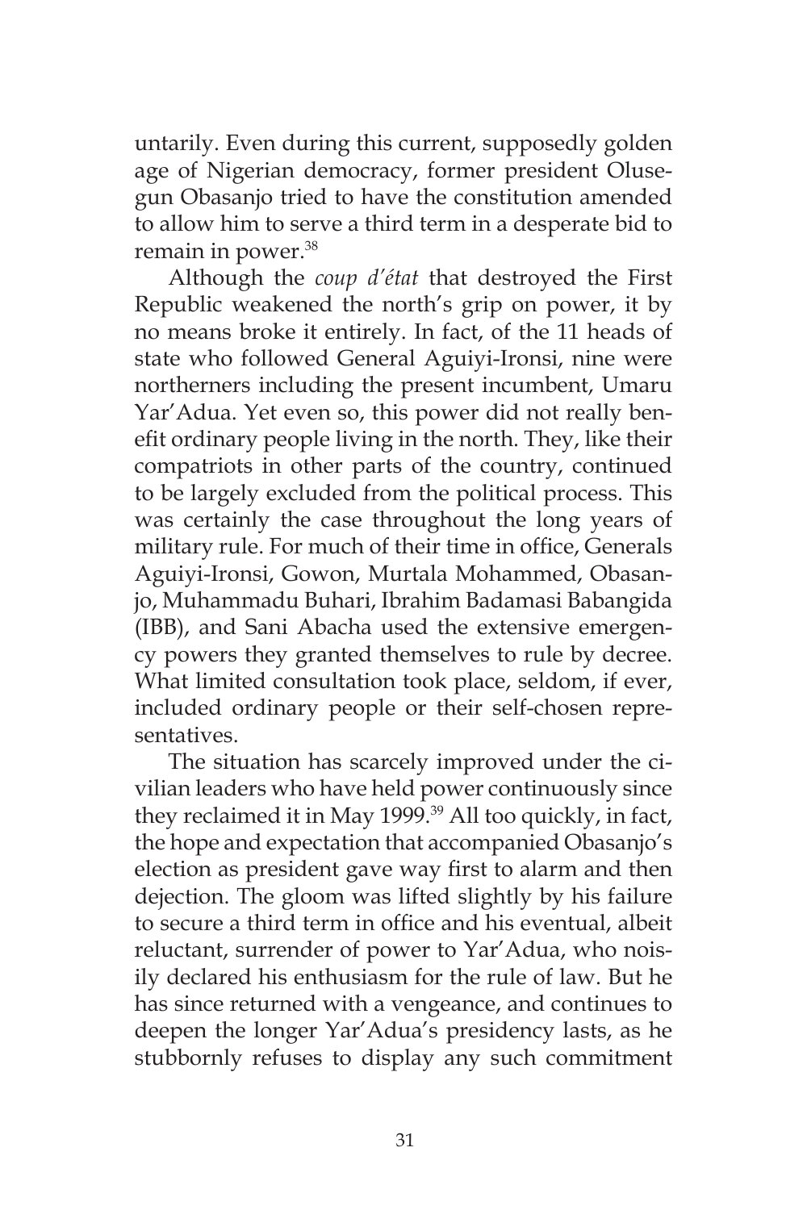untarily. Even during this current, supposedly golden age of Nigerian democracy, former president Olusegun Obasanjo tried to have the constitution amended to allow him to serve a third term in a desperate bid to remain in power.[38]

Although the *coup d'état* that destroyed the First Republic weakened the north's grip on power, it by no means broke it entirely. In fact, of the 11 heads of state who followed General Aguiyi-Ironsi, nine were northerners including the present incumbent, Umaru Yar'Adua. Yet even so, this power did not really benefit ordinary people living in the north. They, like their compatriots in other parts of the country, continued to be largely excluded from the political process. This was certainly the case throughout the long years of military rule. For much of their time in office, Generals Aguiyi-Ironsi, Gowon, Murtala Mohammed, Obasanjo, Muhammadu Buhari, Ibrahim Badamasi Babangida (IBB), and Sani Abacha used the extensive emergency powers they granted themselves to rule by decree. What limited consultation took place, seldom, if ever, included ordinary people or their self-chosen representatives.

The situation has scarcely improved under the civilian leaders who have held power continuously since they reclaimed it in May 1999.[39] All too quickly, in fact, the hope and expectation that accompanied Obasanjo's election as president gave way first to alarm and then dejection. The gloom was lifted slightly by his failure to secure a third term in office and his eventual, albeit reluctant, surrender of power to Yar'Adua, who noisily declared his enthusiasm for the rule of law. But he has since returned with a vengeance, and continues to deepen the longer Yar'Adua's presidency lasts, as he stubbornly refuses to display any such commitment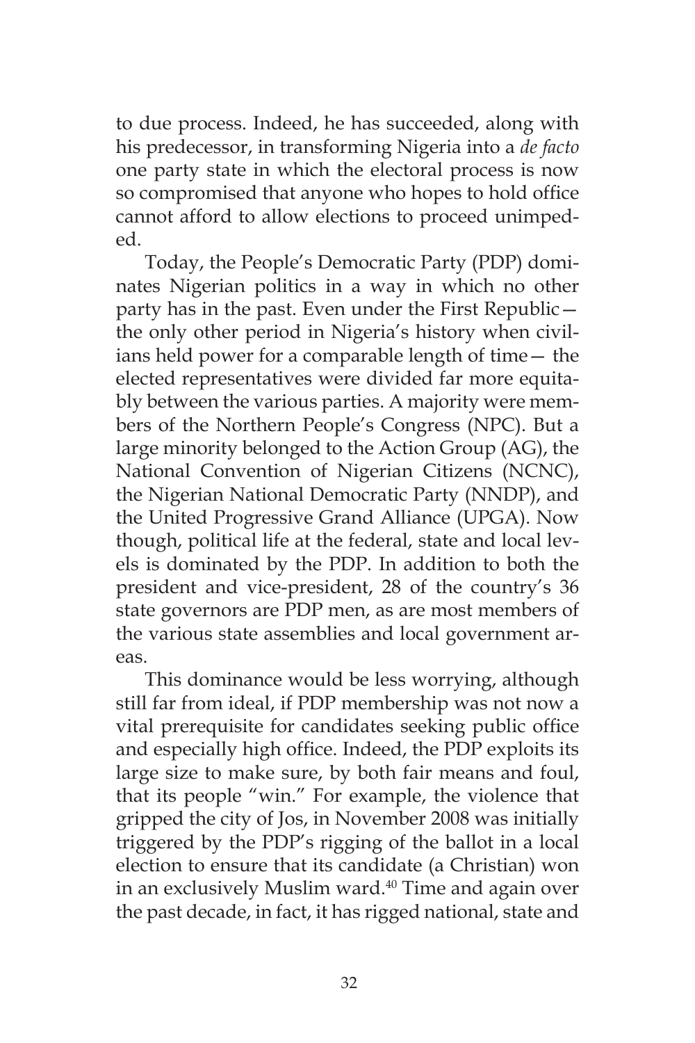to due process. Indeed, he has succeeded, along with his predecessor, in transforming Nigeria into a *de facto* one party state in which the electoral process is now so compromised that anyone who hopes to hold office cannot afford to allow elections to proceed unimpeded.

Today, the People's Democratic Party (PDP) dominates Nigerian politics in a way in which no other party has in the past. Even under the First Republic—the only other period in Nigeria's history when civilians held power for a comparable length of time— the elected representatives were divided far more equitably between the various parties. A majority were members of the Northern People's Congress (NPC). But a large minority belonged to the Action Group (AG), the National Convention of Nigerian Citizens (NCNC), the Nigerian National Democratic Party (NNDP), and the United Progressive Grand Alliance (UPGA). Now though, political life at the federal, state and local levels is dominated by the PDP. In addition to both the president and vice-president, 28 of the country's 36 state governors are PDP men, as are most members of the various state assemblies and local government areas.

This dominance would be less worrying, although still far from ideal, if PDP membership was not now a vital prerequisite for candidates seeking public office and especially high office. Indeed, the PDP exploits its large size to make sure, by both fair means and foul, that its people "win." For example, the violence that gripped the city of Jos, in November 2008 was initially triggered by the PDP's rigging of the ballot in a local election to ensure that its candidate (a Christian) won in an exclusively Muslim ward.[40] Time and again over the past decade, in fact, it has rigged national, state and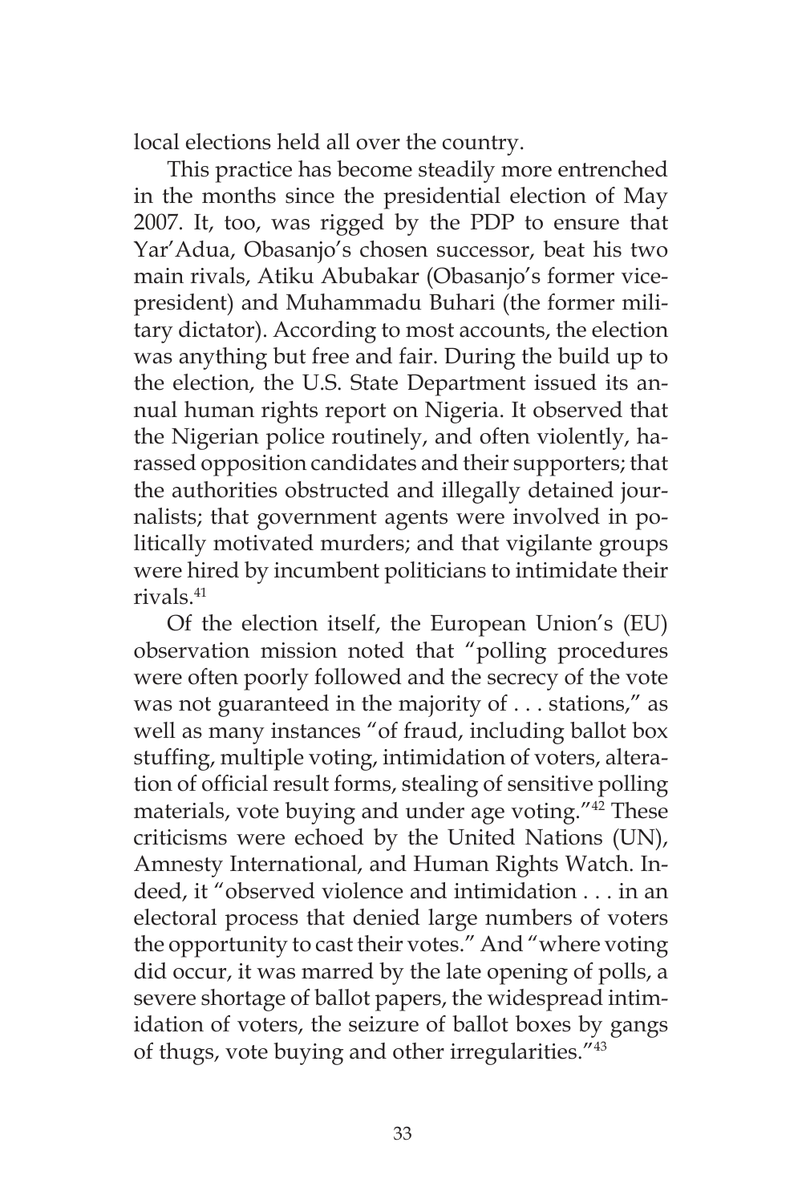local elections held all over the country.

This practice has become steadily more entrenched in the months since the presidential election of May 2007. It, too, was rigged by the PDP to ensure that Yar'Adua, Obasanjo's chosen successor, beat his two main rivals, Atiku Abubakar (Obasanjo's former vice-president) and Muhammadu Buhari (the former military dictator). According to most accounts, the election was anything but free and fair. During the build up to the election, the U.S. State Department issued its annual human rights report on Nigeria. It observed that the Nigerian police routinely, and often violently, harassed opposition candidates and their supporters; that the authorities obstructed and illegally detained journalists; that government agents were involved in politically motivated murders; and that vigilante groups were hired by incumbent politicians to intimidate their rivals.[41]

Of the election itself, the European Union's (EU) observation mission noted that "polling procedures were often poorly followed and the secrecy of the vote was not guaranteed in the majority of . . . stations," as well as many instances "of fraud, including ballot box stuffing, multiple voting, intimidation of voters, alteration of official result forms, stealing of sensitive polling materials, vote buying and under age voting."[42] These criticisms were echoed by the United Nations (UN), Amnesty International, and Human Rights Watch. Indeed, it "observed violence and intimidation . . . in an electoral process that denied large numbers of voters the opportunity to cast their votes." And "where voting did occur, it was marred by the late opening of polls, a severe shortage of ballot papers, the widespread intimidation of voters, the seizure of ballot boxes by gangs of thugs, vote buying and other irregularities."[43]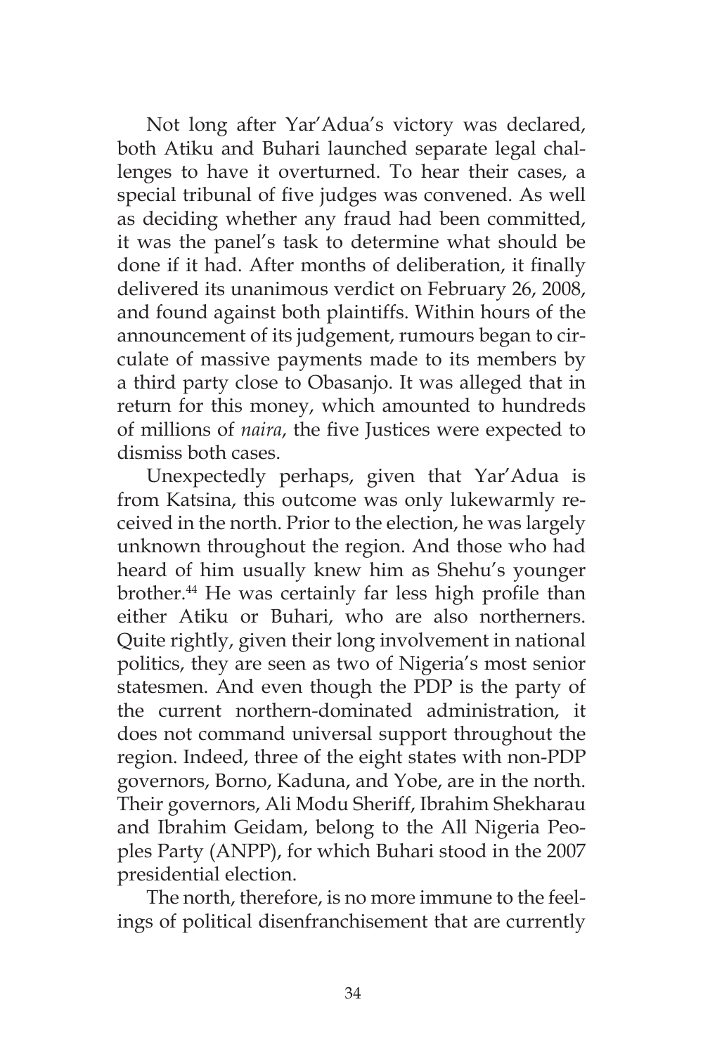Not long after Yar'Adua's victory was declared, both Atiku and Buhari launched separate legal challenges to have it overturned. To hear their cases, a special tribunal of five judges was convened. As well as deciding whether any fraud had been committed, it was the panel's task to determine what should be done if it had. After months of deliberation, it finally delivered its unanimous verdict on February 26, 2008, and found against both plaintiffs. Within hours of the announcement of its judgement, rumours began to circulate of massive payments made to its members by a third party close to Obasanjo. It was alleged that in return for this money, which amounted to hundreds of millions of *naira*, the five Justices were expected to dismiss both cases.

Unexpectedly perhaps, given that Yar'Adua is from Katsina, this outcome was only lukewarmly received in the north. Prior to the election, he was largely unknown throughout the region. And those who had heard of him usually knew him as Shehu's younger brother.[44] He was certainly far less high profile than either Atiku or Buhari, who are also northerners. Quite rightly, given their long involvement in national politics, they are seen as two of Nigeria's most senior statesmen. And even though the PDP is the party of the current northern-dominated administration, it does not command universal support throughout the region. Indeed, three of the eight states with non-PDP governors, Borno, Kaduna, and Yobe, are in the north. Their governors, Ali Modu Sheriff, Ibrahim Shekharau and Ibrahim Geidam, belong to the All Nigeria Peoples Party (ANPP), for which Buhari stood in the 2007 presidential election.

The north, therefore, is no more immune to the feelings of political disenfranchisement that are currently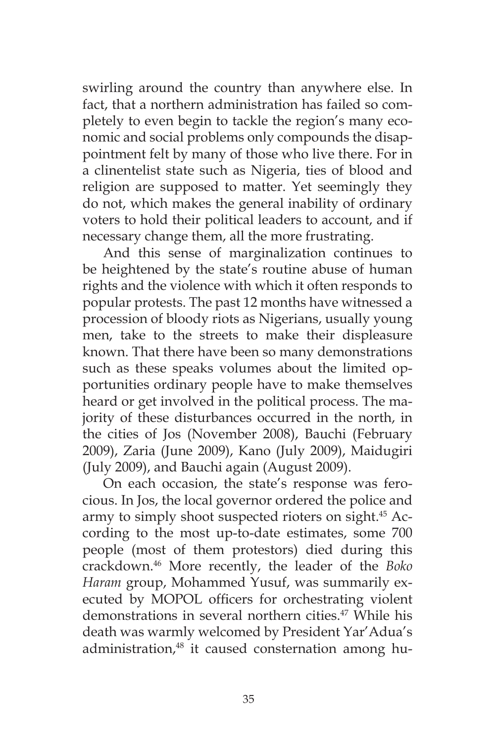swirling around the country than anywhere else. In fact, that a northern administration has failed so completely to even begin to tackle the region's many economic and social problems only compounds the disappointment felt by many of those who live there. For in a clinentelist state such as Nigeria, ties of blood and religion are supposed to matter. Yet seemingly they do not, which makes the general inability of ordinary voters to hold their political leaders to account, and if necessary change them, all the more frustrating.

And this sense of marginalization continues to be heightened by the state's routine abuse of human rights and the violence with which it often responds to popular protests. The past 12 months have witnessed a procession of bloody riots as Nigerians, usually young men, take to the streets to make their displeasure known. That there have been so many demonstrations such as these speaks volumes about the limited opportunities ordinary people have to make themselves heard or get involved in the political process. The majority of these disturbances occurred in the north, in the cities of Jos (November 2008), Bauchi (February 2009), Zaria (June 2009), Kano (July 2009), Maidugiri (July 2009), and Bauchi again (August 2009).

On each occasion, the state's response was ferocious. In Jos, the local governor ordered the police and army to simply shoot suspected rioters on sight.[45] According to the most up-to-date estimates, some 700 people (most of them protestors) died during this crackdown.[46] More recently, the leader of the *Boko Haram* group, Mohammed Yusuf, was summarily executed by MOPOL officers for orchestrating violent demonstrations in several northern cities.[47] While his death was warmly welcomed by President Yar'Adua's administration,[48] it caused consternation among hu-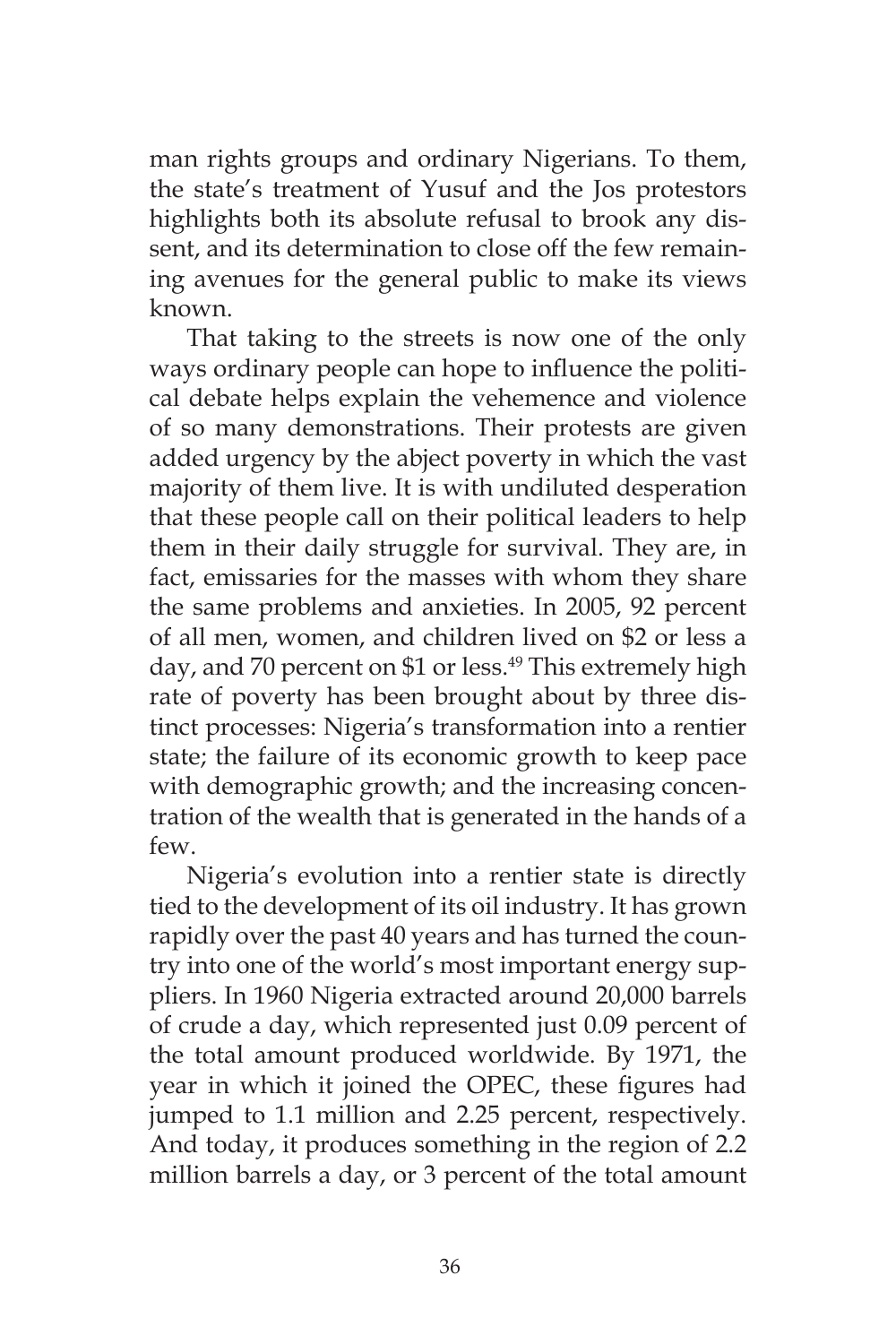man rights groups and ordinary Nigerians. To them, the state's treatment of Yusuf and the Jos protestors highlights both its absolute refusal to brook any dissent, and its determination to close off the few remaining avenues for the general public to make its views known.

That taking to the streets is now one of the only ways ordinary people can hope to influence the political debate helps explain the vehemence and violence of so many demonstrations. Their protests are given added urgency by the abject poverty in which the vast majority of them live. It is with undiluted desperation that these people call on their political leaders to help them in their daily struggle for survival. They are, in fact, emissaries for the masses with whom they share the same problems and anxieties. In 2005, 92 percent of all men, women, and children lived on $2 or less a day, and 70 percent on $1 or less.[49] This extremely high rate of poverty has been brought about by three distinct processes: Nigeria's transformation into a rentier state; the failure of its economic growth to keep pace with demographic growth; and the increasing concentration of the wealth that is generated in the hands of a few.

Nigeria's evolution into a rentier state is directly tied to the development of its oil industry. It has grown rapidly over the past 40 years and has turned the country into one of the world's most important energy suppliers. In 1960 Nigeria extracted around 20,000 barrels of crude a day, which represented just 0.09 percent of the total amount produced worldwide. By 1971, the year in which it joined the OPEC, these figures had jumped to 1.1 million and 2.25 percent, respectively. And today, it produces something in the region of 2.2 million barrels a day, or 3 percent of the total amount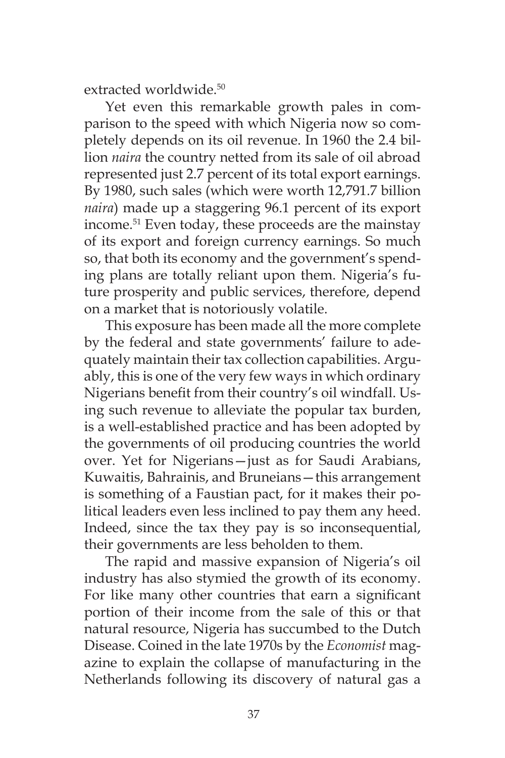extracted worldwide.[50]

Yet even this remarkable growth pales in comparison to the speed with which Nigeria now so completely depends on its oil revenue. In 1960 the 2.4 billion *naira* the country netted from its sale of oil abroad represented just 2.7 percent of its total export earnings. By 1980, such sales (which were worth 12,791.7 billion *naira*) made up a staggering 96.1 percent of its export income.[51] Even today, these proceeds are the mainstay of its export and foreign currency earnings. So much so, that both its economy and the government's spending plans are totally reliant upon them. Nigeria's future prosperity and public services, therefore, depend on a market that is notoriously volatile.

This exposure has been made all the more complete by the federal and state governments' failure to adequately maintain their tax collection capabilities. Arguably, this is one of the very few ways in which ordinary Nigerians benefit from their country's oil windfall. Using such revenue to alleviate the popular tax burden, is a well-established practice and has been adopted by the governments of oil producing countries the world over. Yet for Nigerians—just as for Saudi Arabians, Kuwaitis, Bahrainis, and Bruneians—this arrangement is something of a Faustian pact, for it makes their political leaders even less inclined to pay them any heed. Indeed, since the tax they pay is so inconsequential, their governments are less beholden to them.

The rapid and massive expansion of Nigeria's oil industry has also stymied the growth of its economy. For like many other countries that earn a significant portion of their income from the sale of this or that natural resource, Nigeria has succumbed to the Dutch Disease. Coined in the late 1970s by the *Economist* magazine to explain the collapse of manufacturing in the Netherlands following its discovery of natural gas a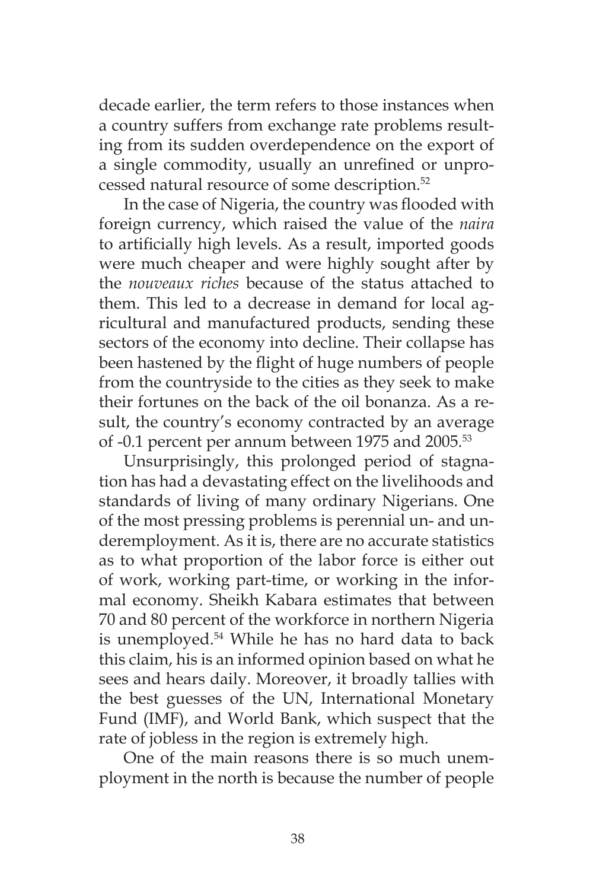decade earlier, the term refers to those instances when a country suffers from exchange rate problems resulting from its sudden overdependence on the export of a single commodity, usually an unrefined or unprocessed natural resource of some description.[52]

In the case of Nigeria, the country was flooded with foreign currency, which raised the value of the *naira* to artificially high levels. As a result, imported goods were much cheaper and were highly sought after by the *nouveaux riches* because of the status attached to them. This led to a decrease in demand for local agricultural and manufactured products, sending these sectors of the economy into decline. Their collapse has been hastened by the flight of huge numbers of people from the countryside to the cities as they seek to make their fortunes on the back of the oil bonanza. As a result, the country's economy contracted by an average of -0.1 percent per annum between 1975 and 2005.[53]

Unsurprisingly, this prolonged period of stagnation has had a devastating effect on the livelihoods and standards of living of many ordinary Nigerians. One of the most pressing problems is perennial un- and underemployment. As it is, there are no accurate statistics as to what proportion of the labor force is either out of work, working part-time, or working in the informal economy. Sheikh Kabara estimates that between 70 and 80 percent of the workforce in northern Nigeria is unemployed.[54] While he has no hard data to back this claim, his is an informed opinion based on what he sees and hears daily. Moreover, it broadly tallies with the best guesses of the UN, International Monetary Fund (IMF), and World Bank, which suspect that the rate of jobless in the region is extremely high.

One of the main reasons there is so much unemployment in the north is because the number of people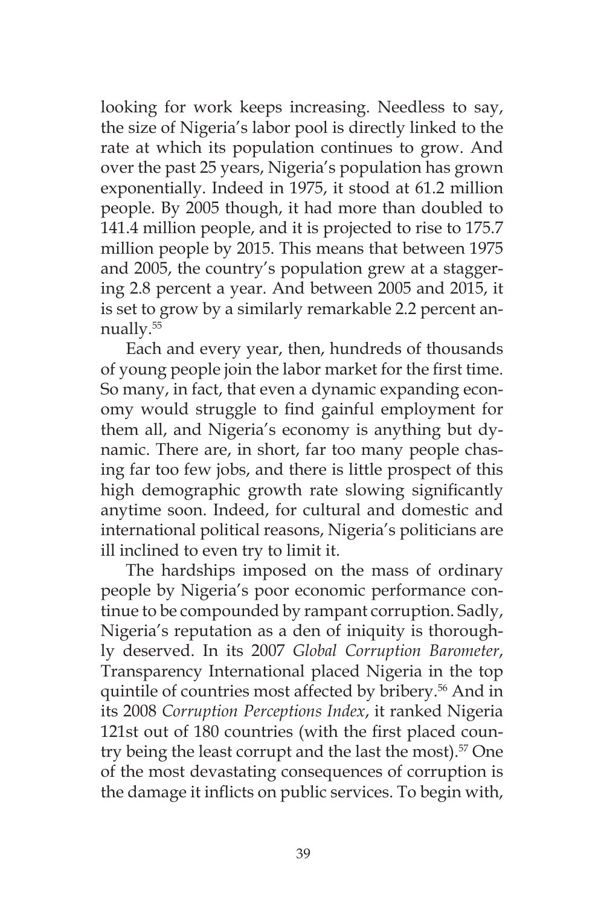looking for work keeps increasing. Needless to say, the size of Nigeria's labor pool is directly linked to the rate at which its population continues to grow. And over the past 25 years, Nigeria's population has grown exponentially. Indeed in 1975, it stood at 61.2 million people. By 2005 though, it had more than doubled to 141.4 million people, and it is projected to rise to 175.7 million people by 2015. This means that between 1975 and 2005, the country's population grew at a staggering 2.8 percent a year. And between 2005 and 2015, it is set to grow by a similarly remarkable 2.2 percent annually.[55]

Each and every year, then, hundreds of thousands of young people join the labor market for the first time. So many, in fact, that even a dynamic expanding economy would struggle to find gainful employment for them all, and Nigeria's economy is anything but dynamic. There are, in short, far too many people chasing far too few jobs, and there is little prospect of this high demographic growth rate slowing significantly anytime soon. Indeed, for cultural and domestic and international political reasons, Nigeria's politicians are ill inclined to even try to limit it.

The hardships imposed on the mass of ordinary people by Nigeria's poor economic performance continue to be compounded by rampant corruption. Sadly, Nigeria's reputation as a den of iniquity is thoroughly deserved. In its 2007 *Global Corruption Barometer*, Transparency International placed Nigeria in the top quintile of countries most affected by bribery.[56] And in its 2008 *Corruption Perceptions Index*, it ranked Nigeria 121st out of 180 countries (with the first placed country being the least corrupt and the last the most).[57] One of the most devastating consequences of corruption is the damage it inflicts on public services. To begin with,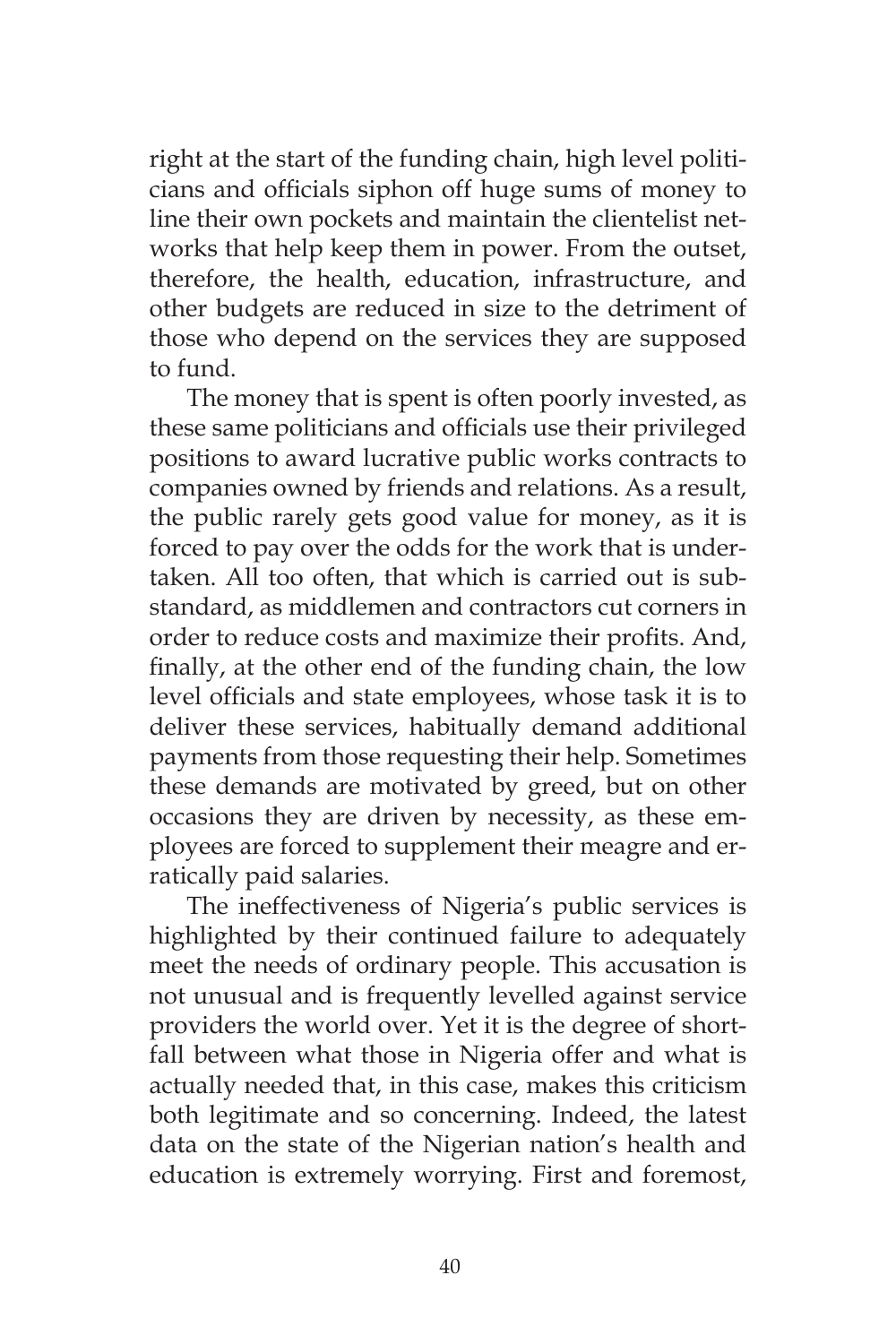right at the start of the funding chain, high level politicians and officials siphon off huge sums of money to line their own pockets and maintain the clientelist networks that help keep them in power. From the outset, therefore, the health, education, infrastructure, and other budgets are reduced in size to the detriment of those who depend on the services they are supposed to fund.

The money that is spent is often poorly invested, as these same politicians and officials use their privileged positions to award lucrative public works contracts to companies owned by friends and relations. As a result, the public rarely gets good value for money, as it is forced to pay over the odds for the work that is undertaken. All too often, that which is carried out is substandard, as middlemen and contractors cut corners in order to reduce costs and maximize their profits. And, finally, at the other end of the funding chain, the low level officials and state employees, whose task it is to deliver these services, habitually demand additional payments from those requesting their help. Sometimes these demands are motivated by greed, but on other occasions they are driven by necessity, as these employees are forced to supplement their meagre and erratically paid salaries.

The ineffectiveness of Nigeria's public services is highlighted by their continued failure to adequately meet the needs of ordinary people. This accusation is not unusual and is frequently levelled against service providers the world over. Yet it is the degree of shortfall between what those in Nigeria offer and what is actually needed that, in this case, makes this criticism both legitimate and so concerning. Indeed, the latest data on the state of the Nigerian nation's health and education is extremely worrying. First and foremost,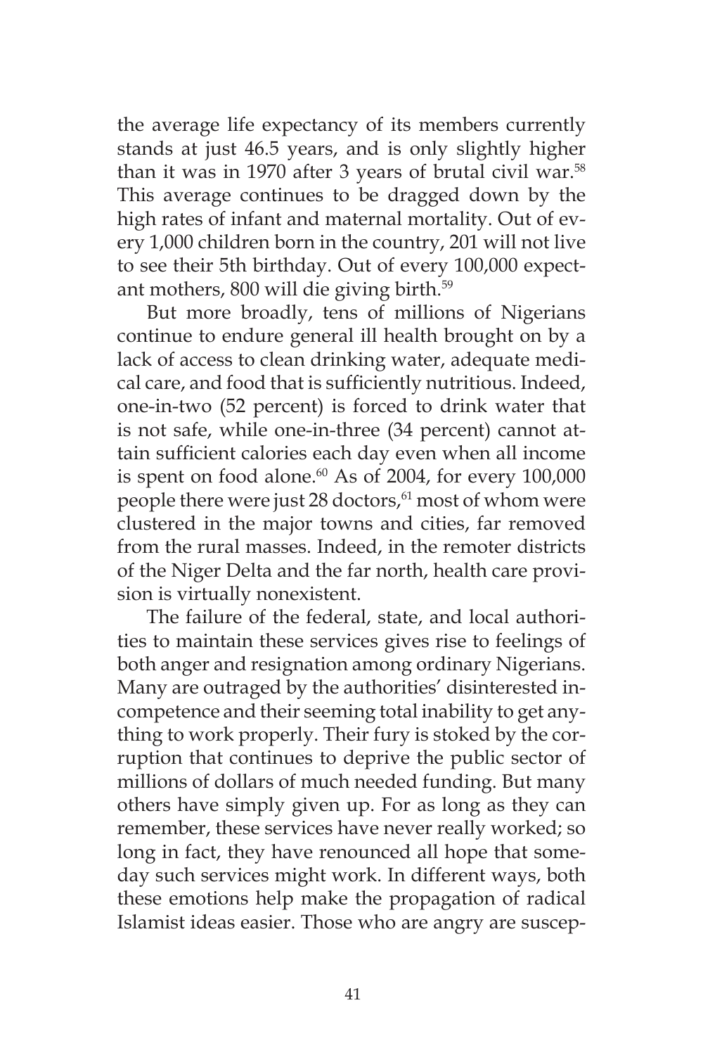the average life expectancy of its members currently stands at just 46.5 years, and is only slightly higher than it was in 1970 after 3 years of brutal civil war.[58] This average continues to be dragged down by the high rates of infant and maternal mortality. Out of every 1,000 children born in the country, 201 will not live to see their 5th birthday. Out of every 100,000 expectant mothers, 800 will die giving birth.[59]

But more broadly, tens of millions of Nigerians continue to endure general ill health brought on by a lack of access to clean drinking water, adequate medical care, and food that is sufficiently nutritious. Indeed, one-in-two (52 percent) is forced to drink water that is not safe, while one-in-three (34 percent) cannot attain sufficient calories each day even when all income is spent on food alone.[60] As of 2004, for every 100,000 people there were just 28 doctors,[61] most of whom were clustered in the major towns and cities, far removed from the rural masses. Indeed, in the remoter districts of the Niger Delta and the far north, health care provision is virtually nonexistent.

The failure of the federal, state, and local authorities to maintain these services gives rise to feelings of both anger and resignation among ordinary Nigerians. Many are outraged by the authorities' disinterested incompetence and their seeming total inability to get anything to work properly. Their fury is stoked by the corruption that continues to deprive the public sector of millions of dollars of much needed funding. But many others have simply given up. For as long as they can remember, these services have never really worked; so long in fact, they have renounced all hope that someday such services might work. In different ways, both these emotions help make the propagation of radical Islamist ideas easier. Those who are angry are suscep-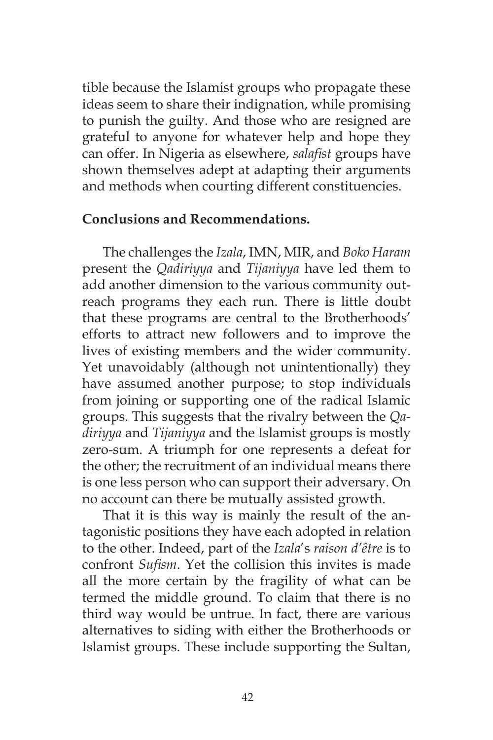tible because the Islamist groups who propagate these ideas seem to share their indignation, while promising to punish the guilty. And those who are resigned are grateful to anyone for whatever help and hope they can offer. In Nigeria as elsewhere, *salafist* groups have shown themselves adept at adapting their arguments and methods when courting different constituencies.

## Conclusions and Recommendations.

The challenges the *Izala*, IMN, MIR, and *Boko Haram* present the *Qadiriyya* and *Tijaniyya* have led them to add another dimension to the various community outreach programs they each run. There is little doubt that these programs are central to the Brotherhoods' efforts to attract new followers and to improve the lives of existing members and the wider community. Yet unavoidably (although not unintentionally) they have assumed another purpose; to stop individuals from joining or supporting one of the radical Islamic groups. This suggests that the rivalry between the *Qadiriyya* and *Tijaniyya* and the Islamist groups is mostly zero-sum. A triumph for one represents a defeat for the other; the recruitment of an individual means there is one less person who can support their adversary. On no account can there be mutually assisted growth.

That it is this way is mainly the result of the antagonistic positions they have each adopted in relation to the other. Indeed, part of the *Izala*'s *raison d'être* is to confront *Sufism*. Yet the collision this invites is made all the more certain by the fragility of what can be termed the middle ground. To claim that there is no third way would be untrue. In fact, there are various alternatives to siding with either the Brotherhoods or Islamist groups. These include supporting the Sultan,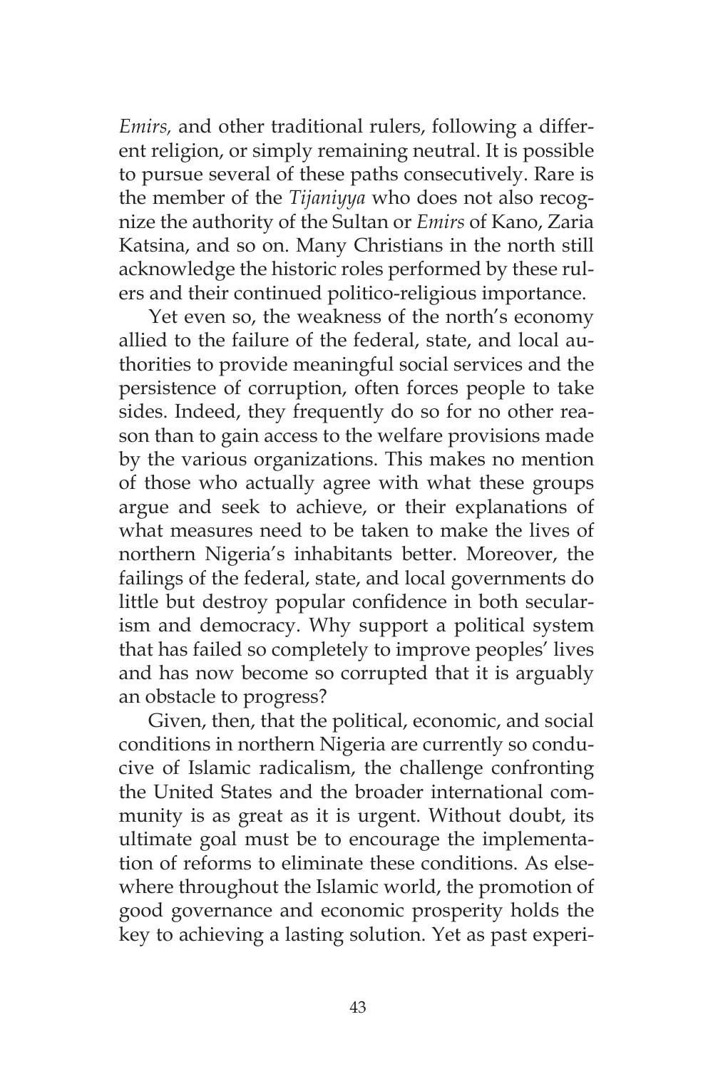*Emirs,* and other traditional rulers, following a different religion, or simply remaining neutral. It is possible to pursue several of these paths consecutively. Rare is the member of the *Tijaniyya* who does not also recognize the authority of the Sultan or *Emirs* of Kano, Zaria Katsina, and so on. Many Christians in the north still acknowledge the historic roles performed by these rulers and their continued politico-religious importance.

Yet even so, the weakness of the north's economy allied to the failure of the federal, state, and local authorities to provide meaningful social services and the persistence of corruption, often forces people to take sides. Indeed, they frequently do so for no other reason than to gain access to the welfare provisions made by the various organizations. This makes no mention of those who actually agree with what these groups argue and seek to achieve, or their explanations of what measures need to be taken to make the lives of northern Nigeria's inhabitants better. Moreover, the failings of the federal, state, and local governments do little but destroy popular confidence in both secularism and democracy. Why support a political system that has failed so completely to improve peoples' lives and has now become so corrupted that it is arguably an obstacle to progress?

Given, then, that the political, economic, and social conditions in northern Nigeria are currently so conducive of Islamic radicalism, the challenge confronting the United States and the broader international community is as great as it is urgent. Without doubt, its ultimate goal must be to encourage the implementation of reforms to eliminate these conditions. As elsewhere throughout the Islamic world, the promotion of good governance and economic prosperity holds the key to achieving a lasting solution. Yet as past experi-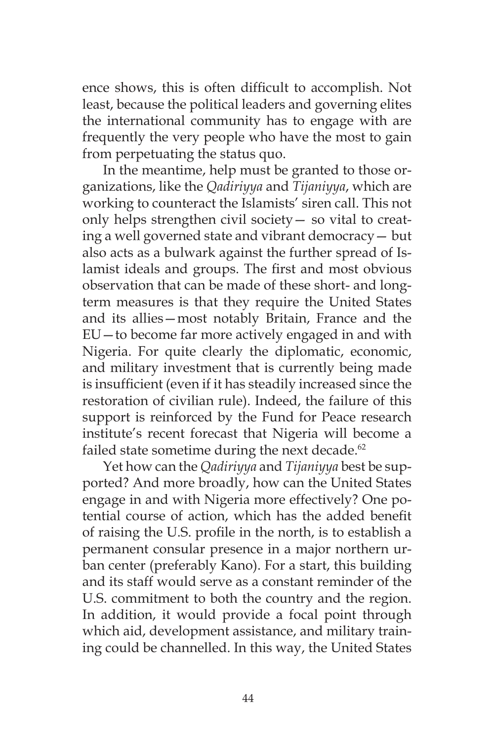ence shows, this is often difficult to accomplish. Not least, because the political leaders and governing elites the international community has to engage with are frequently the very people who have the most to gain from perpetuating the status quo.

In the meantime, help must be granted to those organizations, like the *Qadiriyya* and *Tijaniyya*, which are working to counteract the Islamists' siren call. This not only helps strengthen civil society— so vital to creating a well governed state and vibrant democracy— but also acts as a bulwark against the further spread of Islamist ideals and groups. The first and most obvious observation that can be made of these short- and long-term measures is that they require the United States and its allies—most notably Britain, France and the EU—to become far more actively engaged in and with Nigeria. For quite clearly the diplomatic, economic, and military investment that is currently being made is insufficient (even if it has steadily increased since the restoration of civilian rule). Indeed, the failure of this support is reinforced by the Fund for Peace research institute's recent forecast that Nigeria will become a failed state sometime during the next decade.[62]

Yet how can the *Qadiriyya* and *Tijaniyya* best be supported? And more broadly, how can the United States engage in and with Nigeria more effectively? One potential course of action, which has the added benefit of raising the U.S. profile in the north, is to establish a permanent consular presence in a major northern urban center (preferably Kano). For a start, this building and its staff would serve as a constant reminder of the U.S. commitment to both the country and the region. In addition, it would provide a focal point through which aid, development assistance, and military training could be channelled. In this way, the United States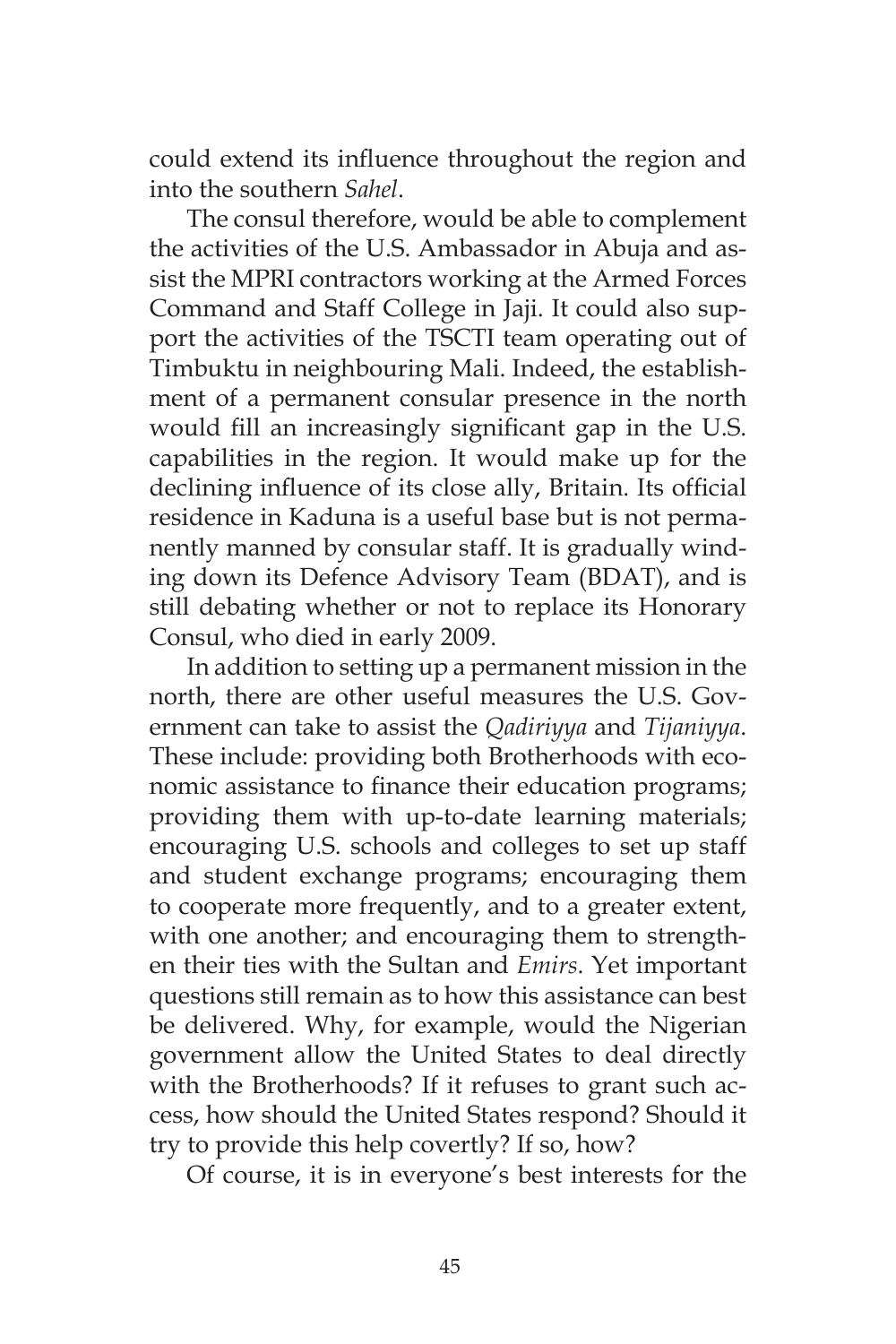could extend its influence throughout the region and into the southern *Sahel*.

The consul therefore, would be able to complement the activities of the U.S. Ambassador in Abuja and assist the MPRI contractors working at the Armed Forces Command and Staff College in Jaji. It could also support the activities of the TSCTI team operating out of Timbuktu in neighbouring Mali. Indeed, the establishment of a permanent consular presence in the north would fill an increasingly significant gap in the U.S. capabilities in the region. It would make up for the declining influence of its close ally, Britain. Its official residence in Kaduna is a useful base but is not permanently manned by consular staff. It is gradually winding down its Defence Advisory Team (BDAT), and is still debating whether or not to replace its Honorary Consul, who died in early 2009.

In addition to setting up a permanent mission in the north, there are other useful measures the U.S. Government can take to assist the *Qadiriyya* and *Tijaniyya*. These include: providing both Brotherhoods with economic assistance to finance their education programs; providing them with up-to-date learning materials; encouraging U.S. schools and colleges to set up staff and student exchange programs; encouraging them to cooperate more frequently, and to a greater extent, with one another; and encouraging them to strengthen their ties with the Sultan and *Emirs*. Yet important questions still remain as to how this assistance can best be delivered. Why, for example, would the Nigerian government allow the United States to deal directly with the Brotherhoods? If it refuses to grant such access, how should the United States respond? Should it try to provide this help covertly? If so, how?

Of course, it is in everyone's best interests for the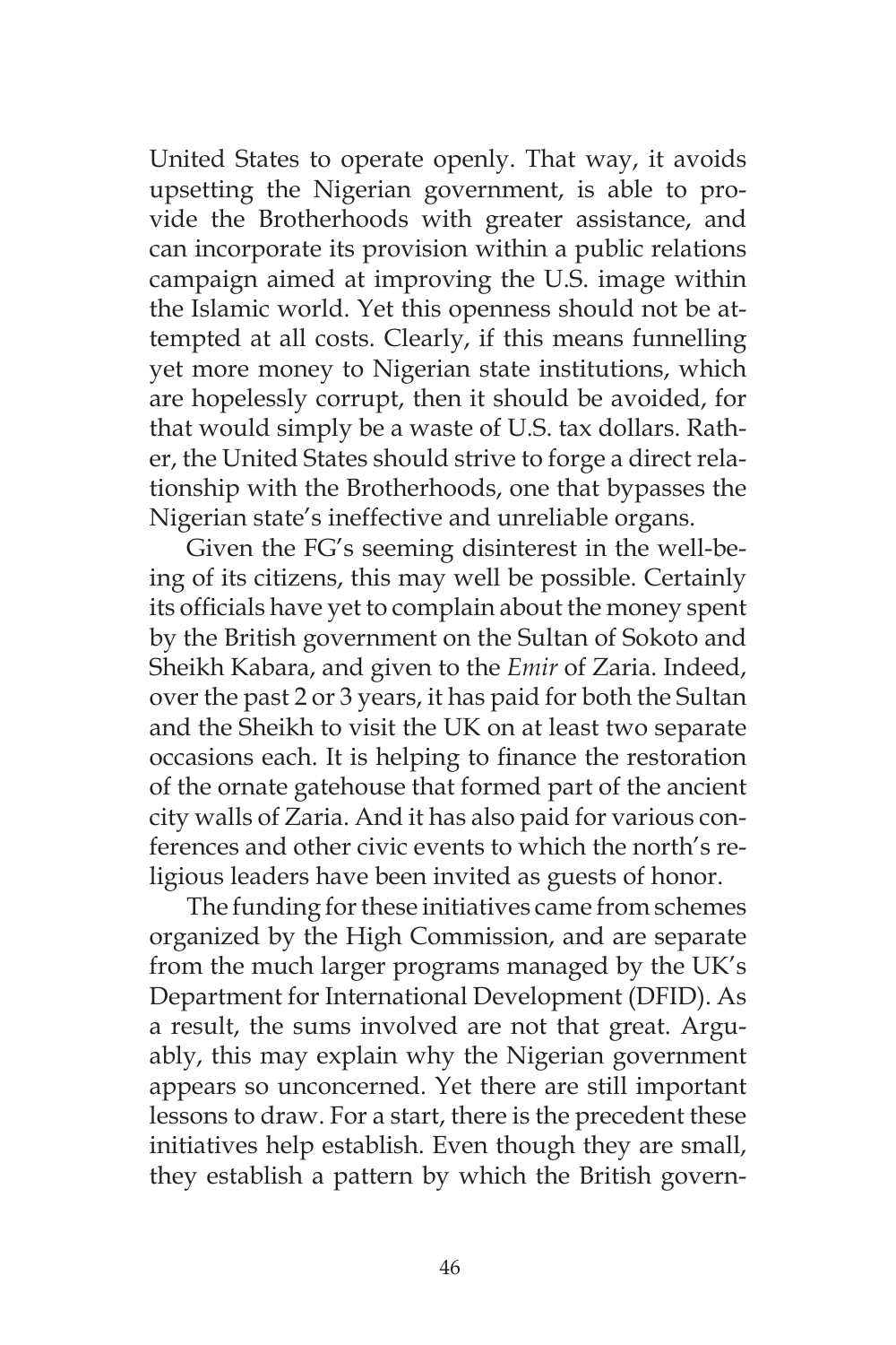United States to operate openly. That way, it avoids upsetting the Nigerian government, is able to provide the Brotherhoods with greater assistance, and can incorporate its provision within a public relations campaign aimed at improving the U.S. image within the Islamic world. Yet this openness should not be attempted at all costs. Clearly, if this means funnelling yet more money to Nigerian state institutions, which are hopelessly corrupt, then it should be avoided, for that would simply be a waste of U.S. tax dollars. Rather, the United States should strive to forge a direct relationship with the Brotherhoods, one that bypasses the Nigerian state's ineffective and unreliable organs.

Given the FG's seeming disinterest in the well-being of its citizens, this may well be possible. Certainly its officials have yet to complain about the money spent by the British government on the Sultan of Sokoto and Sheikh Kabara, and given to the *Emir* of Zaria. Indeed, over the past 2 or 3 years, it has paid for both the Sultan and the Sheikh to visit the UK on at least two separate occasions each. It is helping to finance the restoration of the ornate gatehouse that formed part of the ancient city walls of Zaria. And it has also paid for various conferences and other civic events to which the north's religious leaders have been invited as guests of honor.

The funding for these initiatives came from schemes organized by the High Commission, and are separate from the much larger programs managed by the UK's Department for International Development (DFID). As a result, the sums involved are not that great. Arguably, this may explain why the Nigerian government appears so unconcerned. Yet there are still important lessons to draw. For a start, there is the precedent these initiatives help establish. Even though they are small, they establish a pattern by which the British govern-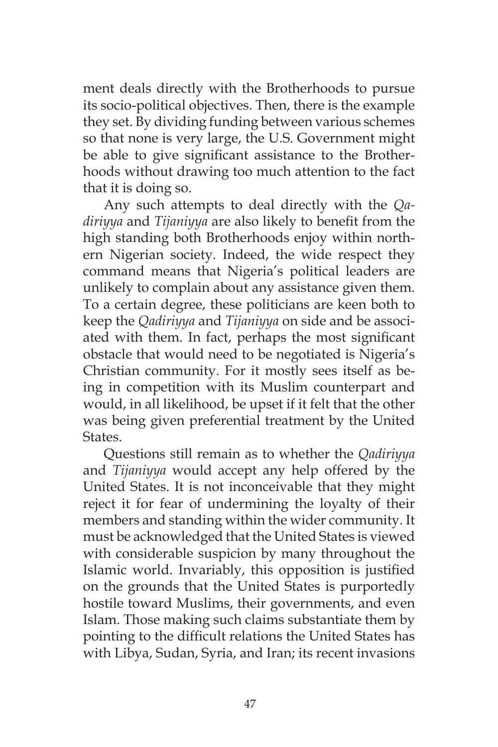ment deals directly with the Brotherhoods to pursue its socio-political objectives. Then, there is the example they set. By dividing funding between various schemes so that none is very large, the U.S. Government might be able to give significant assistance to the Brotherhoods without drawing too much attention to the fact that it is doing so.

Any such attempts to deal directly with the *Qadiriyya* and *Tijaniyya* are also likely to benefit from the high standing both Brotherhoods enjoy within northern Nigerian society. Indeed, the wide respect they command means that Nigeria's political leaders are unlikely to complain about any assistance given them. To a certain degree, these politicians are keen both to keep the *Qadiriyya* and *Tijaniyya* on side and be associated with them. In fact, perhaps the most significant obstacle that would need to be negotiated is Nigeria's Christian community. For it mostly sees itself as being in competition with its Muslim counterpart and would, in all likelihood, be upset if it felt that the other was being given preferential treatment by the United States.

Questions still remain as to whether the *Qadiriyya* and *Tijaniyya* would accept any help offered by the United States. It is not inconceivable that they might reject it for fear of undermining the loyalty of their members and standing within the wider community. It must be acknowledged that the United States is viewed with considerable suspicion by many throughout the Islamic world. Invariably, this opposition is justified on the grounds that the United States is purportedly hostile toward Muslims, their governments, and even Islam. Those making such claims substantiate them by pointing to the difficult relations the United States has with Libya, Sudan, Syria, and Iran; its recent invasions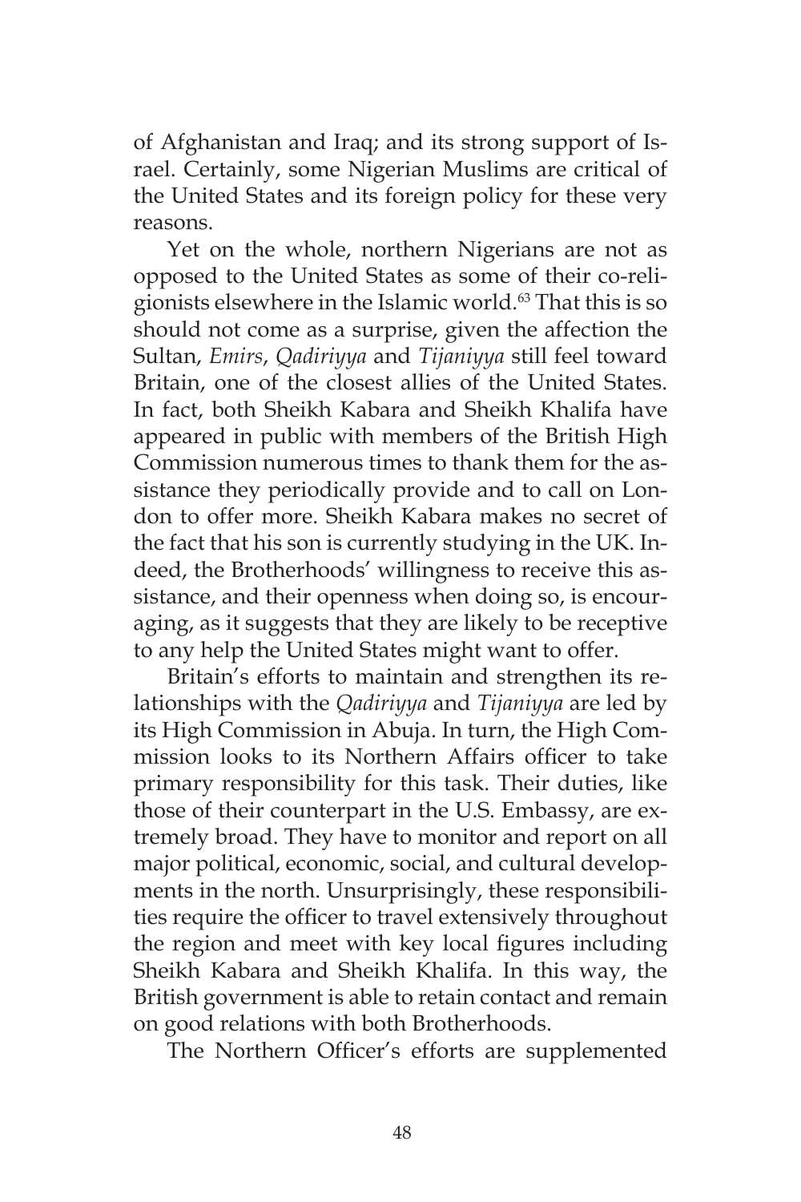of Afghanistan and Iraq; and its strong support of Israel. Certainly, some Nigerian Muslims are critical of the United States and its foreign policy for these very reasons.

Yet on the whole, northern Nigerians are not as opposed to the United States as some of their co-religionists elsewhere in the Islamic world.[63] That this is so should not come as a surprise, given the affection the Sultan, *Emirs*, *Qadiriyya* and *Tijaniyya* still feel toward Britain, one of the closest allies of the United States. In fact, both Sheikh Kabara and Sheikh Khalifa have appeared in public with members of the British High Commission numerous times to thank them for the assistance they periodically provide and to call on London to offer more. Sheikh Kabara makes no secret of the fact that his son is currently studying in the UK. Indeed, the Brotherhoods' willingness to receive this assistance, and their openness when doing so, is encouraging, as it suggests that they are likely to be receptive to any help the United States might want to offer.

Britain's efforts to maintain and strengthen its relationships with the *Qadiriyya* and *Tijaniyya* are led by its High Commission in Abuja. In turn, the High Commission looks to its Northern Affairs officer to take primary responsibility for this task. Their duties, like those of their counterpart in the U.S. Embassy, are extremely broad. They have to monitor and report on all major political, economic, social, and cultural developments in the north. Unsurprisingly, these responsibilities require the officer to travel extensively throughout the region and meet with key local figures including Sheikh Kabara and Sheikh Khalifa. In this way, the British government is able to retain contact and remain on good relations with both Brotherhoods.

The Northern Officer's efforts are supplemented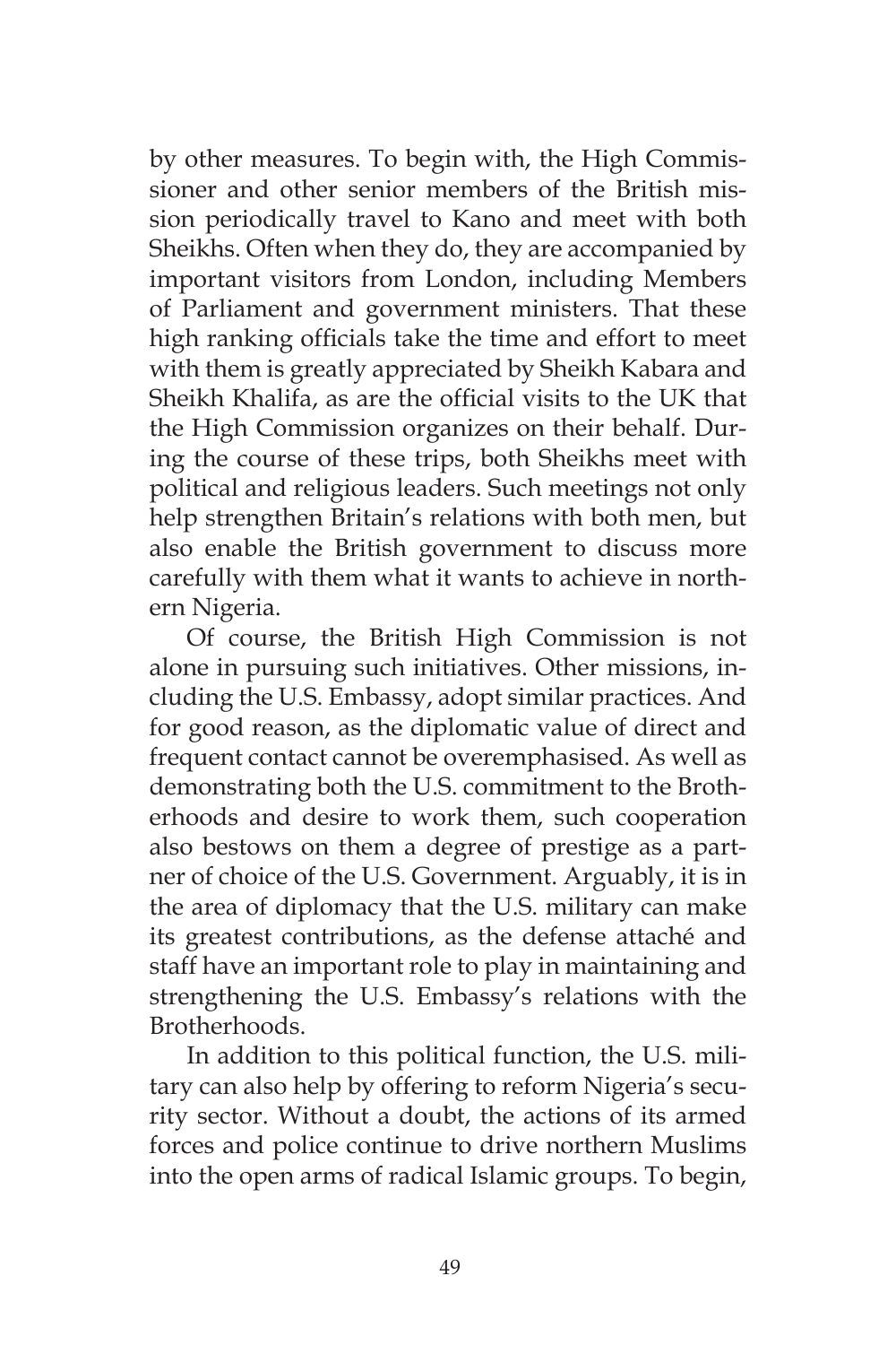by other measures. To begin with, the High Commissioner and other senior members of the British mission periodically travel to Kano and meet with both Sheikhs. Often when they do, they are accompanied by important visitors from London, including Members of Parliament and government ministers. That these high ranking officials take the time and effort to meet with them is greatly appreciated by Sheikh Kabara and Sheikh Khalifa, as are the official visits to the UK that the High Commission organizes on their behalf. During the course of these trips, both Sheikhs meet with political and religious leaders. Such meetings not only help strengthen Britain's relations with both men, but also enable the British government to discuss more carefully with them what it wants to achieve in northern Nigeria.

Of course, the British High Commission is not alone in pursuing such initiatives. Other missions, including the U.S. Embassy, adopt similar practices. And for good reason, as the diplomatic value of direct and frequent contact cannot be overemphasised. As well as demonstrating both the U.S. commitment to the Brotherhoods and desire to work them, such cooperation also bestows on them a degree of prestige as a partner of choice of the U.S. Government. Arguably, it is in the area of diplomacy that the U.S. military can make its greatest contributions, as the defense attaché and staff have an important role to play in maintaining and strengthening the U.S. Embassy's relations with the Brotherhoods.

In addition to this political function, the U.S. military can also help by offering to reform Nigeria's security sector. Without a doubt, the actions of its armed forces and police continue to drive northern Muslims into the open arms of radical Islamic groups. To begin,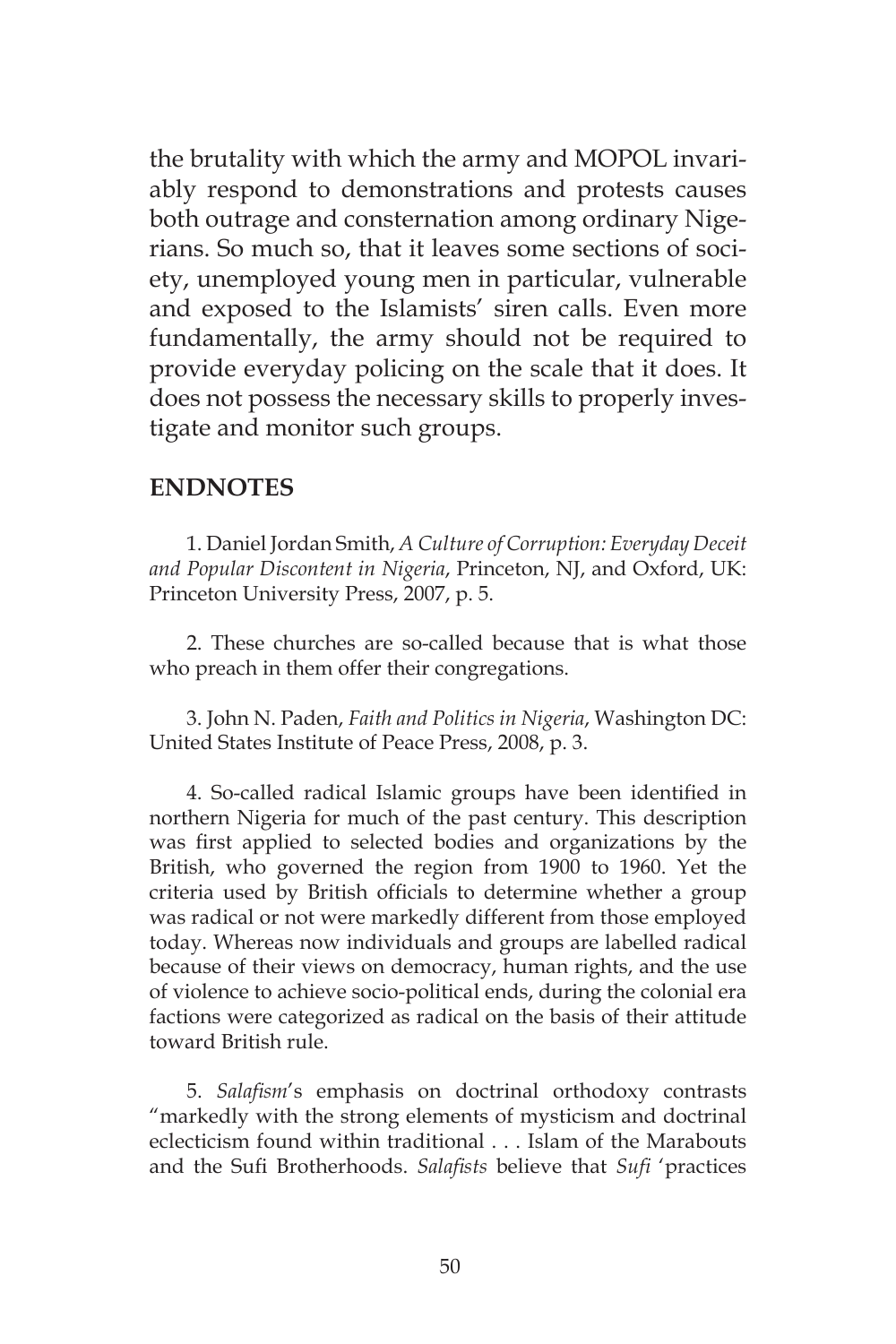the brutality with which the army and MOPOL invariably respond to demonstrations and protests causes both outrage and consternation among ordinary Nigerians. So much so, that it leaves some sections of society, unemployed young men in particular, vulnerable and exposed to the Islamists' siren calls. Even more fundamentally, the army should not be required to provide everyday policing on the scale that it does. It does not possess the necessary skills to properly investigate and monitor such groups.

## ENDNOTES

1. Daniel Jordan Smith, *A Culture of Corruption: Everyday Deceit and Popular Discontent in Nigeria*, Princeton, NJ, and Oxford, UK: Princeton University Press, 2007, p. 5.

2. These churches are so-called because that is what those who preach in them offer their congregations.

3. John N. Paden, *Faith and Politics in Nigeria*, Washington DC: United States Institute of Peace Press, 2008, p. 3.

4. So-called radical Islamic groups have been identified in northern Nigeria for much of the past century. This description was first applied to selected bodies and organizations by the British, who governed the region from 1900 to 1960. Yet the criteria used by British officials to determine whether a group was radical or not were markedly different from those employed today. Whereas now individuals and groups are labelled radical because of their views on democracy, human rights, and the use of violence to achieve socio-political ends, during the colonial era factions were categorized as radical on the basis of their attitude toward British rule.

5. *Salafism*'s emphasis on doctrinal orthodoxy contrasts "markedly with the strong elements of mysticism and doctrinal eclecticism found within traditional . . . Islam of the Marabouts and the Sufi Brotherhoods. *Salafists* believe that *Sufi* 'practices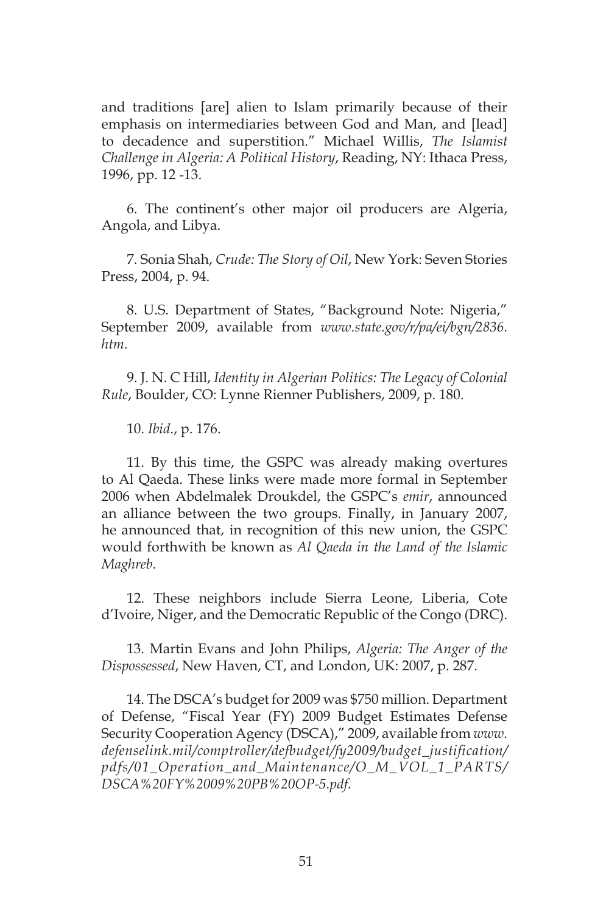and traditions [are] alien to Islam primarily because of their emphasis on intermediaries between God and Man, and [lead] to decadence and superstition." Michael Willis, *The Islamist Challenge in Algeria: A Political History*, Reading, NY: Ithaca Press, 1996, pp. 12 -13.

6. The continent's other major oil producers are Algeria, Angola, and Libya.

7. Sonia Shah, *Crude: The Story of Oil*, New York: Seven Stories Press, 2004, p. 94.

8. U.S. Department of States, "Background Note: Nigeria," September 2009, available from *www.state.gov/r/pa/ei/bgn/2836.htm*.

9. J. N. C Hill, *Identity in Algerian Politics: The Legacy of Colonial Rule*, Boulder, CO: Lynne Rienner Publishers, 2009, p. 180.

10. *Ibid*., p. 176.

11. By this time, the GSPC was already making overtures to Al Qaeda. These links were made more formal in September 2006 when Abdelmalek Droukdel, the GSPC's *emir*, announced an alliance between the two groups. Finally, in January 2007, he announced that, in recognition of this new union, the GSPC would forthwith be known as *Al Qaeda in the Land of the Islamic Maghreb*.

12. These neighbors include Sierra Leone, Liberia, Cote d'Ivoire, Niger, and the Democratic Republic of the Congo (DRC).

13. Martin Evans and John Philips, *Algeria: The Anger of the Dispossessed*, New Haven, CT, and London, UK: 2007, p. 287.

14. The DSCA's budget for 2009 was $750 million. Department of Defense, "Fiscal Year (FY) 2009 Budget Estimates Defense Security Cooperation Agency (DSCA)," 2009, available from *www.defenselink.mil/comptroller/defbudget/fy2009/budget_justification/pdfs/01_Operation_and_Maintenance/O_M_VOL_1_PARTS/DSCA%20FY%2009%20PB%20OP-5.pdf*.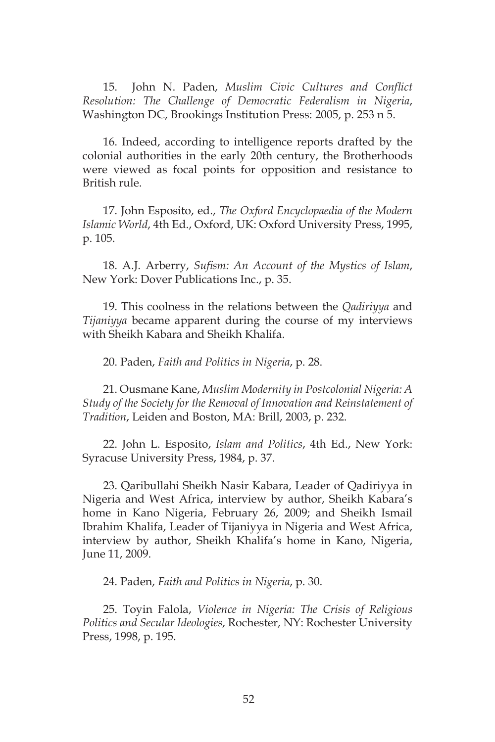15. John N. Paden, *Muslim Civic Cultures and Conflict Resolution: The Challenge of Democratic Federalism in Nigeria*, Washington DC, Brookings Institution Press: 2005, p. 253 n 5.

16. Indeed, according to intelligence reports drafted by the colonial authorities in the early 20th century, the Brotherhoods were viewed as focal points for opposition and resistance to British rule.

17. John Esposito, ed., *The Oxford Encyclopaedia of the Modern Islamic World*, 4th Ed., Oxford, UK: Oxford University Press, 1995, p. 105.

18. A.J. Arberry, *Sufism: An Account of the Mystics of Islam*, New York: Dover Publications Inc., p. 35.

19. This coolness in the relations between the *Qadiriyya* and *Tijaniyya* became apparent during the course of my interviews with Sheikh Kabara and Sheikh Khalifa.

20. Paden, *Faith and Politics in Nigeria*, p. 28.

21. Ousmane Kane, *Muslim Modernity in Postcolonial Nigeria: A Study of the Society for the Removal of Innovation and Reinstatement of Tradition*, Leiden and Boston, MA: Brill, 2003, p. 232.

22. John L. Esposito, *Islam and Politics*, 4th Ed., New York: Syracuse University Press, 1984, p. 37.

23. Qaribullahi Sheikh Nasir Kabara, Leader of Qadiriyya in Nigeria and West Africa, interview by author, Sheikh Kabara's home in Kano Nigeria, February 26, 2009; and Sheikh Ismail Ibrahim Khalifa, Leader of Tijaniyya in Nigeria and West Africa, interview by author, Sheikh Khalifa's home in Kano, Nigeria, June 11, 2009.

24. Paden, *Faith and Politics in Nigeria*, p. 30.

25. Toyin Falola, *Violence in Nigeria: The Crisis of Religious Politics and Secular Ideologies*, Rochester, NY: Rochester University Press, 1998, p. 195.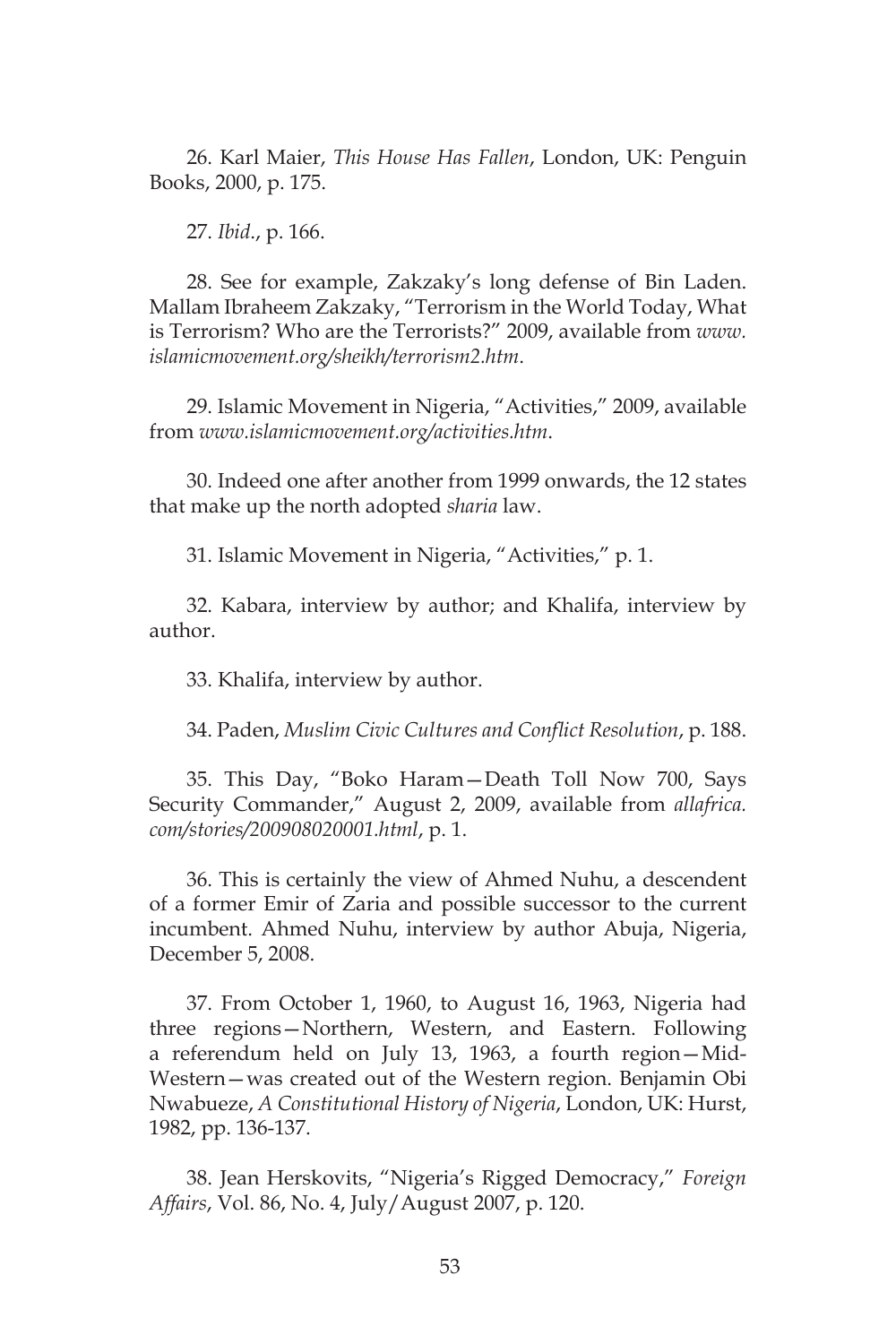26. Karl Maier, *This House Has Fallen*, London, UK: Penguin Books, 2000, p. 175.

27. *Ibid*., p. 166.

28. See for example, Zakzaky's long defense of Bin Laden. Mallam Ibraheem Zakzaky, "Terrorism in the World Today, What is Terrorism? Who are the Terrorists?" 2009, available from *www.islamicmovement.org/sheikh/terrorism2.htm*.

29. Islamic Movement in Nigeria, "Activities," 2009, available from *www.islamicmovement.org/activities.htm*.

30. Indeed one after another from 1999 onwards, the 12 states that make up the north adopted *sharia* law.

31. Islamic Movement in Nigeria, "Activities," p. 1.

32. Kabara, interview by author; and Khalifa, interview by author.

33. Khalifa, interview by author.

34. Paden, *Muslim Civic Cultures and Conflict Resolution*, p. 188.

35. This Day, "Boko Haram—Death Toll Now 700, Says Security Commander," August 2, 2009, available from *allafrica.com/stories/200908020001.html*, p. 1.

36. This is certainly the view of Ahmed Nuhu, a descendent of a former Emir of Zaria and possible successor to the current incumbent. Ahmed Nuhu, interview by author Abuja, Nigeria, December 5, 2008.

37. From October 1, 1960, to August 16, 1963, Nigeria had three regions—Northern, Western, and Eastern. Following a referendum held on July 13, 1963, a fourth region—Mid-Western—was created out of the Western region. Benjamin Obi Nwabueze, *A Constitutional History of Nigeria*, London, UK: Hurst, 1982, pp. 136-137.

38. Jean Herskovits, "Nigeria's Rigged Democracy," *Foreign Affairs*, Vol. 86, No. 4, July/August 2007, p. 120.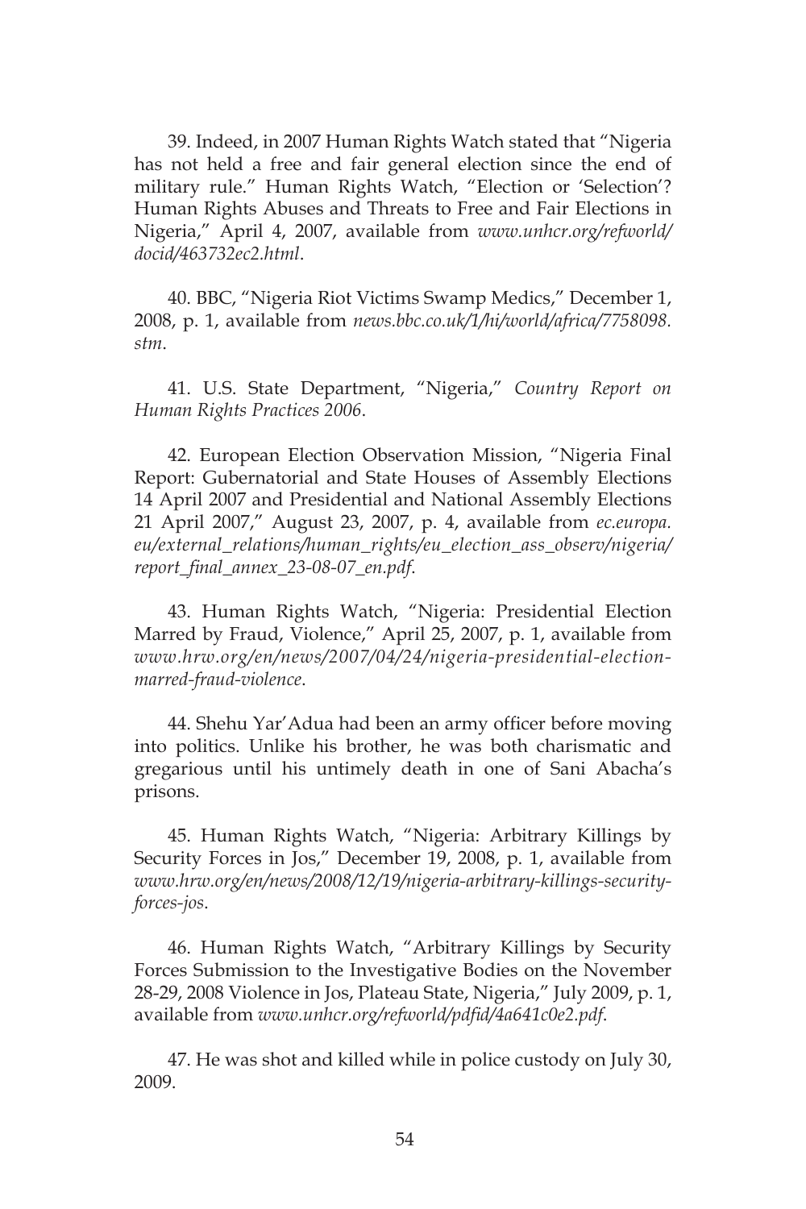39. Indeed, in 2007 Human Rights Watch stated that "Nigeria has not held a free and fair general election since the end of military rule." Human Rights Watch, "Election or 'Selection'? Human Rights Abuses and Threats to Free and Fair Elections in Nigeria," April 4, 2007, available from *www.unhcr.org/refworld/docid/463732ec2.html*.

40. BBC, "Nigeria Riot Victims Swamp Medics," December 1, 2008, p. 1, available from *news.bbc.co.uk/1/hi/world/africa/7758098.stm*.

41. U.S. State Department, "Nigeria," *Country Report on Human Rights Practices 2006*.

42. European Election Observation Mission, "Nigeria Final Report: Gubernatorial and State Houses of Assembly Elections 14 April 2007 and Presidential and National Assembly Elections 21 April 2007," August 23, 2007, p. 4, available from *ec.europa.eu/external_relations/human_rights/eu_election_ass_observ/nigeria/report_final_annex_23-08-07_en.pdf*.

43. Human Rights Watch, "Nigeria: Presidential Election Marred by Fraud, Violence," April 25, 2007, p. 1, available from *www.hrw.org/en/news/2007/04/24/nigeria-presidential-election-marred-fraud-violence*.

44. Shehu Yar'Adua had been an army officer before moving into politics. Unlike his brother, he was both charismatic and gregarious until his untimely death in one of Sani Abacha's prisons.

45. Human Rights Watch, "Nigeria: Arbitrary Killings by Security Forces in Jos," December 19, 2008, p. 1, available from *www.hrw.org/en/news/2008/12/19/nigeria-arbitrary-killings-security-forces-jos*.

46. Human Rights Watch, "Arbitrary Killings by Security Forces Submission to the Investigative Bodies on the November 28-29, 2008 Violence in Jos, Plateau State, Nigeria," July 2009, p. 1, available from *www.unhcr.org/refworld/pdfid/4a641c0e2.pdf*.

47. He was shot and killed while in police custody on July 30, 2009.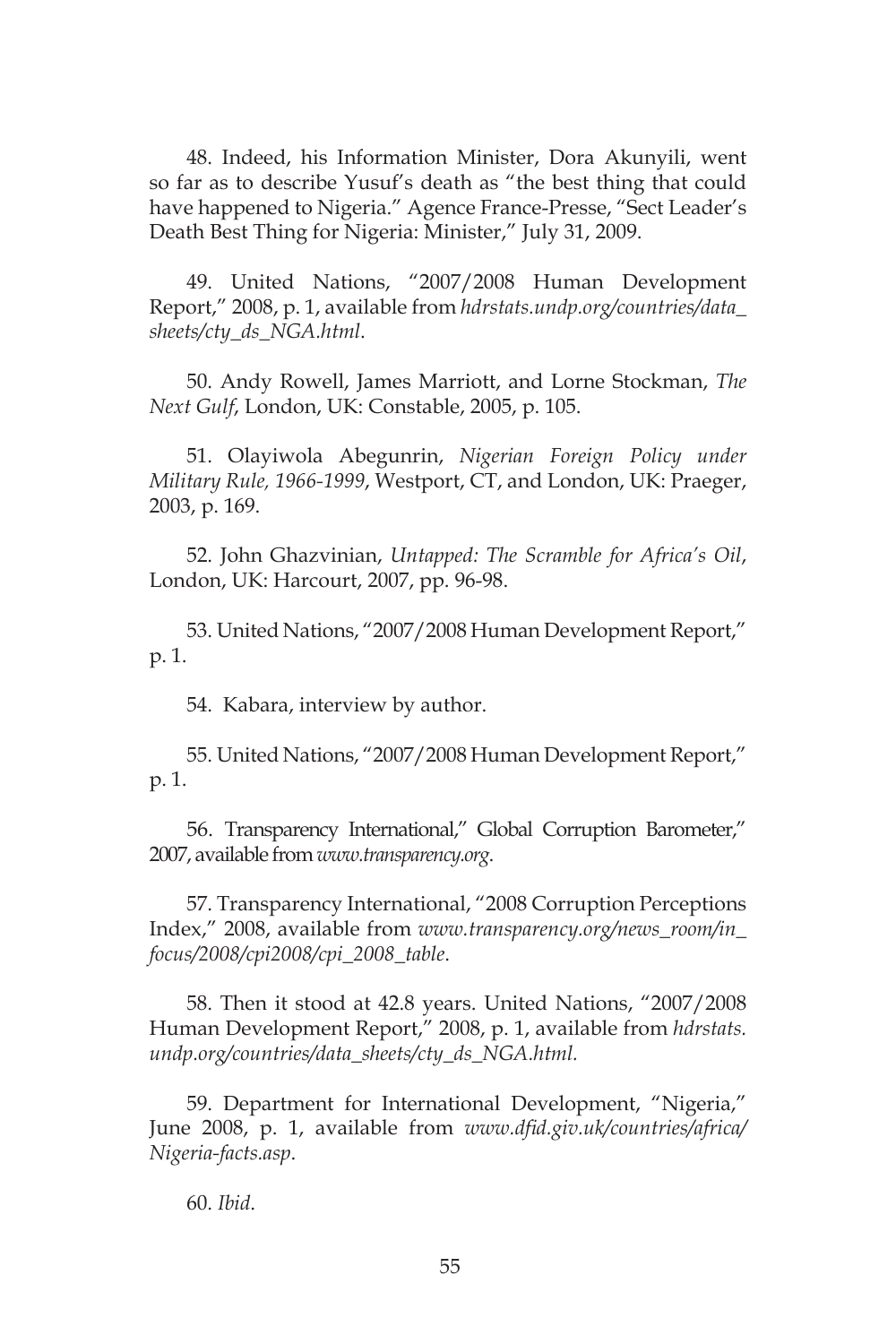48. Indeed, his Information Minister, Dora Akunyili, went so far as to describe Yusuf's death as "the best thing that could have happened to Nigeria." Agence France-Presse, "Sect Leader's Death Best Thing for Nigeria: Minister," July 31, 2009.

49. United Nations, "2007/2008 Human Development Report," 2008, p. 1, available from *hdrstats.undp.org/countries/data_sheets/cty_ds_NGA.html*.

50. Andy Rowell, James Marriott, and Lorne Stockman, *The Next Gulf*, London, UK: Constable, 2005, p. 105.

51. Olayiwola Abegunrin, *Nigerian Foreign Policy under Military Rule, 1966-1999*, Westport, CT, and London, UK: Praeger, 2003, p. 169.

52. John Ghazvinian, *Untapped: The Scramble for Africa's Oil*, London, UK: Harcourt, 2007, pp. 96-98.

53. United Nations, "2007/2008 Human Development Report," p. 1.

54. Kabara, interview by author.

55. United Nations, "2007/2008 Human Development Report," p. 1.

56. Transparency International," Global Corruption Barometer," 2007, available from *www.transparency.org*.

57. Transparency International, "2008 Corruption Perceptions Index," 2008, available from *www.transparency.org/news_room/in_focus/2008/cpi2008/cpi_2008_table*.

58. Then it stood at 42.8 years. United Nations, "2007/2008 Human Development Report," 2008, p. 1, available from *hdrstats.undp.org/countries/data_sheets/cty_ds_NGA.html.*

59. Department for International Development, "Nigeria," June 2008, p. 1, available from *www.dfid.giv.uk/countries/africa/Nigeria-facts.asp*.

60. *Ibid*.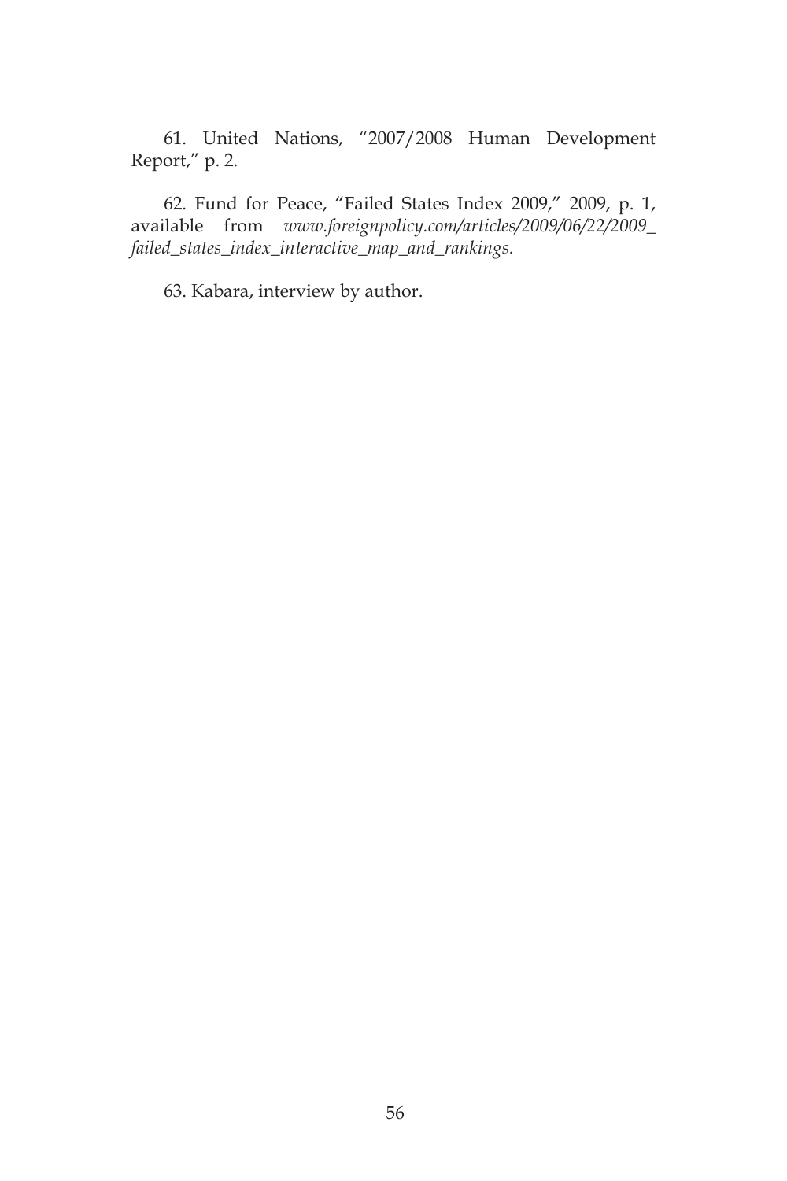61. United Nations, "2007/2008 Human Development Report," p. 2.

62. Fund for Peace, "Failed States Index 2009," 2009, p. 1, available from *www.foreignpolicy.com/articles/2009/06/22/2009_failed_states_index_interactive_map_and_rankings*.

63. Kabara, interview by author.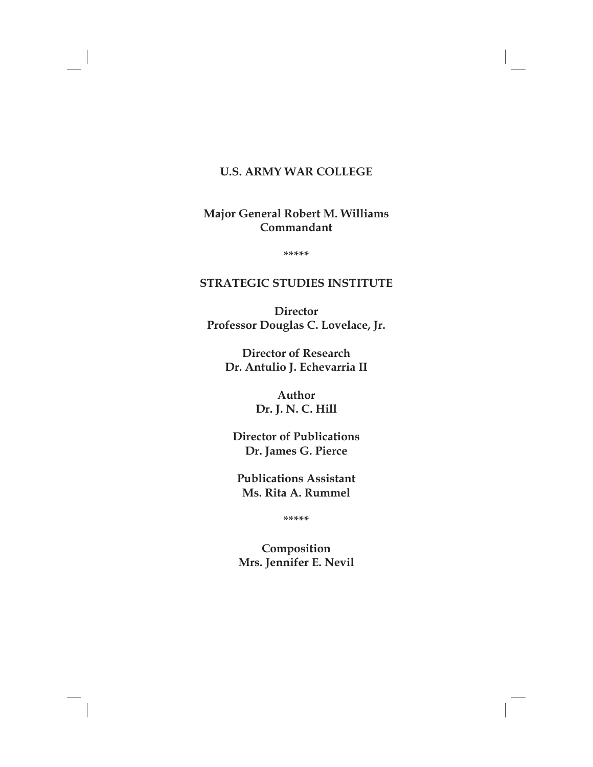**U.S. ARMY WAR COLLEGE**

**Major General Robert M. Williams**
**Commandant**

*****

**STRATEGIC STUDIES INSTITUTE**

**Director**
**Professor Douglas C. Lovelace, Jr.**

**Director of Research**
**Dr. Antulio J. Echevarria II**

**Author**
**Dr. J. N. C. Hill**

**Director of Publications**
**Dr. James G. Pierce**

**Publications Assistant**
**Ms. Rita A. Rummel**

*****

**Composition**
**Mrs. Jennifer E. Nevil**